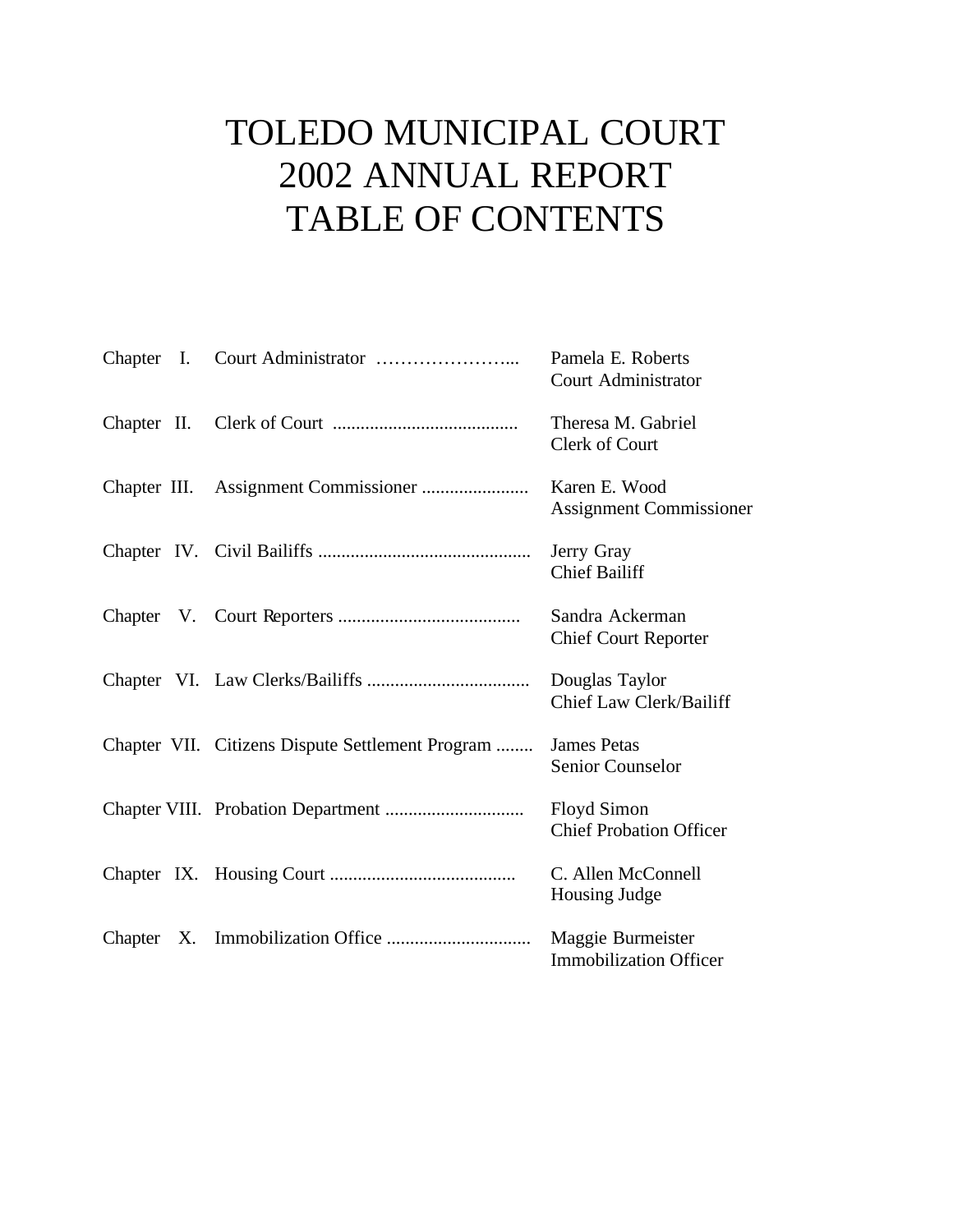# TOLEDO MUNICIPAL COURT
# 2002 ANNUAL REPORT
# TABLE OF CONTENTS

| | | |
|---|---|---|
| Chapter I. | Court Administrator …………………... | Pamela E. Roberts<br>Court Administrator |
| Chapter II. | Clerk of Court ........................................ | Theresa M. Gabriel<br>Clerk of Court |
| Chapter III. | Assignment Commissioner ....................... | Karen E. Wood<br>Assignment Commissioner |
| Chapter IV. | Civil Bailiffs .............................................. | Jerry Gray<br>Chief Bailiff |
| Chapter V. | Court Reporters ....................................... | Sandra Ackerman<br>Chief Court Reporter |
| Chapter VI. | Law Clerks/Bailiffs ................................... | Douglas Taylor<br>Chief Law Clerk/Bailiff |
| Chapter VII. | Citizens Dispute Settlement Program ........ | James Petas<br>Senior Counselor |
| Chapter VIII. | Probation Department .............................. | Floyd Simon<br>Chief Probation Officer |
| Chapter IX. | Housing Court ........................................ | C. Allen McConnell<br>Housing Judge |
| Chapter X. | Immobilization Office ............................... | Maggie Burmeister<br>Immobilization Officer |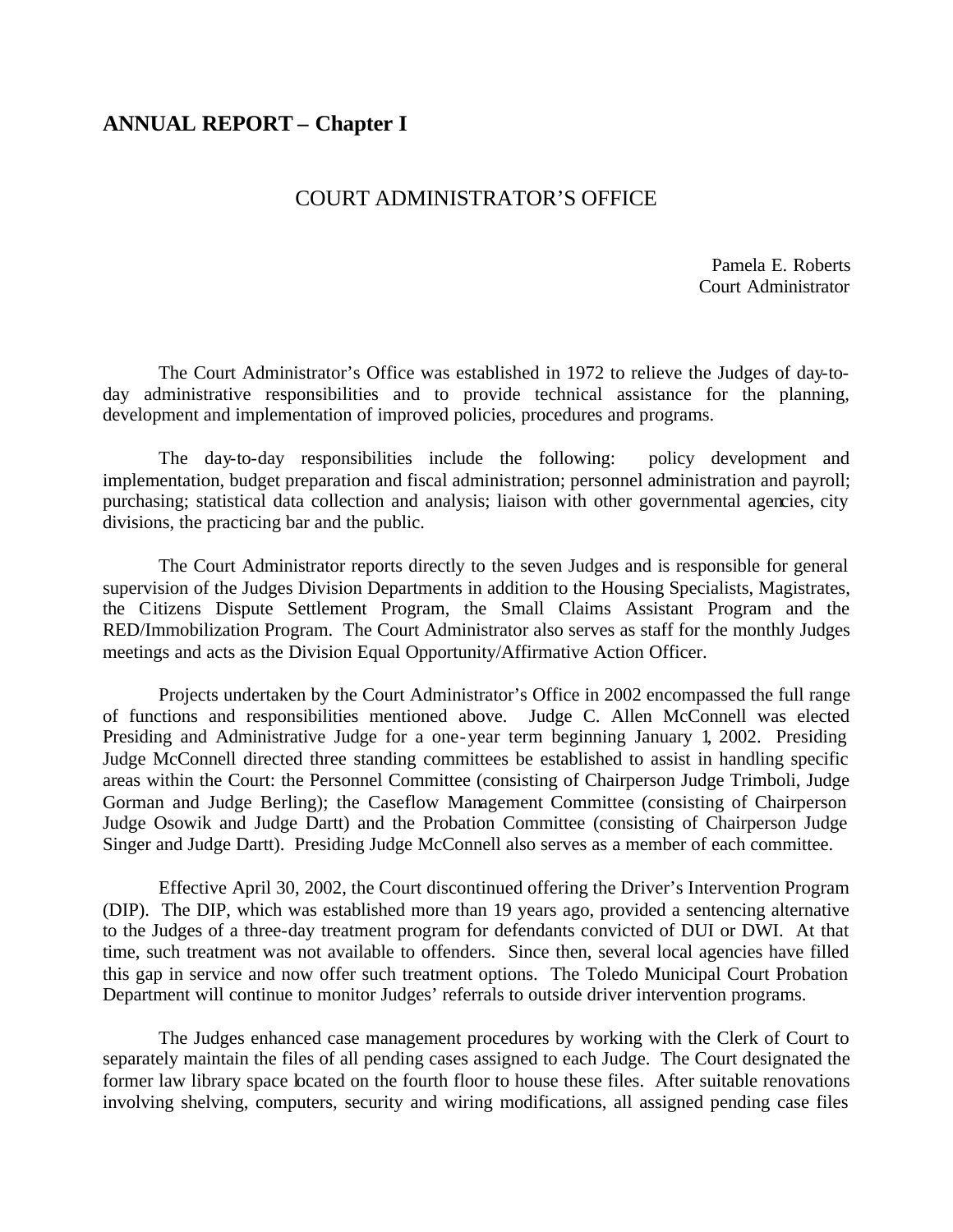## ANNUAL REPORT – Chapter I

### COURT ADMINISTRATOR'S OFFICE

Pamela E. Roberts
Court Administrator

The Court Administrator's Office was established in 1972 to relieve the Judges of day-to-day administrative responsibilities and to provide technical assistance for the planning, development and implementation of improved policies, procedures and programs.

The day-to-day responsibilities include the following: policy development and implementation, budget preparation and fiscal administration; personnel administration and payroll; purchasing; statistical data collection and analysis; liaison with other governmental agencies, city divisions, the practicing bar and the public.

The Court Administrator reports directly to the seven Judges and is responsible for general supervision of the Judges Division Departments in addition to the Housing Specialists, Magistrates, the Citizens Dispute Settlement Program, the Small Claims Assistant Program and the RED/Immobilization Program. The Court Administrator also serves as staff for the monthly Judges meetings and acts as the Division Equal Opportunity/Affirmative Action Officer.

Projects undertaken by the Court Administrator's Office in 2002 encompassed the full range of functions and responsibilities mentioned above. Judge C. Allen McConnell was elected Presiding and Administrative Judge for a one-year term beginning January 1, 2002. Presiding Judge McConnell directed three standing committees be established to assist in handling specific areas within the Court: the Personnel Committee (consisting of Chairperson Judge Trimboli, Judge Gorman and Judge Berling); the Caseflow Management Committee (consisting of Chairperson Judge Osowik and Judge Dartt) and the Probation Committee (consisting of Chairperson Judge Singer and Judge Dartt). Presiding Judge McConnell also serves as a member of each committee.

Effective April 30, 2002, the Court discontinued offering the Driver's Intervention Program (DIP). The DIP, which was established more than 19 years ago, provided a sentencing alternative to the Judges of a three-day treatment program for defendants convicted of DUI or DWI. At that time, such treatment was not available to offenders. Since then, several local agencies have filled this gap in service and now offer such treatment options. The Toledo Municipal Court Probation Department will continue to monitor Judges' referrals to outside driver intervention programs.

The Judges enhanced case management procedures by working with the Clerk of Court to separately maintain the files of all pending cases assigned to each Judge. The Court designated the former law library space located on the fourth floor to house these files. After suitable renovations involving shelving, computers, security and wiring modifications, all assigned pending case files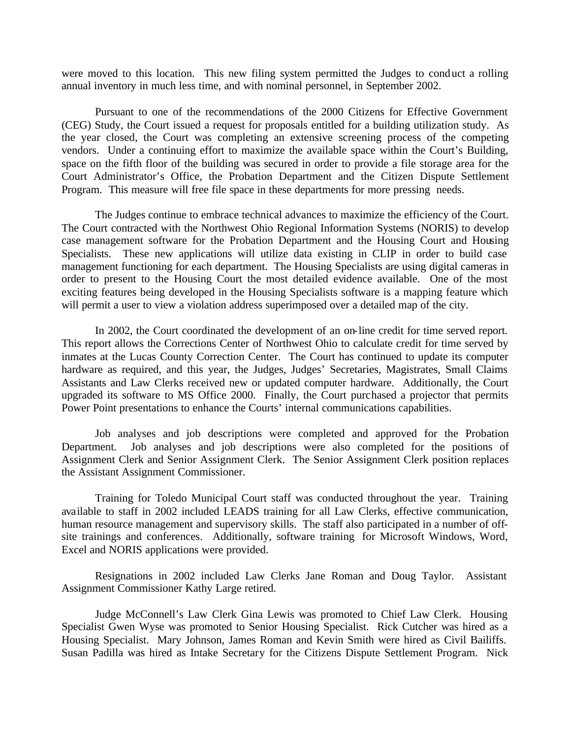were moved to this location. This new filing system permitted the Judges to conduct a rolling annual inventory in much less time, and with nominal personnel, in September 2002.

Pursuant to one of the recommendations of the 2000 Citizens for Effective Government (CEG) Study, the Court issued a request for proposals entitled for a building utilization study. As the year closed, the Court was completing an extensive screening process of the competing vendors. Under a continuing effort to maximize the available space within the Court's Building, space on the fifth floor of the building was secured in order to provide a file storage area for the Court Administrator's Office, the Probation Department and the Citizen Dispute Settlement Program. This measure will free file space in these departments for more pressing needs.

The Judges continue to embrace technical advances to maximize the efficiency of the Court. The Court contracted with the Northwest Ohio Regional Information Systems (NORIS) to develop case management software for the Probation Department and the Housing Court and Housing Specialists. These new applications will utilize data existing in CLIP in order to build case management functioning for each department. The Housing Specialists are using digital cameras in order to present to the Housing Court the most detailed evidence available. One of the most exciting features being developed in the Housing Specialists software is a mapping feature which will permit a user to view a violation address superimposed over a detailed map of the city.

In 2002, the Court coordinated the development of an on-line credit for time served report. This report allows the Corrections Center of Northwest Ohio to calculate credit for time served by inmates at the Lucas County Correction Center. The Court has continued to update its computer hardware as required, and this year, the Judges, Judges' Secretaries, Magistrates, Small Claims Assistants and Law Clerks received new or updated computer hardware. Additionally, the Court upgraded its software to MS Office 2000. Finally, the Court purchased a projector that permits Power Point presentations to enhance the Courts' internal communications capabilities.

Job analyses and job descriptions were completed and approved for the Probation Department. Job analyses and job descriptions were also completed for the positions of Assignment Clerk and Senior Assignment Clerk. The Senior Assignment Clerk position replaces the Assistant Assignment Commissioner.

Training for Toledo Municipal Court staff was conducted throughout the year. Training available to staff in 2002 included LEADS training for all Law Clerks, effective communication, human resource management and supervisory skills. The staff also participated in a number of off-site trainings and conferences. Additionally, software training for Microsoft Windows, Word, Excel and NORIS applications were provided.

Resignations in 2002 included Law Clerks Jane Roman and Doug Taylor. Assistant Assignment Commissioner Kathy Large retired.

Judge McConnell's Law Clerk Gina Lewis was promoted to Chief Law Clerk. Housing Specialist Gwen Wyse was promoted to Senior Housing Specialist. Rick Cutcher was hired as a Housing Specialist. Mary Johnson, James Roman and Kevin Smith were hired as Civil Bailiffs. Susan Padilla was hired as Intake Secretary for the Citizens Dispute Settlement Program. Nick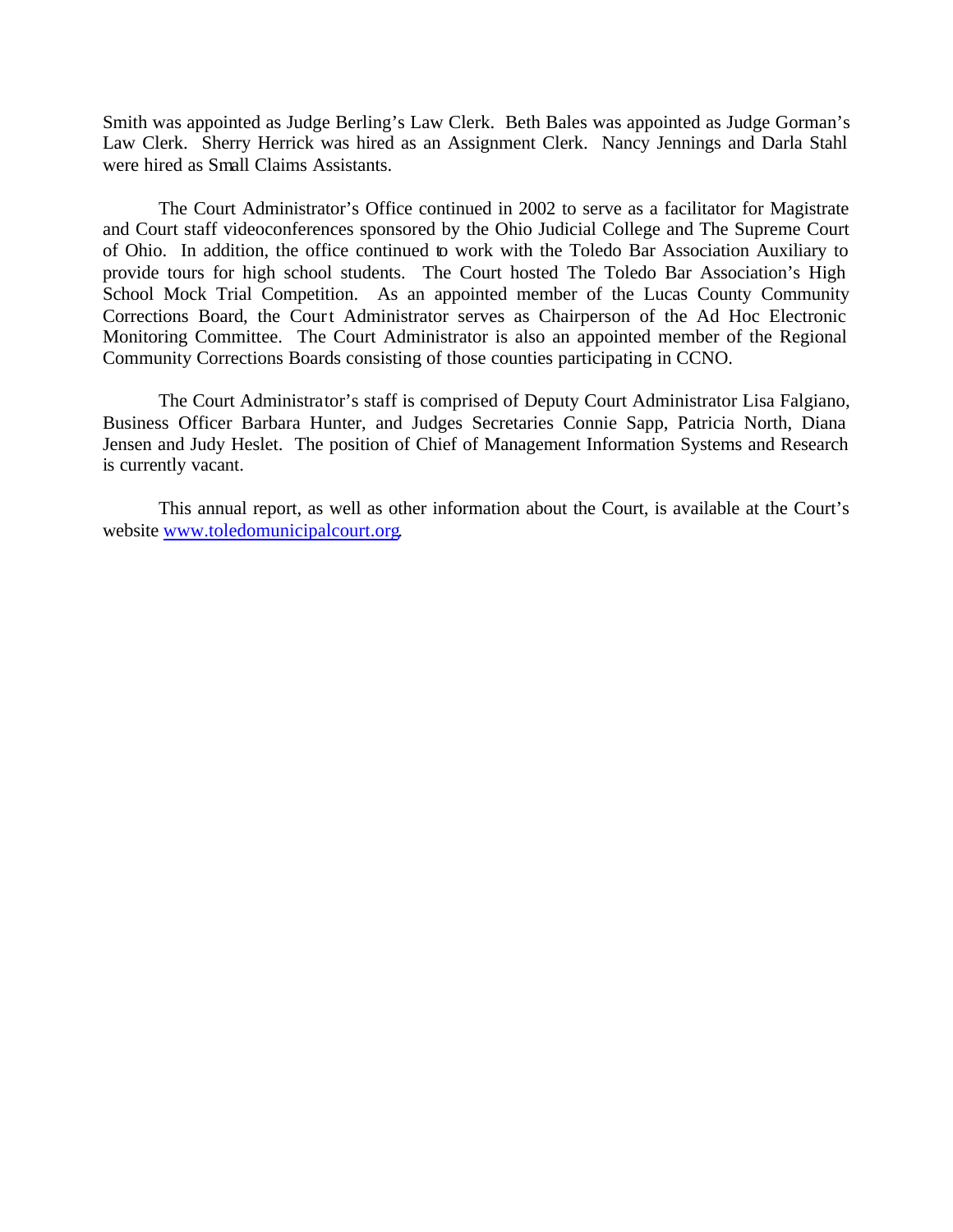Smith was appointed as Judge Berling's Law Clerk. Beth Bales was appointed as Judge Gorman's Law Clerk. Sherry Herrick was hired as an Assignment Clerk. Nancy Jennings and Darla Stahl were hired as Small Claims Assistants.

The Court Administrator's Office continued in 2002 to serve as a facilitator for Magistrate and Court staff videoconferences sponsored by the Ohio Judicial College and The Supreme Court of Ohio. In addition, the office continued to work with the Toledo Bar Association Auxiliary to provide tours for high school students. The Court hosted The Toledo Bar Association's High School Mock Trial Competition. As an appointed member of the Lucas County Community Corrections Board, the Court Administrator serves as Chairperson of the Ad Hoc Electronic Monitoring Committee. The Court Administrator is also an appointed member of the Regional Community Corrections Boards consisting of those counties participating in CCNO.

The Court Administrator's staff is comprised of Deputy Court Administrator Lisa Falgiano, Business Officer Barbara Hunter, and Judges Secretaries Connie Sapp, Patricia North, Diana Jensen and Judy Heslet. The position of Chief of Management Information Systems and Research is currently vacant.

This annual report, as well as other information about the Court, is available at the Court's website www.toledomunicipalcourt.org.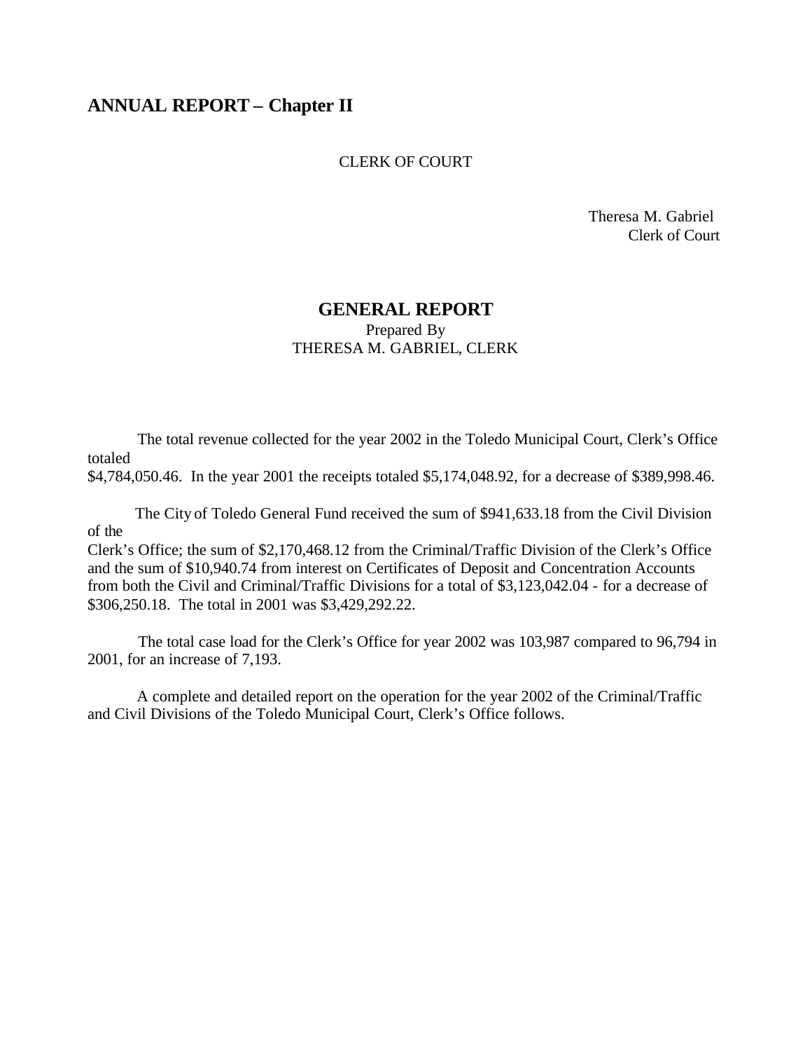# ANNUAL REPORT – Chapter II

CLERK OF COURT

Theresa M. Gabriel
Clerk of Court

## GENERAL REPORT

Prepared By
THERESA M. GABRIEL, CLERK

The total revenue collected for the year 2002 in the Toledo Municipal Court, Clerk's Office totaled $4,784,050.46. In the year 2001 the receipts totaled $5,174,048.92, for a decrease of $389,998.46.

The City of Toledo General Fund received the sum of $941,633.18 from the Civil Division of the Clerk's Office; the sum of $2,170,468.12 from the Criminal/Traffic Division of the Clerk's Office and the sum of $10,940.74 from interest on Certificates of Deposit and Concentration Accounts from both the Civil and Criminal/Traffic Divisions for a total of $3,123,042.04 - for a decrease of $306,250.18. The total in 2001 was $3,429,292.22.

The total case load for the Clerk's Office for year 2002 was 103,987 compared to 96,794 in 2001, for an increase of 7,193.

A complete and detailed report on the operation for the year 2002 of the Criminal/Traffic and Civil Divisions of the Toledo Municipal Court, Clerk's Office follows.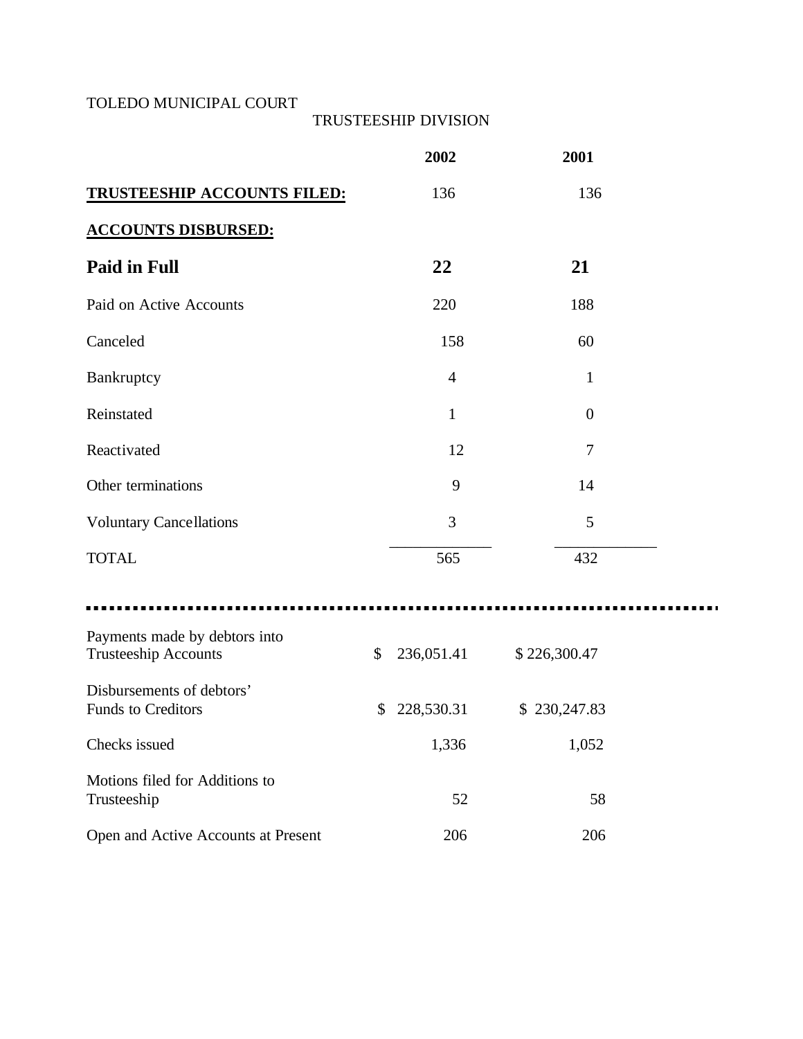TOLEDO MUNICIPAL COURT

TRUSTEESHIP DIVISION

| | 2002 | 2001 |
|---|---|---|
| **TRUSTEESHIP ACCOUNTS FILED:** | 136 | 136 |
| **ACCOUNTS DISBURSED:** | | |
| **Paid in Full** | **22** | **21** |
| Paid on Active Accounts | 220 | 188 |
| Canceled | 158 | 60 |
| Bankruptcy | 4 | 1 |
| Reinstated | 1 | 0 |
| Reactivated | 12 | 7 |
| Other terminations | 9 | 14 |
| Voluntary Cancellations | 3 | 5 |
| TOTAL | 565 | 432 |

| | 2002 | 2001 |
|---|---|---|
| Payments made by debtors into Trusteeship Accounts | $ 236,051.41 | $ 226,300.47 |
| Disbursements of debtors' Funds to Creditors | $ 228,530.31 | $ 230,247.83 |
| Checks issued | 1,336 | 1,052 |
| Motions filed for Additions to Trusteeship | 52 | 58 |
| Open and Active Accounts at Present | 206 | 206 |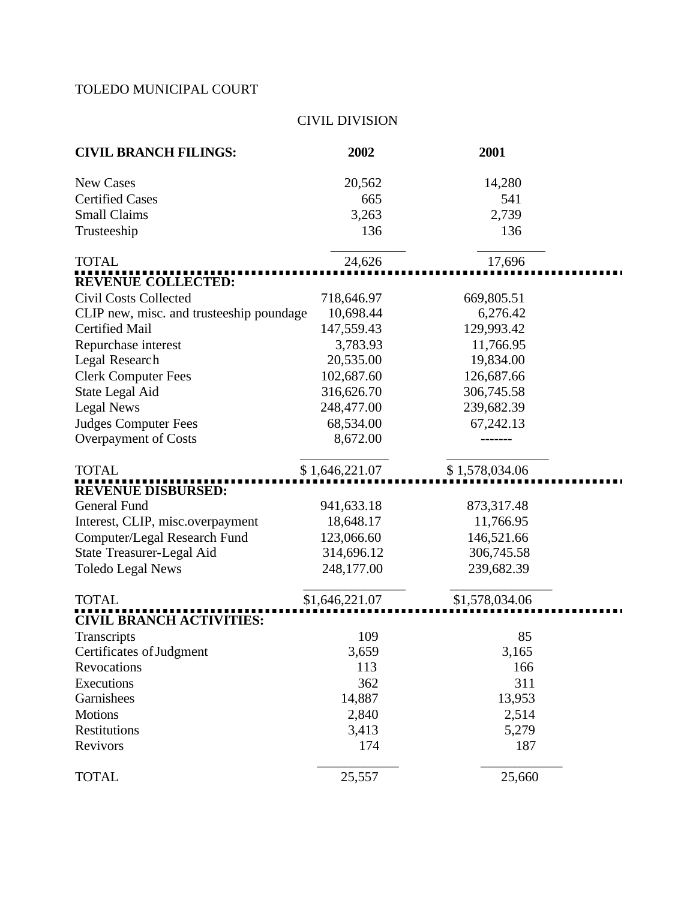TOLEDO MUNICIPAL COURT

CIVIL DIVISION

| **CIVIL BRANCH FILINGS:** | **2002** | **2001** |
|---|---|---|
| New Cases | 20,562 | 14,280 |
| Certified Cases | 665 | 541 |
| Small Claims | 3,263 | 2,739 |
| Trusteeship | 136 | 136 |
| TOTAL | 24,626 | 17,696 |

| **REVENUE COLLECTED:** | | |
|---|---|---|
| Civil Costs Collected | 718,646.97 | 669,805.51 |
| CLIP new, misc. and trusteeship poundage | 10,698.44 | 6,276.42 |
| Certified Mail | 147,559.43 | 129,993.42 |
| Repurchase interest | 3,783.93 | 11,766.95 |
| Legal Research | 20,535.00 | 19,834.00 |
| Clerk Computer Fees | 102,687.60 | 126,687.66 |
| State Legal Aid | 316,626.70 | 306,745.58 |
| Legal News | 248,477.00 | 239,682.39 |
| Judges Computer Fees | 68,534.00 | 67,242.13 |
| Overpayment of Costs | 8,672.00 | ------- |
| TOTAL | $ 1,646,221.07 | $ 1,578,034.06 |

| **REVENUE DISBURSED:** | | |
|---|---|---|
| General Fund | 941,633.18 | 873,317.48 |
| Interest, CLIP, misc.overpayment | 18,648.17 | 11,766.95 |
| Computer/Legal Research Fund | 123,066.60 | 146,521.66 |
| State Treasurer-Legal Aid | 314,696.12 | 306,745.58 |
| Toledo Legal News | 248,177.00 | 239,682.39 |
| TOTAL | $1,646,221.07 | $1,578,034.06 |

| **CIVIL BRANCH ACTIVITIES:** | | |
|---|---|---|
| Transcripts | 109 | 85 |
| Certificates of Judgment | 3,659 | 3,165 |
| Revocations | 113 | 166 |
| Executions | 362 | 311 |
| Garnishees | 14,887 | 13,953 |
| Motions | 2,840 | 2,514 |
| Restitutions | 3,413 | 5,279 |
| Revivors | 174 | 187 |
| TOTAL | 25,557 | 25,660 |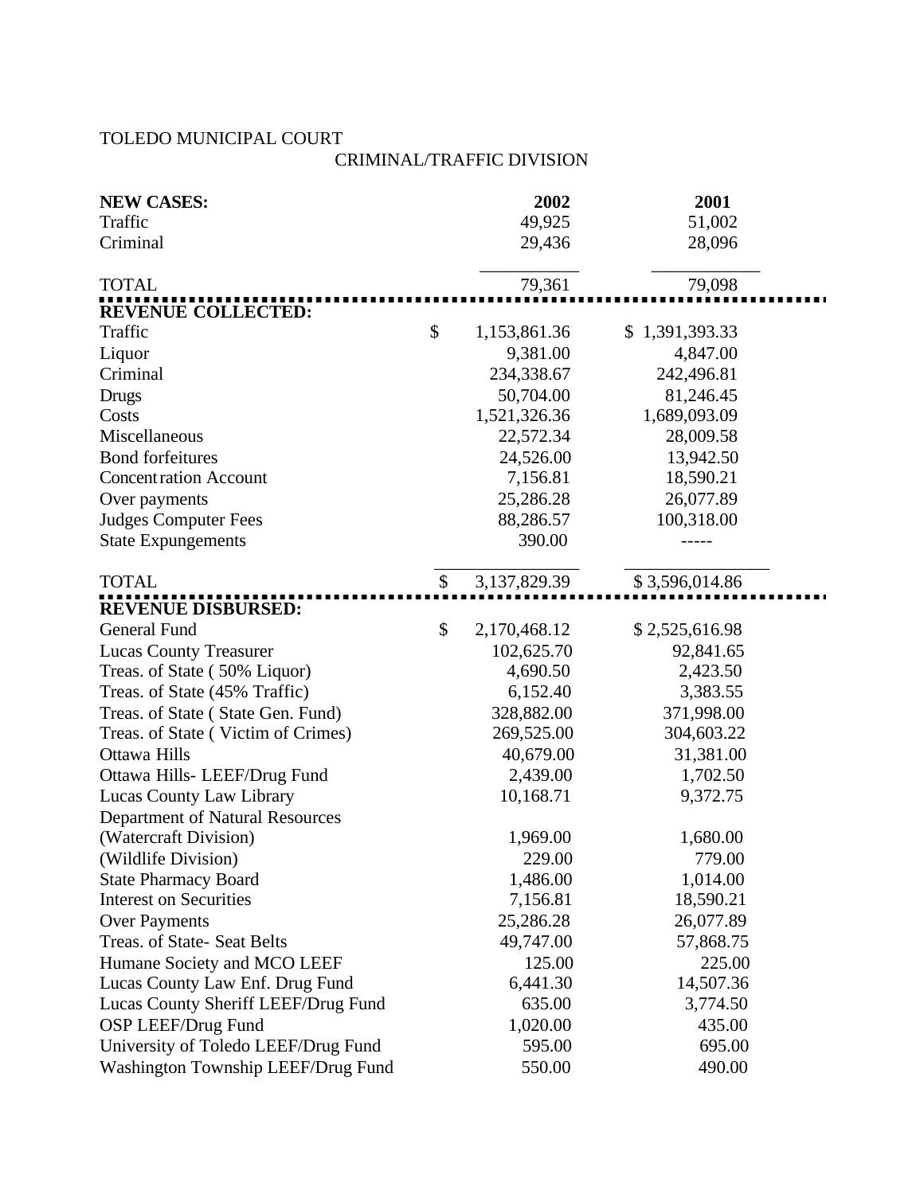TOLEDO MUNICIPAL COURT

CRIMINAL/TRAFFIC DIVISION

| NEW CASES: | 2002 | 2001 |
|---|---|---|
| Traffic | 49,925 | 51,002 |
| Criminal | 29,436 | 28,096 |
| TOTAL | 79,361 | 79,098 |
| **REVENUE COLLECTED:** | | |
| Traffic | $ 1,153,861.36 | $ 1,391,393.33 |
| Liquor | 9,381.00 | 4,847.00 |
| Criminal | 234,338.67 | 242,496.81 |
| Drugs | 50,704.00 | 81,246.45 |
| Costs | 1,521,326.36 | 1,689,093.09 |
| Miscellaneous | 22,572.34 | 28,009.58 |
| Bond forfeitures | 24,526.00 | 13,942.50 |
| Concentration Account | 7,156.81 | 18,590.21 |
| Over payments | 25,286.28 | 26,077.89 |
| Judges Computer Fees | 88,286.57 | 100,318.00 |
| State Expungements | 390.00 | ----- |
| TOTAL | $ 3,137,829.39 | $ 3,596,014.86 |
| **REVENUE DISBURSED:** | | |
| General Fund | $ 2,170,468.12 | $ 2,525,616.98 |
| Lucas County Treasurer | 102,625.70 | 92,841.65 |
| Treas. of State ( 50% Liquor) | 4,690.50 | 2,423.50 |
| Treas. of State (45% Traffic) | 6,152.40 | 3,383.55 |
| Treas. of State ( State Gen. Fund) | 328,882.00 | 371,998.00 |
| Treas. of State ( Victim of Crimes) | 269,525.00 | 304,603.22 |
| Ottawa Hills | 40,679.00 | 31,381.00 |
| Ottawa Hills- LEEF/Drug Fund | 2,439.00 | 1,702.50 |
| Lucas County Law Library | 10,168.71 | 9,372.75 |
| Department of Natural Resources | | |
| (Watercraft Division) | 1,969.00 | 1,680.00 |
| (Wildlife Division) | 229.00 | 779.00 |
| State Pharmacy Board | 1,486.00 | 1,014.00 |
| Interest on Securities | 7,156.81 | 18,590.21 |
| Over Payments | 25,286.28 | 26,077.89 |
| Treas. of State- Seat Belts | 49,747.00 | 57,868.75 |
| Humane Society and MCO LEEF | 125.00 | 225.00 |
| Lucas County Law Enf. Drug Fund | 6,441.30 | 14,507.36 |
| Lucas County Sheriff LEEF/Drug Fund | 635.00 | 3,774.50 |
| OSP LEEF/Drug Fund | 1,020.00 | 435.00 |
| University of Toledo LEEF/Drug Fund | 595.00 | 695.00 |
| Washington Township LEEF/Drug Fund | 550.00 | 490.00 |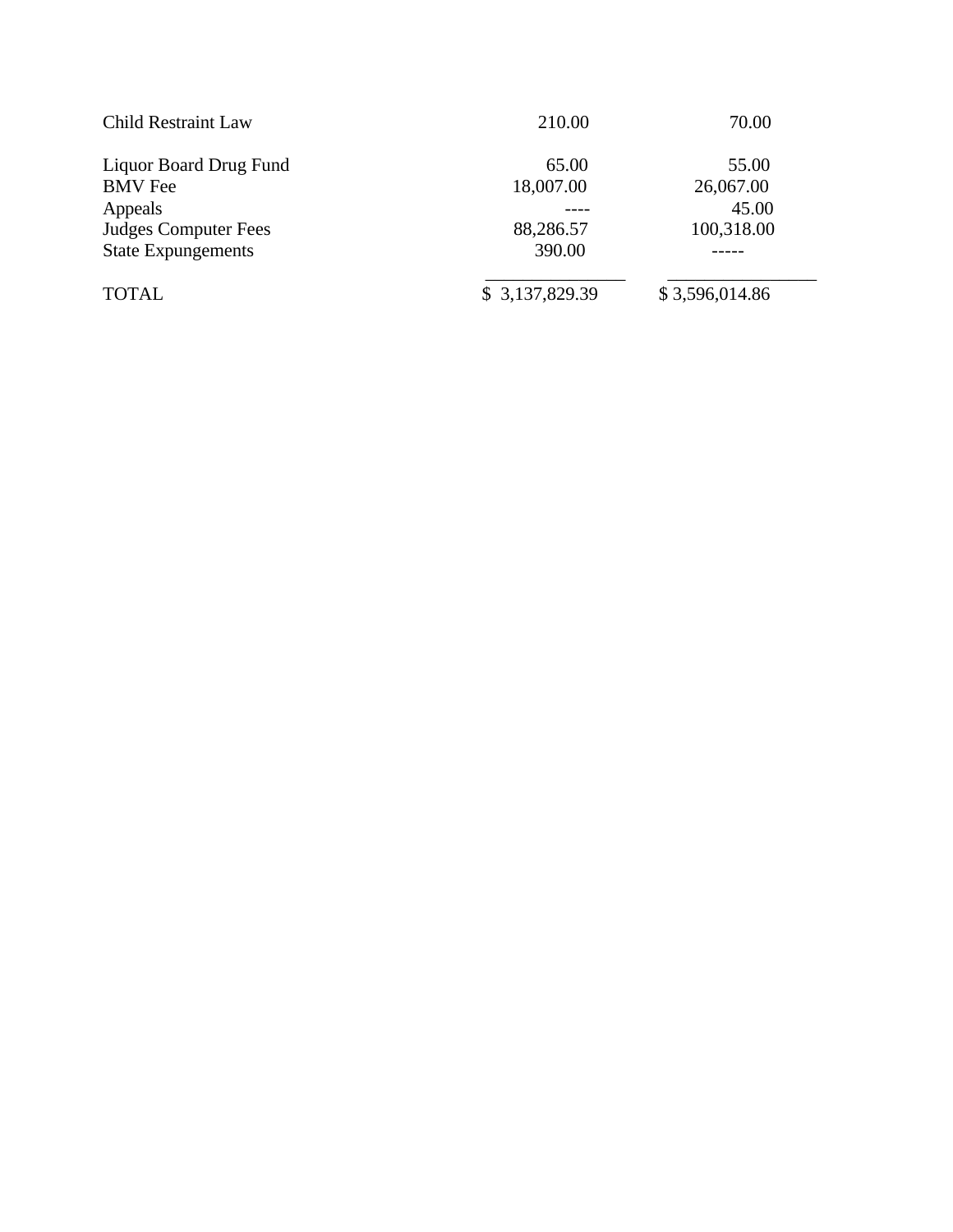| | | |
|---|---|---|
| Child Restraint Law | 210.00 | 70.00 |
| Liquor Board Drug Fund | 65.00 | 55.00 |
| BMV Fee | 18,007.00 | 26,067.00 |
| Appeals | ---- | 45.00 |
| Judges Computer Fees | 88,286.57 | 100,318.00 |
| State Expungements | 390.00 | ----- |
| TOTAL | $ 3,137,829.39 | $ 3,596,014.86 |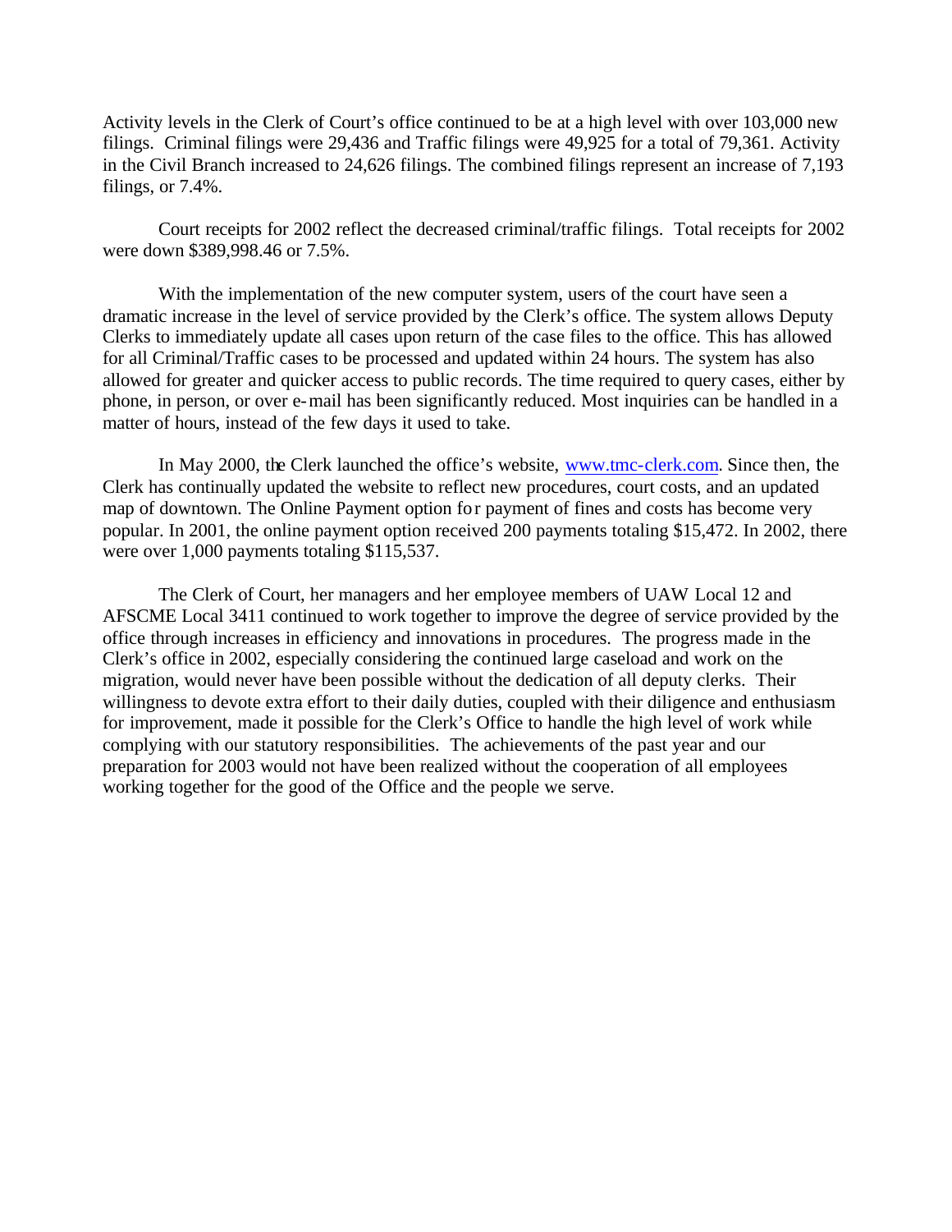Activity levels in the Clerk of Court's office continued to be at a high level with over 103,000 new filings. Criminal filings were 29,436 and Traffic filings were 49,925 for a total of 79,361. Activity in the Civil Branch increased to 24,626 filings. The combined filings represent an increase of 7,193 filings, or 7.4%.

Court receipts for 2002 reflect the decreased criminal/traffic filings. Total receipts for 2002 were down $389,998.46 or 7.5%.

With the implementation of the new computer system, users of the court have seen a dramatic increase in the level of service provided by the Clerk's office. The system allows Deputy Clerks to immediately update all cases upon return of the case files to the office. This has allowed for all Criminal/Traffic cases to be processed and updated within 24 hours. The system has also allowed for greater and quicker access to public records. The time required to query cases, either by phone, in person, or over e-mail has been significantly reduced. Most inquiries can be handled in a matter of hours, instead of the few days it used to take.

In May 2000, the Clerk launched the office's website, www.tmc-clerk.com. Since then, the Clerk has continually updated the website to reflect new procedures, court costs, and an updated map of downtown. The Online Payment option for payment of fines and costs has become very popular. In 2001, the online payment option received 200 payments totaling $15,472. In 2002, there were over 1,000 payments totaling $115,537.

The Clerk of Court, her managers and her employee members of UAW Local 12 and AFSCME Local 3411 continued to work together to improve the degree of service provided by the office through increases in efficiency and innovations in procedures. The progress made in the Clerk's office in 2002, especially considering the continued large caseload and work on the migration, would never have been possible without the dedication of all deputy clerks. Their willingness to devote extra effort to their daily duties, coupled with their diligence and enthusiasm for improvement, made it possible for the Clerk's Office to handle the high level of work while complying with our statutory responsibilities. The achievements of the past year and our preparation for 2003 would not have been realized without the cooperation of all employees working together for the good of the Office and the people we serve.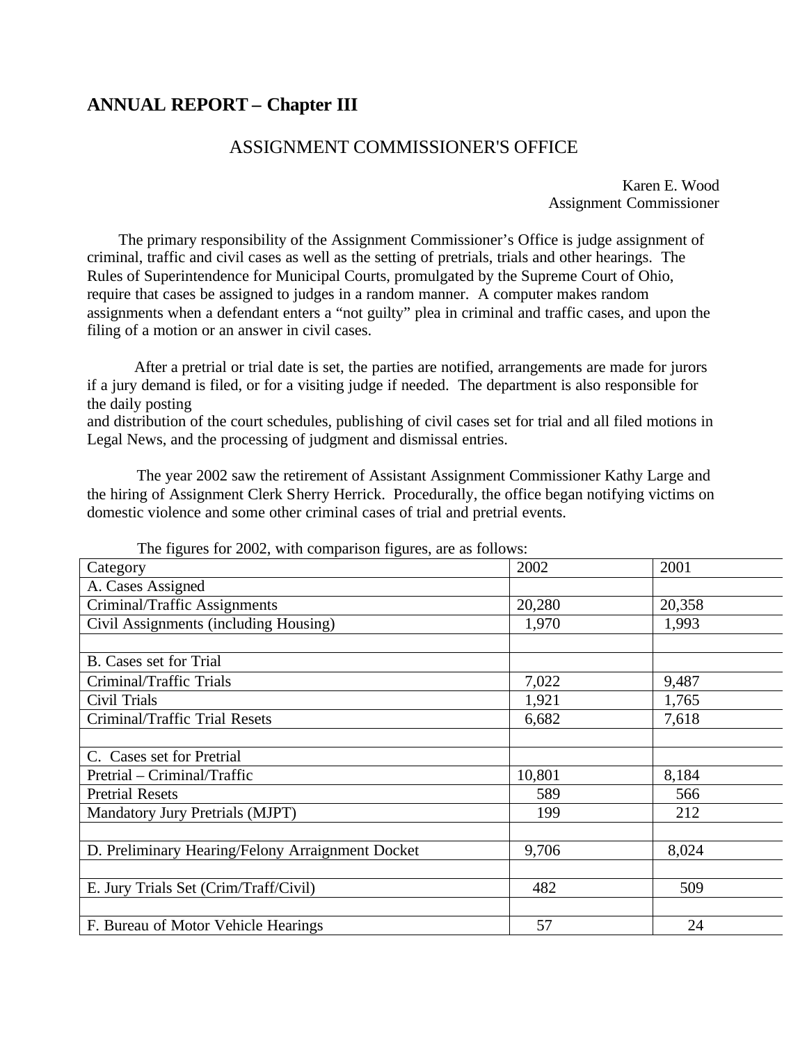# ANNUAL REPORT – Chapter III

## ASSIGNMENT COMMISSIONER'S OFFICE

Karen E. Wood
Assignment Commissioner

The primary responsibility of the Assignment Commissioner's Office is judge assignment of criminal, traffic and civil cases as well as the setting of pretrials, trials and other hearings. The Rules of Superintendence for Municipal Courts, promulgated by the Supreme Court of Ohio, require that cases be assigned to judges in a random manner. A computer makes random assignments when a defendant enters a "not guilty" plea in criminal and traffic cases, and upon the filing of a motion or an answer in civil cases.

After a pretrial or trial date is set, the parties are notified, arrangements are made for jurors if a jury demand is filed, or for a visiting judge if needed. The department is also responsible for the daily posting and distribution of the court schedules, publishing of civil cases set for trial and all filed motions in Legal News, and the processing of judgment and dismissal entries.

The year 2002 saw the retirement of Assistant Assignment Commissioner Kathy Large and the hiring of Assignment Clerk Sherry Herrick. Procedurally, the office began notifying victims on domestic violence and some other criminal cases of trial and pretrial events.

The figures for 2002, with comparison figures, are as follows:

| Category | 2002 | 2001 |
|---|---|---|
| A. Cases Assigned | | |
| Criminal/Traffic Assignments | 20,280 | 20,358 |
| Civil Assignments (including Housing) | 1,970 | 1,993 |
| | | |
| B. Cases set for Trial | | |
| Criminal/Traffic Trials | 7,022 | 9,487 |
| Civil Trials | 1,921 | 1,765 |
| Criminal/Traffic Trial Resets | 6,682 | 7,618 |
| | | |
| C. Cases set for Pretrial | | |
| Pretrial – Criminal/Traffic | 10,801 | 8,184 |
| Pretrial Resets | 589 | 566 |
| Mandatory Jury Pretrials (MJPT) | 199 | 212 |
| | | |
| D. Preliminary Hearing/Felony Arraignment Docket | 9,706 | 8,024 |
| | | |
| E. Jury Trials Set (Crim/Traff/Civil) | 482 | 509 |
| | | |
| F. Bureau of Motor Vehicle Hearings | 57 | 24 |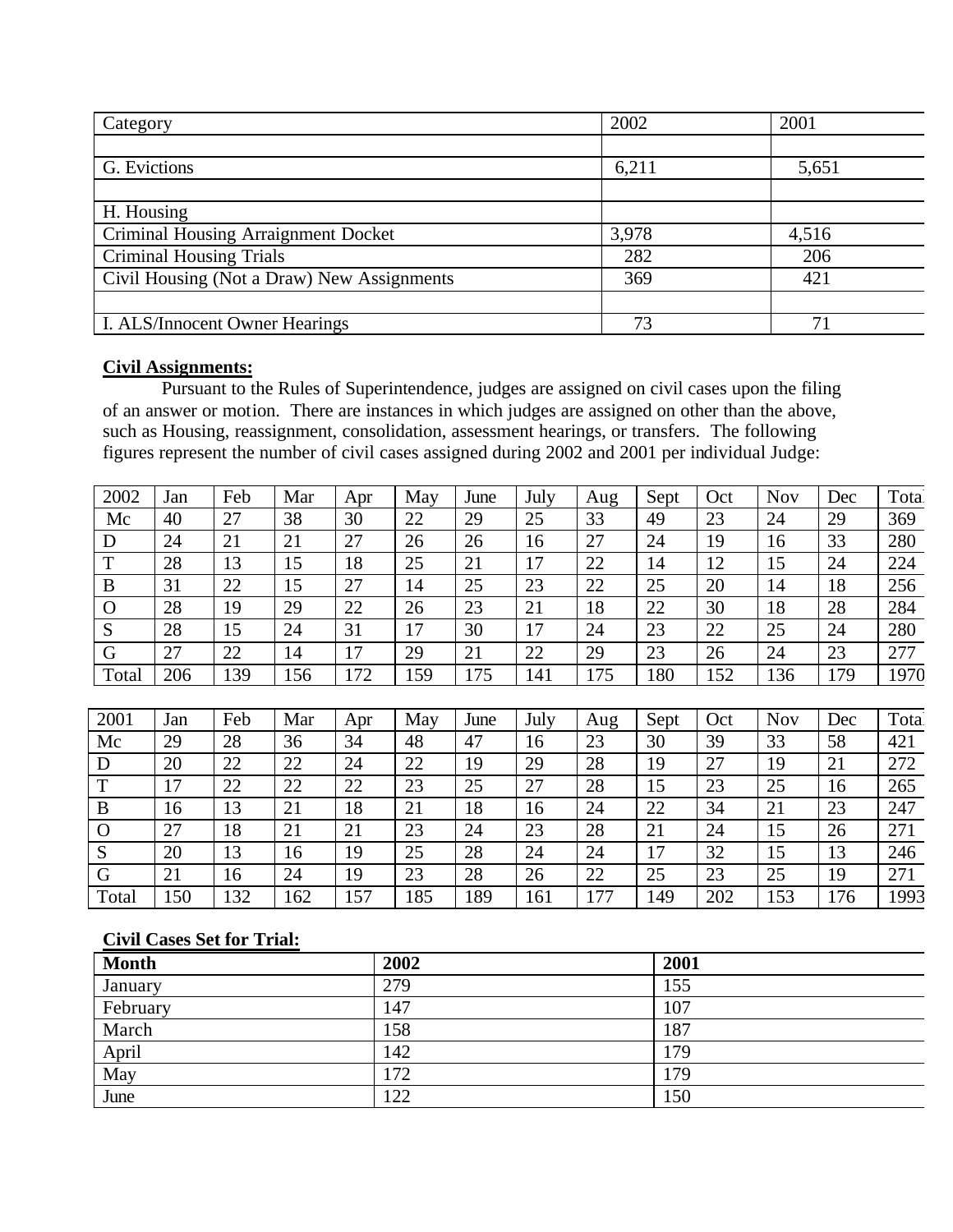| Category | 2002 | 2001 |
|---|---|---|
| | | |
| G. Evictions | 6,211 | 5,651 |
| | | |
| H. Housing | | |
| Criminal Housing Arraignment Docket | 3,978 | 4,516 |
| Criminal Housing Trials | 282 | 206 |
| Civil Housing (Not a Draw) New Assignments | 369 | 421 |
| | | |
| I. ALS/Innocent Owner Hearings | 73 | 71 |

**Civil Assignments:**

Pursuant to the Rules of Superintendence, judges are assigned on civil cases upon the filing of an answer or motion. There are instances in which judges are assigned on other than the above, such as Housing, reassignment, consolidation, assessment hearings, or transfers. The following figures represent the number of civil cases assigned during 2002 and 2001 per individual Judge:

| 2002 | Jan | Feb | Mar | Apr | May | June | July | Aug | Sept | Oct | Nov | Dec | Total |
|---|---|---|---|---|---|---|---|---|---|---|---|---|---|
| Mc | 40 | 27 | 38 | 30 | 22 | 29 | 25 | 33 | 49 | 23 | 24 | 29 | 369 |
| D | 24 | 21 | 21 | 27 | 26 | 26 | 16 | 27 | 24 | 19 | 16 | 33 | 280 |
| T | 28 | 13 | 15 | 18 | 25 | 21 | 17 | 22 | 14 | 12 | 15 | 24 | 224 |
| B | 31 | 22 | 15 | 27 | 14 | 25 | 23 | 22 | 25 | 20 | 14 | 18 | 256 |
| O | 28 | 19 | 29 | 22 | 26 | 23 | 21 | 18 | 22 | 30 | 18 | 28 | 284 |
| S | 28 | 15 | 24 | 31 | 17 | 30 | 17 | 24 | 23 | 22 | 25 | 24 | 280 |
| G | 27 | 22 | 14 | 17 | 29 | 21 | 22 | 29 | 23 | 26 | 24 | 23 | 277 |
| Total | 206 | 139 | 156 | 172 | 159 | 175 | 141 | 175 | 180 | 152 | 136 | 179 | 1970 |

| 2001 | Jan | Feb | Mar | Apr | May | June | July | Aug | Sept | Oct | Nov | Dec | Total |
|---|---|---|---|---|---|---|---|---|---|---|---|---|---|
| Mc | 29 | 28 | 36 | 34 | 48 | 47 | 16 | 23 | 30 | 39 | 33 | 58 | 421 |
| D | 20 | 22 | 22 | 24 | 22 | 19 | 29 | 28 | 19 | 27 | 19 | 21 | 272 |
| T | 17 | 22 | 22 | 22 | 23 | 25 | 27 | 28 | 15 | 23 | 25 | 16 | 265 |
| B | 16 | 13 | 21 | 18 | 21 | 18 | 16 | 24 | 22 | 34 | 21 | 23 | 247 |
| O | 27 | 18 | 21 | 21 | 23 | 24 | 23 | 28 | 21 | 24 | 15 | 26 | 271 |
| S | 20 | 13 | 16 | 19 | 25 | 28 | 24 | 24 | 17 | 32 | 15 | 13 | 246 |
| G | 21 | 16 | 24 | 19 | 23 | 28 | 26 | 22 | 25 | 23 | 25 | 19 | 271 |
| Total | 150 | 132 | 162 | 157 | 185 | 189 | 161 | 177 | 149 | 202 | 153 | 176 | 1993 |

**Civil Cases Set for Trial:**

| Month | 2002 | 2001 |
|---|---|---|
| January | 279 | 155 |
| February | 147 | 107 |
| March | 158 | 187 |
| April | 142 | 179 |
| May | 172 | 179 |
| June | 122 | 150 |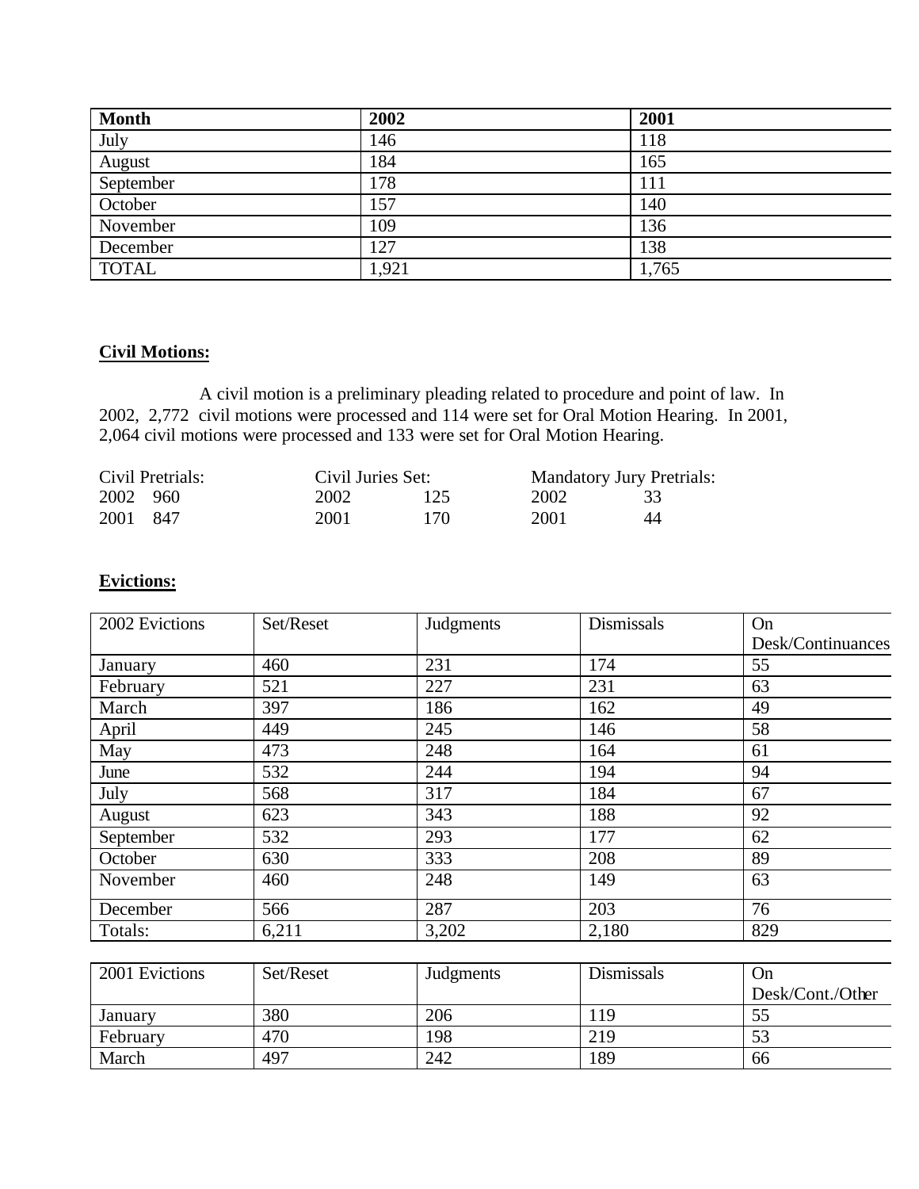| Month | 2002 | 2001 |
| --- | --- | --- |
| July | 146 | 118 |
| August | 184 | 165 |
| September | 178 | 111 |
| October | 157 | 140 |
| November | 109 | 136 |
| December | 127 | 138 |
| TOTAL | 1,921 | 1,765 |

**Civil Motions:**

A civil motion is a preliminary pleading related to procedure and point of law. In 2002, 2,772 civil motions were processed and 114 were set for Oral Motion Hearing. In 2001, 2,064 civil motions were processed and 133 were set for Oral Motion Hearing.

| Civil Pretrials: | Civil Juries Set: | | Mandatory Jury Pretrials: | |
| --- | --- | --- | --- | --- |
| 2002 960 | 2002 | 125 | 2002 | 33 |
| 2001 847 | 2001 | 170 | 2001 | 44 |

**Evictions:**

| 2002 Evictions | Set/Reset | Judgments | Dismissals | On Desk/Continuances |
| --- | --- | --- | --- | --- |
| January | 460 | 231 | 174 | 55 |
| February | 521 | 227 | 231 | 63 |
| March | 397 | 186 | 162 | 49 |
| April | 449 | 245 | 146 | 58 |
| May | 473 | 248 | 164 | 61 |
| June | 532 | 244 | 194 | 94 |
| July | 568 | 317 | 184 | 67 |
| August | 623 | 343 | 188 | 92 |
| September | 532 | 293 | 177 | 62 |
| October | 630 | 333 | 208 | 89 |
| November | 460 | 248 | 149 | 63 |
| December | 566 | 287 | 203 | 76 |
| Totals: | 6,211 | 3,202 | 2,180 | 829 |

| 2001 Evictions | Set/Reset | Judgments | Dismissals | On Desk/Cont./Other |
| --- | --- | --- | --- | --- |
| January | 380 | 206 | 119 | 55 |
| February | 470 | 198 | 219 | 53 |
| March | 497 | 242 | 189 | 66 |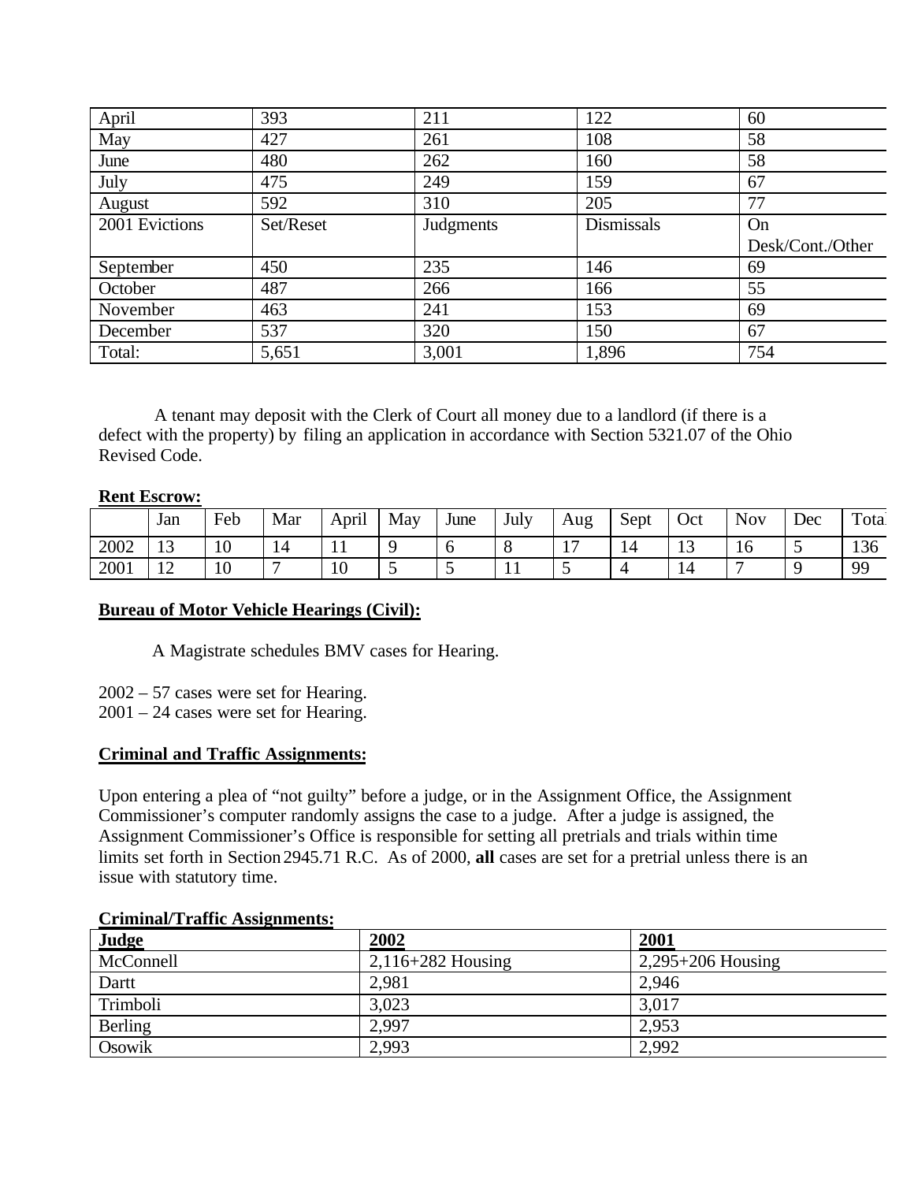| | | | | |
|---|---|---|---|---|
| April | 393 | 211 | 122 | 60 |
| May | 427 | 261 | 108 | 58 |
| June | 480 | 262 | 160 | 58 |
| July | 475 | 249 | 159 | 67 |
| August | 592 | 310 | 205 | 77 |
| 2001 Evictions | Set/Reset | Judgments | Dismissals | On Desk/Cont./Other |
| September | 450 | 235 | 146 | 69 |
| October | 487 | 266 | 166 | 55 |
| November | 463 | 241 | 153 | 69 |
| December | 537 | 320 | 150 | 67 |
| Total: | 5,651 | 3,001 | 1,896 | 754 |

A tenant may deposit with the Clerk of Court all money due to a landlord (if there is a defect with the property) by filing an application in accordance with Section 5321.07 of the Ohio Revised Code.

**Rent Escrow:**

| | Jan | Feb | Mar | April | May | June | July | Aug | Sept | Oct | Nov | Dec | Total |
|---|---|---|---|---|---|---|---|---|---|---|---|---|---|
| 2002 | 13 | 10 | 14 | 11 | 9 | 6 | 8 | 17 | 14 | 13 | 16 | 5 | 136 |
| 2001 | 12 | 10 | 7 | 10 | 5 | 5 | 11 | 5 | 4 | 14 | 7 | 9 | 99 |

**Bureau of Motor Vehicle Hearings (Civil):**

A Magistrate schedules BMV cases for Hearing.

2002 – 57 cases were set for Hearing.
2001 – 24 cases were set for Hearing.

**Criminal and Traffic Assignments:**

Upon entering a plea of "not guilty" before a judge, or in the Assignment Office, the Assignment Commissioner's computer randomly assigns the case to a judge. After a judge is assigned, the Assignment Commissioner's Office is responsible for setting all pretrials and trials within time limits set forth in Section 2945.71 R.C. As of 2000, **all** cases are set for a pretrial unless there is an issue with statutory time.

**Criminal/Traffic Assignments:**

| **Judge** | **2002** | **2001** |
|---|---|---|
| McConnell | 2,116+282 Housing | 2,295+206 Housing |
| Dartt | 2,981 | 2,946 |
| Trimboli | 3,023 | 3,017 |
| Berling | 2,997 | 2,953 |
| Osowik | 2,993 | 2,992 |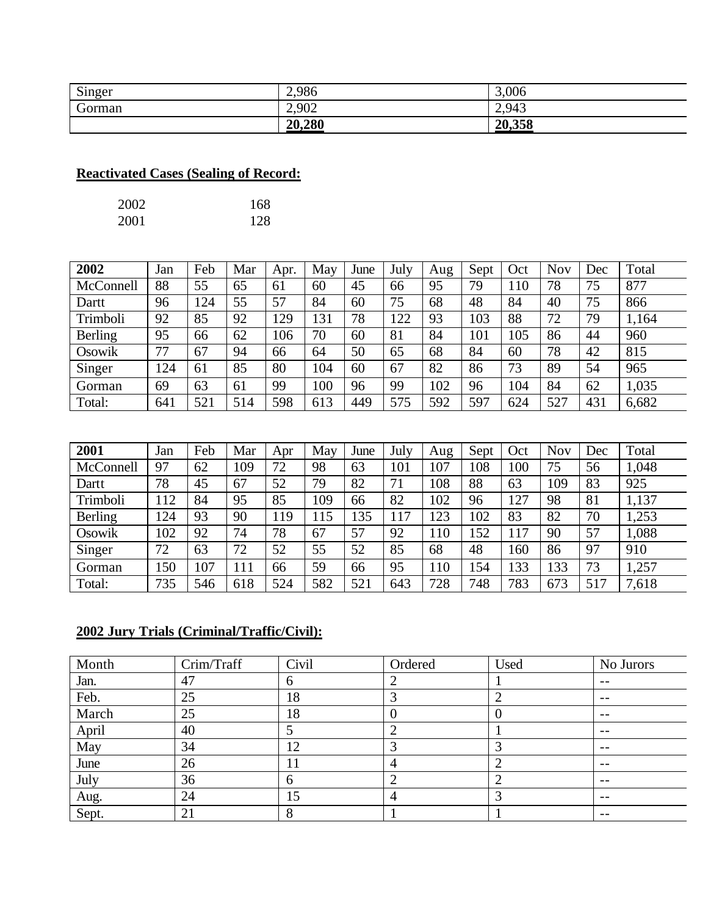| | | |
|---|---|---|
| Singer | 2,986 | 3,006 |
| Gorman | 2,902 | 2,943 |
| | **20,280** | **20,358** |

**Reactivated Cases (Sealing of Record:**

| | |
|---|---|
| 2002 | 168 |
| 2001 | 128 |

| **2002** | Jan | Feb | Mar | Apr. | May | June | July | Aug | Sept | Oct | Nov | Dec | Total |
|---|---|---|---|---|---|---|---|---|---|---|---|---|---|
| McConnell | 88 | 55 | 65 | 61 | 60 | 45 | 66 | 95 | 79 | 110 | 78 | 75 | 877 |
| Dartt | 96 | 124 | 55 | 57 | 84 | 60 | 75 | 68 | 48 | 84 | 40 | 75 | 866 |
| Trimboli | 92 | 85 | 92 | 129 | 131 | 78 | 122 | 93 | 103 | 88 | 72 | 79 | 1,164 |
| Berling | 95 | 66 | 62 | 106 | 70 | 60 | 81 | 84 | 101 | 105 | 86 | 44 | 960 |
| Osowik | 77 | 67 | 94 | 66 | 64 | 50 | 65 | 68 | 84 | 60 | 78 | 42 | 815 |
| Singer | 124 | 61 | 85 | 80 | 104 | 60 | 67 | 82 | 86 | 73 | 89 | 54 | 965 |
| Gorman | 69 | 63 | 61 | 99 | 100 | 96 | 99 | 102 | 96 | 104 | 84 | 62 | 1,035 |
| Total: | 641 | 521 | 514 | 598 | 613 | 449 | 575 | 592 | 597 | 624 | 527 | 431 | 6,682 |

| **2001** | Jan | Feb | Mar | Apr | May | June | July | Aug | Sept | Oct | Nov | Dec | Total |
|---|---|---|---|---|---|---|---|---|---|---|---|---|---|
| McConnell | 97 | 62 | 109 | 72 | 98 | 63 | 101 | 107 | 108 | 100 | 75 | 56 | 1,048 |
| Dartt | 78 | 45 | 67 | 52 | 79 | 82 | 71 | 108 | 88 | 63 | 109 | 83 | 925 |
| Trimboli | 112 | 84 | 95 | 85 | 109 | 66 | 82 | 102 | 96 | 127 | 98 | 81 | 1,137 |
| Berling | 124 | 93 | 90 | 119 | 115 | 135 | 117 | 123 | 102 | 83 | 82 | 70 | 1,253 |
| Osowik | 102 | 92 | 74 | 78 | 67 | 57 | 92 | 110 | 152 | 117 | 90 | 57 | 1,088 |
| Singer | 72 | 63 | 72 | 52 | 55 | 52 | 85 | 68 | 48 | 160 | 86 | 97 | 910 |
| Gorman | 150 | 107 | 111 | 66 | 59 | 66 | 95 | 110 | 154 | 133 | 133 | 73 | 1,257 |
| Total: | 735 | 546 | 618 | 524 | 582 | 521 | 643 | 728 | 748 | 783 | 673 | 517 | 7,618 |

**2002 Jury Trials (Criminal/Traffic/Civil):**

| Month | Crim/Traff | Civil | Ordered | Used | No Jurors |
|---|---|---|---|---|---|
| Jan. | 47 | 6 | 2 | 1 | -- |
| Feb. | 25 | 18 | 3 | 2 | -- |
| March | 25 | 18 | 0 | 0 | -- |
| April | 40 | 5 | 2 | 1 | -- |
| May | 34 | 12 | 3 | 3 | -- |
| June | 26 | 11 | 4 | 2 | -- |
| July | 36 | 6 | 2 | 2 | -- |
| Aug. | 24 | 15 | 4 | 3 | -- |
| Sept. | 21 | 8 | 1 | 1 | -- |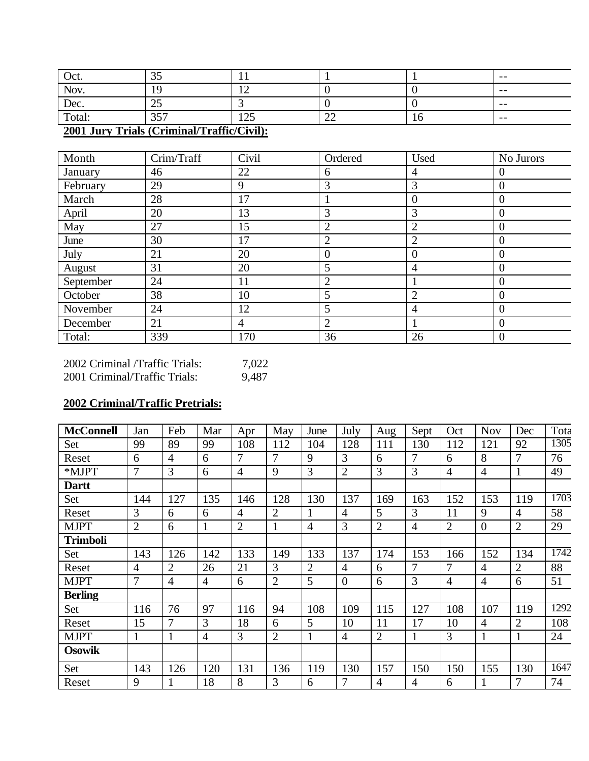| | | | | | |
|---|---|---|---|---|---|
| Oct. | 35 | 11 | 1 | 1 | -- |
| Nov. | 19 | 12 | 0 | 0 | -- |
| Dec. | 25 | 3 | 0 | 0 | -- |
| Total: | 357 | 125 | 22 | 16 | -- |

**2001 Jury Trials (Criminal/Traffic/Civil):**

| Month | Crim/Traff | Civil | Ordered | Used | No Jurors |
|---|---|---|---|---|---|
| January | 46 | 22 | 6 | 4 | 0 |
| February | 29 | 9 | 3 | 3 | 0 |
| March | 28 | 17 | 1 | 0 | 0 |
| April | 20 | 13 | 3 | 3 | 0 |
| May | 27 | 15 | 2 | 2 | 0 |
| June | 30 | 17 | 2 | 2 | 0 |
| July | 21 | 20 | 0 | 0 | 0 |
| August | 31 | 20 | 5 | 4 | 0 |
| September | 24 | 11 | 2 | 1 | 0 |
| October | 38 | 10 | 5 | 2 | 0 |
| November | 24 | 12 | 5 | 4 | 0 |
| December | 21 | 4 | 2 | 1 | 0 |
| Total: | 339 | 170 | 36 | 26 | 0 |

2002 Criminal /Traffic Trials: 7,022
2001 Criminal/Traffic Trials: 9,487

**2002 Criminal/Traffic Pretrials:**

| **McConnell** | Jan | Feb | Mar | Apr | May | June | July | Aug | Sept | Oct | Nov | Dec | Tota |
|---|---|---|---|---|---|---|---|---|---|---|---|---|---|
| Set | 99 | 89 | 99 | 108 | 112 | 104 | 128 | 111 | 130 | 112 | 121 | 92 | 1305 |
| Reset | 6 | 4 | 6 | 7 | 7 | 9 | 3 | 6 | 7 | 6 | 8 | 7 | 76 |
| *MJPT | 7 | 3 | 6 | 4 | 9 | 3 | 2 | 3 | 3 | 4 | 4 | 1 | 49 |
| **Dartt** | | | | | | | | | | | | | |
| Set | 144 | 127 | 135 | 146 | 128 | 130 | 137 | 169 | 163 | 152 | 153 | 119 | 1703 |
| Reset | 3 | 6 | 6 | 4 | 2 | 1 | 4 | 5 | 3 | 11 | 9 | 4 | 58 |
| MJPT | 2 | 6 | 1 | 2 | 1 | 4 | 3 | 2 | 4 | 2 | 0 | 2 | 29 |
| **Trimboli** | | | | | | | | | | | | | |
| Set | 143 | 126 | 142 | 133 | 149 | 133 | 137 | 174 | 153 | 166 | 152 | 134 | 1742 |
| Reset | 4 | 2 | 26 | 21 | 3 | 2 | 4 | 6 | 7 | 7 | 4 | 2 | 88 |
| MJPT | 7 | 4 | 4 | 6 | 2 | 5 | 0 | 6 | 3 | 4 | 4 | 6 | 51 |
| **Berling** | | | | | | | | | | | | | |
| Set | 116 | 76 | 97 | 116 | 94 | 108 | 109 | 115 | 127 | 108 | 107 | 119 | 1292 |
| Reset | 15 | 7 | 3 | 18 | 6 | 5 | 10 | 11 | 17 | 10 | 4 | 2 | 108 |
| MJPT | 1 | 1 | 4 | 3 | 2 | 1 | 4 | 2 | 1 | 3 | 1 | 1 | 24 |
| **Osowik** | | | | | | | | | | | | | |
| Set | 143 | 126 | 120 | 131 | 136 | 119 | 130 | 157 | 150 | 150 | 155 | 130 | 1647 |
| Reset | 9 | 1 | 18 | 8 | 3 | 6 | 7 | 4 | 4 | 6 | 1 | 7 | 74 |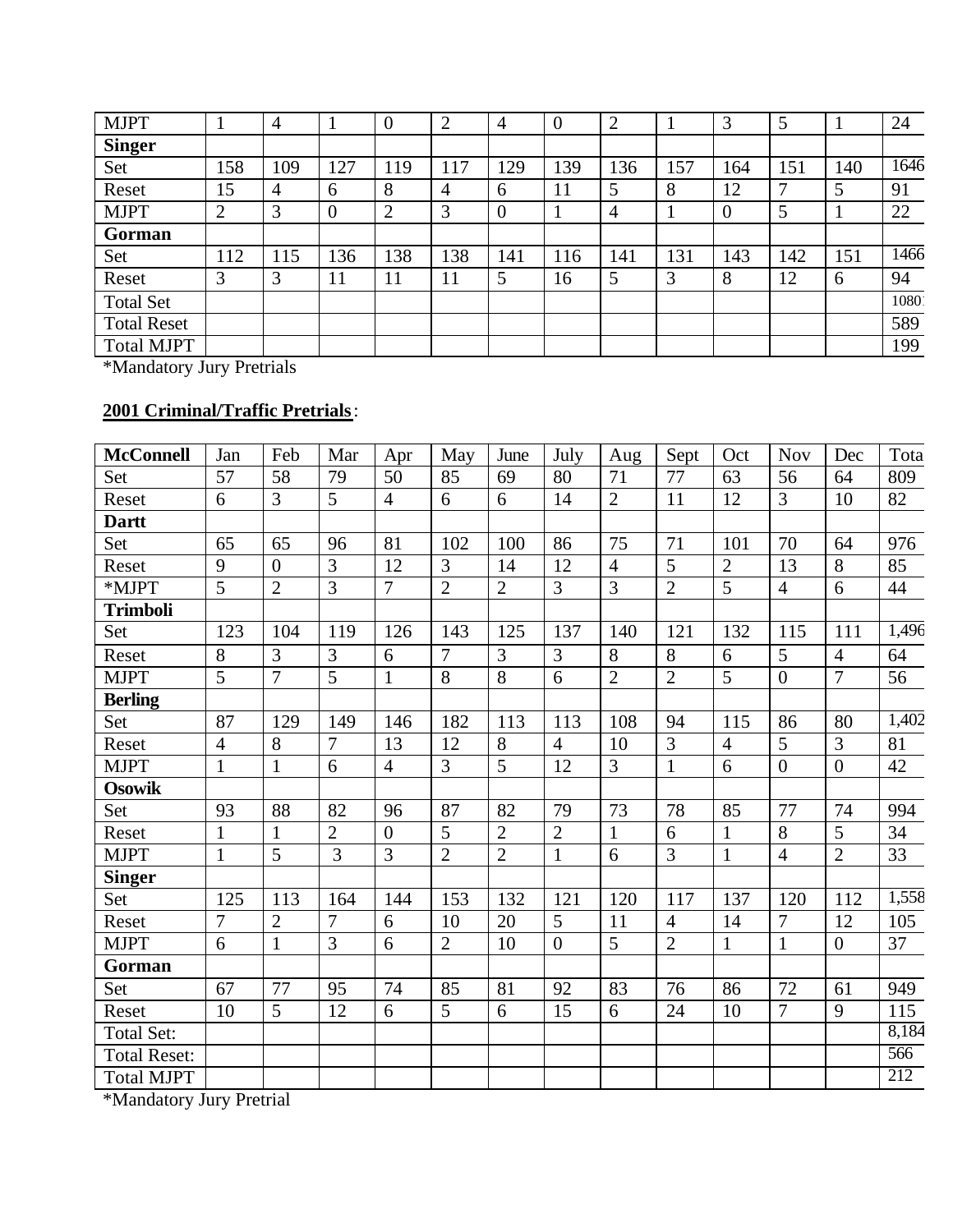| | | | | | | | | | | | | | |
|---|---|---|---|---|---|---|---|---|---|---|---|---|---|
| MJPT | 1 | 4 | 1 | 0 | 2 | 4 | 0 | 2 | 1 | 3 | 5 | 1 | 24 |
| **Singer** | | | | | | | | | | | | | |
| Set | 158 | 109 | 127 | 119 | 117 | 129 | 139 | 136 | 157 | 164 | 151 | 140 | 1646 |
| Reset | 15 | 4 | 6 | 8 | 4 | 6 | 11 | 5 | 8 | 12 | 7 | 5 | 91 |
| MJPT | 2 | 3 | 0 | 2 | 3 | 0 | 1 | 4 | 1 | 0 | 5 | 1 | 22 |
| **Gorman** | | | | | | | | | | | | | |
| Set | 112 | 115 | 136 | 138 | 138 | 141 | 116 | 141 | 131 | 143 | 142 | 151 | 1466 |
| Reset | 3 | 3 | 11 | 11 | 11 | 5 | 16 | 5 | 3 | 8 | 12 | 6 | 94 |
| Total Set | | | | | | | | | | | | | 1080 |
| Total Reset | | | | | | | | | | | | | 589 |
| Total MJPT | | | | | | | | | | | | | 199 |

*Mandatory Jury Pretrials

**2001 Criminal/Traffic Pretrials**:

| **McConnell** | Jan | Feb | Mar | Apr | May | June | July | Aug | Sept | Oct | Nov | Dec | Tota |
|---|---|---|---|---|---|---|---|---|---|---|---|---|---|
| Set | 57 | 58 | 79 | 50 | 85 | 69 | 80 | 71 | 77 | 63 | 56 | 64 | 809 |
| Reset | 6 | 3 | 5 | 4 | 6 | 6 | 14 | 2 | 11 | 12 | 3 | 10 | 82 |
| **Dartt** | | | | | | | | | | | | | |
| Set | 65 | 65 | 96 | 81 | 102 | 100 | 86 | 75 | 71 | 101 | 70 | 64 | 976 |
| Reset | 9 | 0 | 3 | 12 | 3 | 14 | 12 | 4 | 5 | 2 | 13 | 8 | 85 |
| *MJPT | 5 | 2 | 3 | 7 | 2 | 2 | 3 | 3 | 2 | 5 | 4 | 6 | 44 |
| **Trimboli** | | | | | | | | | | | | | |
| Set | 123 | 104 | 119 | 126 | 143 | 125 | 137 | 140 | 121 | 132 | 115 | 111 | 1,496 |
| Reset | 8 | 3 | 3 | 6 | 7 | 3 | 3 | 8 | 8 | 6 | 5 | 4 | 64 |
| MJPT | 5 | 7 | 5 | 1 | 8 | 8 | 6 | 2 | 2 | 5 | 0 | 7 | 56 |
| **Berling** | | | | | | | | | | | | | |
| Set | 87 | 129 | 149 | 146 | 182 | 113 | 113 | 108 | 94 | 115 | 86 | 80 | 1,402 |
| Reset | 4 | 8 | 7 | 13 | 12 | 8 | 4 | 10 | 3 | 4 | 5 | 3 | 81 |
| MJPT | 1 | 1 | 6 | 4 | 3 | 5 | 12 | 3 | 1 | 6 | 0 | 0 | 42 |
| **Osowik** | | | | | | | | | | | | | |
| Set | 93 | 88 | 82 | 96 | 87 | 82 | 79 | 73 | 78 | 85 | 77 | 74 | 994 |
| Reset | 1 | 1 | 2 | 0 | 5 | 2 | 2 | 1 | 6 | 1 | 8 | 5 | 34 |
| MJPT | 1 | 5 | 3 | 3 | 2 | 2 | 1 | 6 | 3 | 1 | 4 | 2 | 33 |
| **Singer** | | | | | | | | | | | | | |
| Set | 125 | 113 | 164 | 144 | 153 | 132 | 121 | 120 | 117 | 137 | 120 | 112 | 1,558 |
| Reset | 7 | 2 | 7 | 6 | 10 | 20 | 5 | 11 | 4 | 14 | 7 | 12 | 105 |
| MJPT | 6 | 1 | 3 | 6 | 2 | 10 | 0 | 5 | 2 | 1 | 1 | 0 | 37 |
| **Gorman** | | | | | | | | | | | | | |
| Set | 67 | 77 | 95 | 74 | 85 | 81 | 92 | 83 | 76 | 86 | 72 | 61 | 949 |
| Reset | 10 | 5 | 12 | 6 | 5 | 6 | 15 | 6 | 24 | 10 | 7 | 9 | 115 |
| Total Set: | | | | | | | | | | | | | 8,184 |
| Total Reset: | | | | | | | | | | | | | 566 |
| Total MJPT | | | | | | | | | | | | | 212 |

*Mandatory Jury Pretrial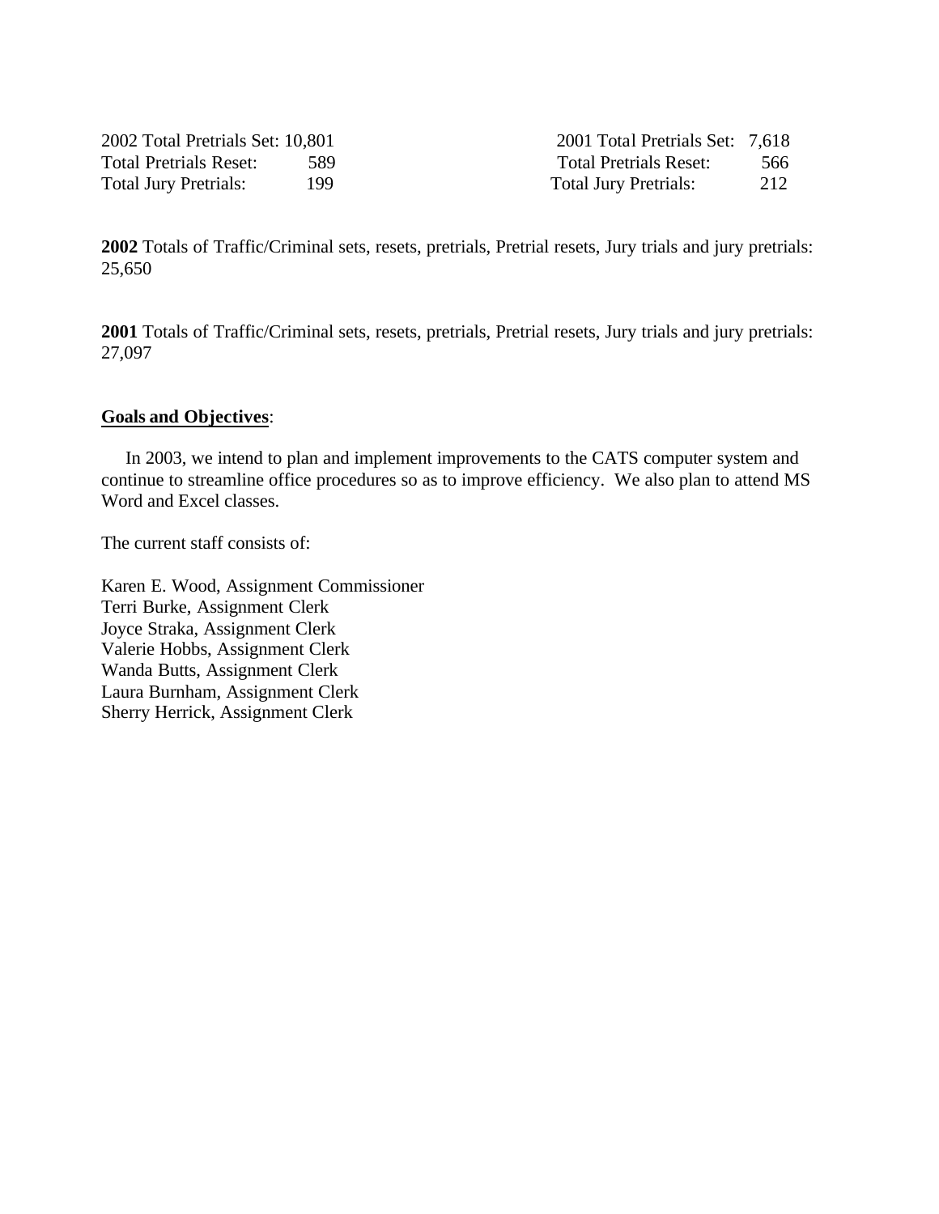| | | | |
|---|---|---|---|
| 2002 Total Pretrials Set: | 10,801 | 2001 Total Pretrials Set: | 7,618 |
| Total Pretrials Reset: | 589 | Total Pretrials Reset: | 566 |
| Total Jury Pretrials: | 199 | Total Jury Pretrials: | 212 |

**2002** Totals of Traffic/Criminal sets, resets, pretrials, Pretrial resets, Jury trials and jury pretrials: 25,650

**2001** Totals of Traffic/Criminal sets, resets, pretrials, Pretrial resets, Jury trials and jury pretrials: 27,097

**Goals and Objectives**:

In 2003, we intend to plan and implement improvements to the CATS computer system and continue to streamline office procedures so as to improve efficiency. We also plan to attend MS Word and Excel classes.

The current staff consists of:

Karen E. Wood, Assignment Commissioner
Terri Burke, Assignment Clerk
Joyce Straka, Assignment Clerk
Valerie Hobbs, Assignment Clerk
Wanda Butts, Assignment Clerk
Laura Burnham, Assignment Clerk
Sherry Herrick, Assignment Clerk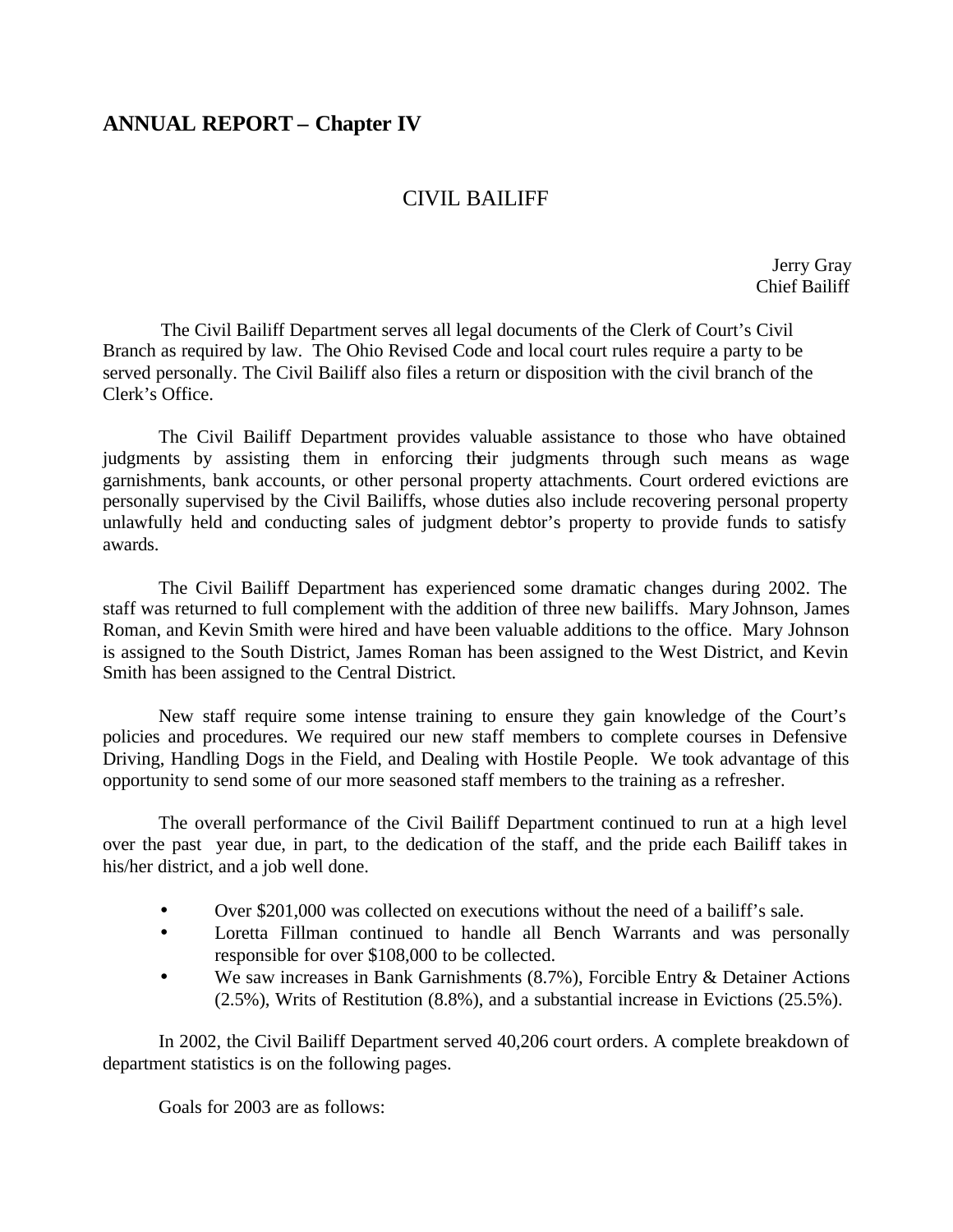## ANNUAL REPORT – Chapter IV

# CIVIL BAILIFF

Jerry Gray
Chief Bailiff

The Civil Bailiff Department serves all legal documents of the Clerk of Court's Civil Branch as required by law. The Ohio Revised Code and local court rules require a party to be served personally. The Civil Bailiff also files a return or disposition with the civil branch of the Clerk's Office.

The Civil Bailiff Department provides valuable assistance to those who have obtained judgments by assisting them in enforcing their judgments through such means as wage garnishments, bank accounts, or other personal property attachments. Court ordered evictions are personally supervised by the Civil Bailiffs, whose duties also include recovering personal property unlawfully held and conducting sales of judgment debtor's property to provide funds to satisfy awards.

The Civil Bailiff Department has experienced some dramatic changes during 2002. The staff was returned to full complement with the addition of three new bailiffs. Mary Johnson, James Roman, and Kevin Smith were hired and have been valuable additions to the office. Mary Johnson is assigned to the South District, James Roman has been assigned to the West District, and Kevin Smith has been assigned to the Central District.

New staff require some intense training to ensure they gain knowledge of the Court's policies and procedures. We required our new staff members to complete courses in Defensive Driving, Handling Dogs in the Field, and Dealing with Hostile People. We took advantage of this opportunity to send some of our more seasoned staff members to the training as a refresher.

The overall performance of the Civil Bailiff Department continued to run at a high level over the past year due, in part, to the dedication of the staff, and the pride each Bailiff takes in his/her district, and a job well done.

- Over $201,000 was collected on executions without the need of a bailiff's sale.
- Loretta Fillman continued to handle all Bench Warrants and was personally responsible for over $108,000 to be collected.
- We saw increases in Bank Garnishments (8.7%), Forcible Entry & Detainer Actions (2.5%), Writs of Restitution (8.8%), and a substantial increase in Evictions (25.5%).

In 2002, the Civil Bailiff Department served 40,206 court orders. A complete breakdown of department statistics is on the following pages.

Goals for 2003 are as follows: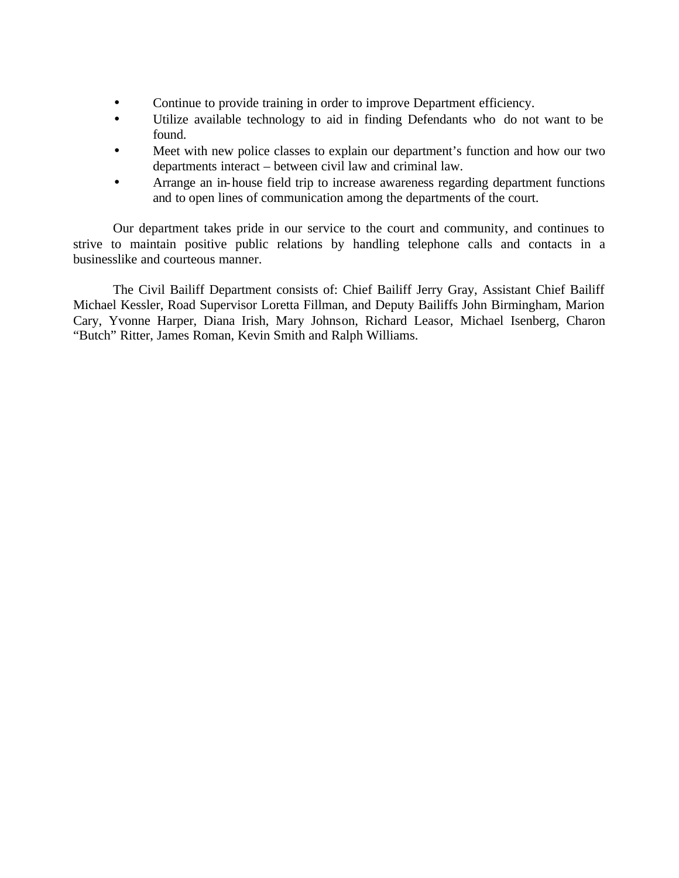- Continue to provide training in order to improve Department efficiency.
- Utilize available technology to aid in finding Defendants who do not want to be found.
- Meet with new police classes to explain our department's function and how our two departments interact – between civil law and criminal law.
- Arrange an in-house field trip to increase awareness regarding department functions and to open lines of communication among the departments of the court.

Our department takes pride in our service to the court and community, and continues to strive to maintain positive public relations by handling telephone calls and contacts in a businesslike and courteous manner.

The Civil Bailiff Department consists of: Chief Bailiff Jerry Gray, Assistant Chief Bailiff Michael Kessler, Road Supervisor Loretta Fillman, and Deputy Bailiffs John Birmingham, Marion Cary, Yvonne Harper, Diana Irish, Mary Johnson, Richard Leasor, Michael Isenberg, Charon "Butch" Ritter, James Roman, Kevin Smith and Ralph Williams.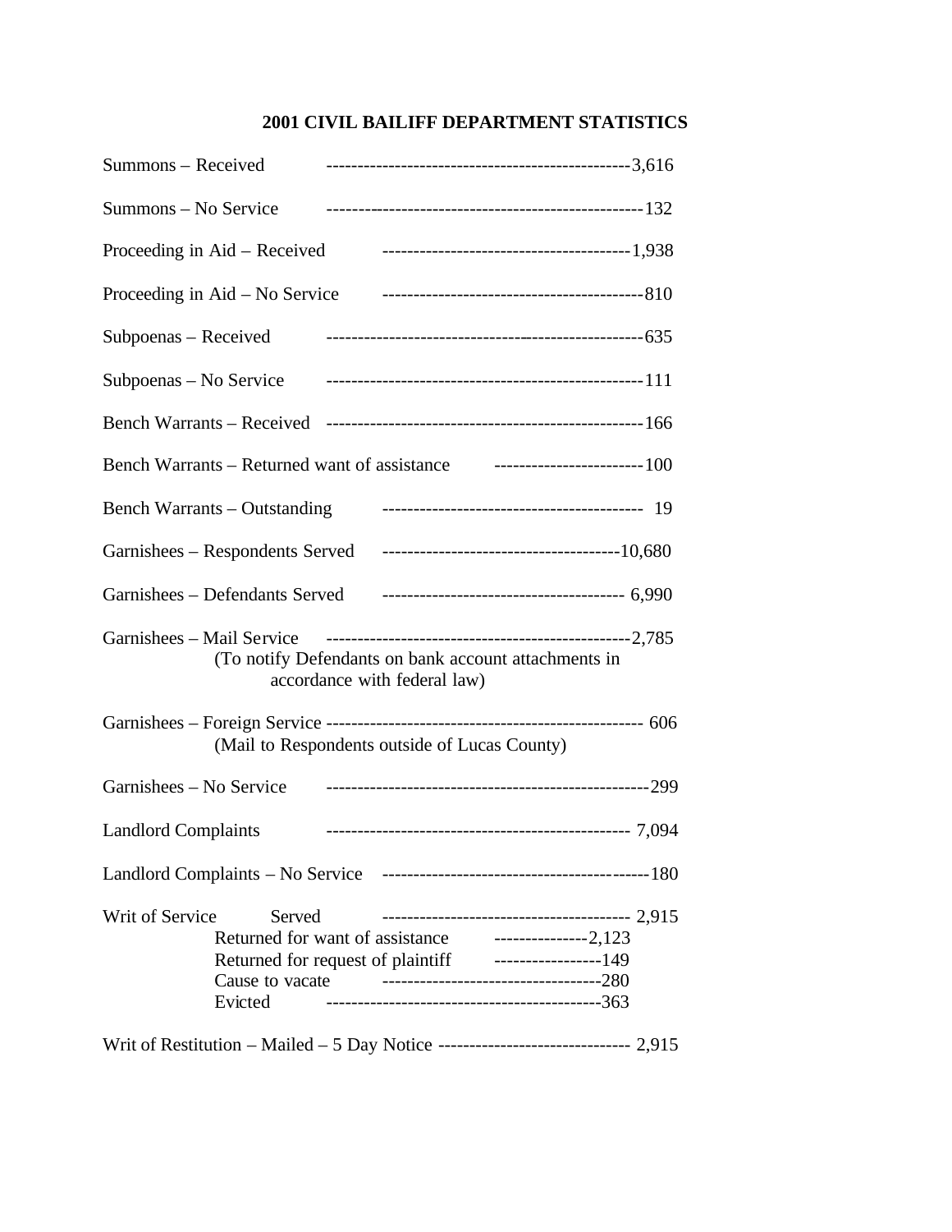## 2001 CIVIL BAILIFF DEPARTMENT STATISTICS

| | |
|---|---|
| Summons – Received | 3,616 |
| Summons – No Service | 132 |
| Proceeding in Aid – Received | 1,938 |
| Proceeding in Aid – No Service | 810 |
| Subpoenas – Received | 635 |
| Subpoenas – No Service | 111 |
| Bench Warrants – Received | 166 |
| Bench Warrants – Returned want of assistance | 100 |
| Bench Warrants – Outstanding | 19 |
| Garnishees – Respondents Served | 10,680 |
| Garnishees – Defendants Served | 6,990 |
| Garnishees – Mail Service (To notify Defendants on bank account attachments in accordance with federal law) | 2,785 |
| Garnishees – Foreign Service (Mail to Respondents outside of Lucas County) | 606 |
| Garnishees – No Service | 299 |
| Landlord Complaints | 7,094 |
| Landlord Complaints – No Service | 180 |
| Writ of Service – Served | 2,915 |
| Returned for want of assistance | 2,123 |
| Returned for request of plaintiff | 149 |
| Cause to vacate | 280 |
| Evicted | 363 |
| Writ of Restitution – Mailed – 5 Day Notice | 2,915 |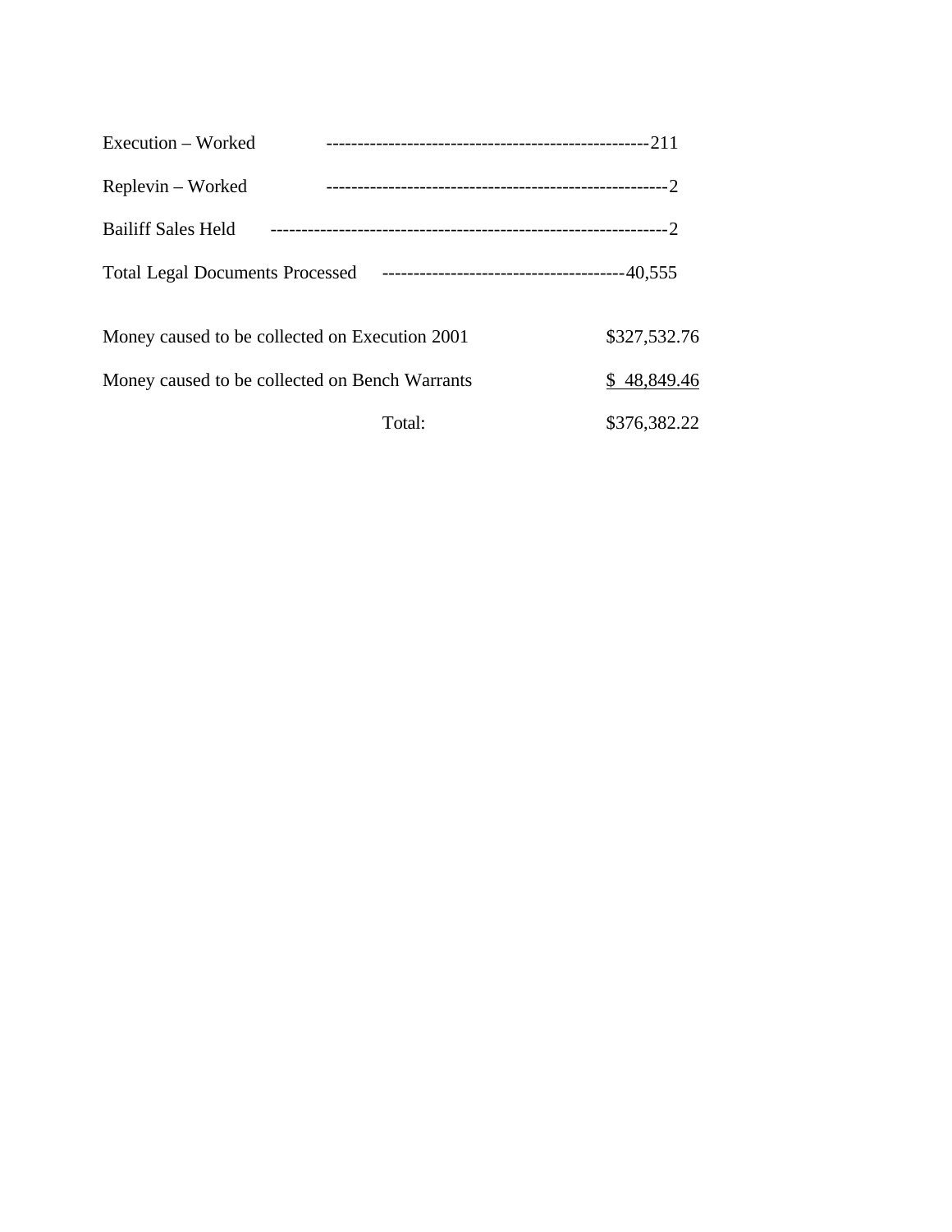Execution – Worked ----------------------------------------------------211

Replevin – Worked -------------------------------------------------------2

Bailiff Sales Held -----------------------------------------------------------------2

Total Legal Documents Processed ---------------------------------------40,555

| | |
|---|---|
| Money caused to be collected on Execution 2001 | $327,532.76 |
| Money caused to be collected on Bench Warrants | $ 48,849.46 |
| Total: | $376,382.22 |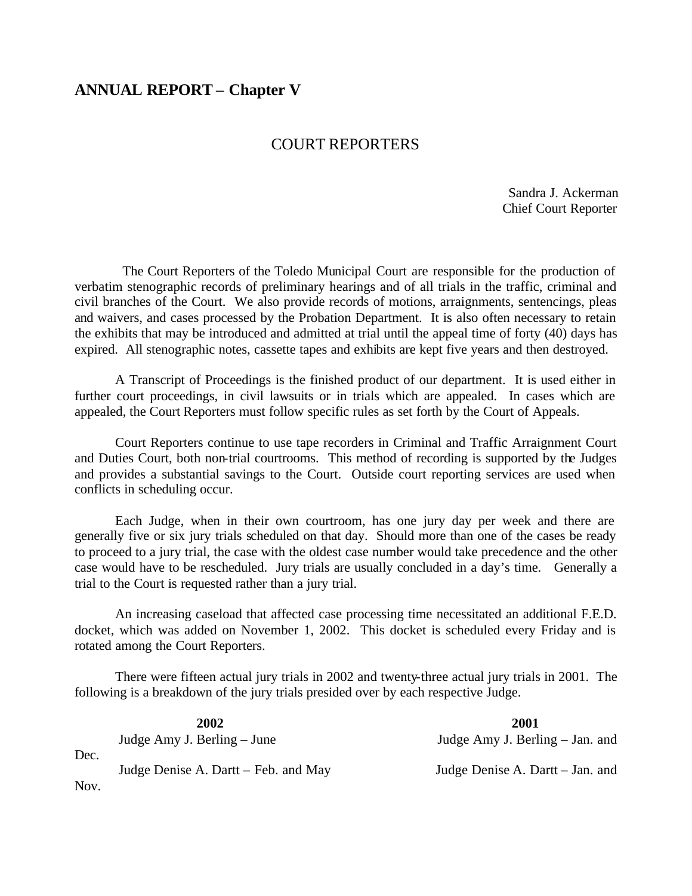## ANNUAL REPORT – Chapter V

### COURT REPORTERS

Sandra J. Ackerman
Chief Court Reporter

The Court Reporters of the Toledo Municipal Court are responsible for the production of verbatim stenographic records of preliminary hearings and of all trials in the traffic, criminal and civil branches of the Court. We also provide records of motions, arraignments, sentencings, pleas and waivers, and cases processed by the Probation Department. It is also often necessary to retain the exhibits that may be introduced and admitted at trial until the appeal time of forty (40) days has expired. All stenographic notes, cassette tapes and exhibits are kept five years and then destroyed.

A Transcript of Proceedings is the finished product of our department. It is used either in further court proceedings, in civil lawsuits or in trials which are appealed. In cases which are appealed, the Court Reporters must follow specific rules as set forth by the Court of Appeals.

Court Reporters continue to use tape recorders in Criminal and Traffic Arraignment Court and Duties Court, both non-trial courtrooms. This method of recording is supported by the Judges and provides a substantial savings to the Court. Outside court reporting services are used when conflicts in scheduling occur.

Each Judge, when in their own courtroom, has one jury day per week and there are generally five or six jury trials scheduled on that day. Should more than one of the cases be ready to proceed to a jury trial, the case with the oldest case number would take precedence and the other case would have to be rescheduled. Jury trials are usually concluded in a day's time. Generally a trial to the Court is requested rather than a jury trial.

An increasing caseload that affected case processing time necessitated an additional F.E.D. docket, which was added on November 1, 2002. This docket is scheduled every Friday and is rotated among the Court Reporters.

There were fifteen actual jury trials in 2002 and twenty-three actual jury trials in 2001. The following is a breakdown of the jury trials presided over by each respective Judge.

| 2002 | 2001 |
|---|---|
| Judge Amy J. Berling – June | Judge Amy J. Berling – Jan. and Dec. |
| Judge Denise A. Dartt – Feb. and May | Judge Denise A. Dartt – Jan. and Nov. |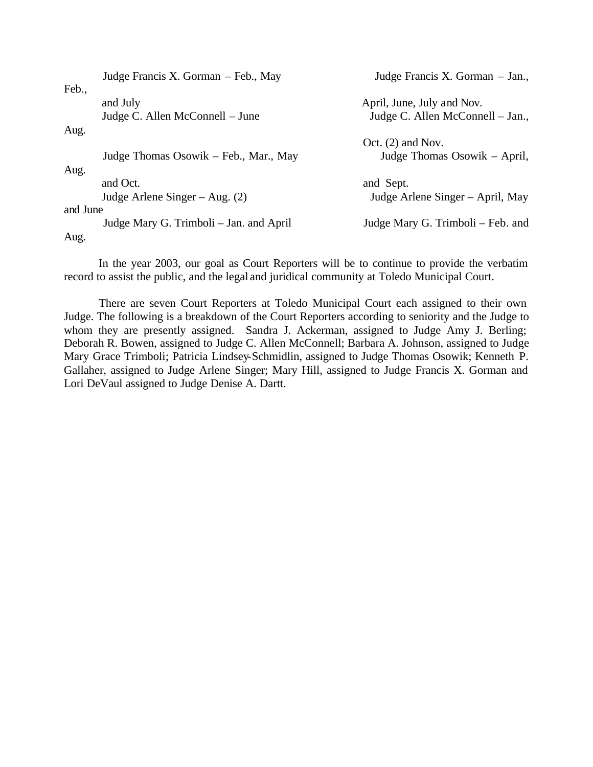Judge Francis X. Gorman – Feb., May and July
Judge C. Allen McConnell – June
Judge Thomas Osowik – Feb., Mar., May and Oct.
Judge Arlene Singer – Aug. (2)
Judge Mary G. Trimboli – Jan. and April

Judge Francis X. Gorman – Jan., Feb., April, June, July and Nov.
Judge C. Allen McConnell – Jan., Aug. Oct. (2) and Nov.
Judge Thomas Osowik – April, Aug. and Sept.
Judge Arlene Singer – April, May and June
Judge Mary G. Trimboli – Feb. and Aug.

In the year 2003, our goal as Court Reporters will be to continue to provide the verbatim record to assist the public, and the legal and juridical community at Toledo Municipal Court.

There are seven Court Reporters at Toledo Municipal Court each assigned to their own Judge. The following is a breakdown of the Court Reporters according to seniority and the Judge to whom they are presently assigned. Sandra J. Ackerman, assigned to Judge Amy J. Berling; Deborah R. Bowen, assigned to Judge C. Allen McConnell; Barbara A. Johnson, assigned to Judge Mary Grace Trimboli; Patricia Lindsey-Schmidlin, assigned to Judge Thomas Osowik; Kenneth P. Gallaher, assigned to Judge Arlene Singer; Mary Hill, assigned to Judge Francis X. Gorman and Lori DeVaul assigned to Judge Denise A. Dartt.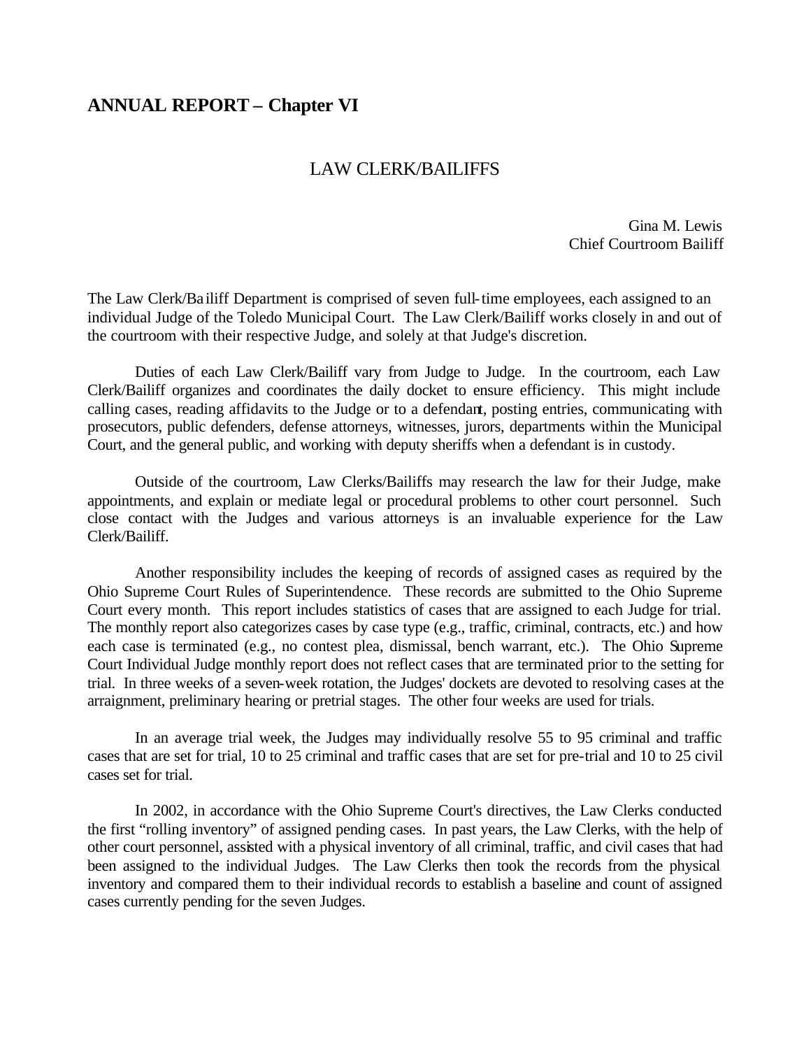## ANNUAL REPORT – Chapter VI

### LAW CLERK/BAILIFFS

Gina M. Lewis
Chief Courtroom Bailiff

The Law Clerk/Bailiff Department is comprised of seven full-time employees, each assigned to an individual Judge of the Toledo Municipal Court. The Law Clerk/Bailiff works closely in and out of the courtroom with their respective Judge, and solely at that Judge's discretion.

Duties of each Law Clerk/Bailiff vary from Judge to Judge. In the courtroom, each Law Clerk/Bailiff organizes and coordinates the daily docket to ensure efficiency. This might include calling cases, reading affidavits to the Judge or to a defendant, posting entries, communicating with prosecutors, public defenders, defense attorneys, witnesses, jurors, departments within the Municipal Court, and the general public, and working with deputy sheriffs when a defendant is in custody.

Outside of the courtroom, Law Clerks/Bailiffs may research the law for their Judge, make appointments, and explain or mediate legal or procedural problems to other court personnel. Such close contact with the Judges and various attorneys is an invaluable experience for the Law Clerk/Bailiff.

Another responsibility includes the keeping of records of assigned cases as required by the Ohio Supreme Court Rules of Superintendence. These records are submitted to the Ohio Supreme Court every month. This report includes statistics of cases that are assigned to each Judge for trial. The monthly report also categorizes cases by case type (e.g., traffic, criminal, contracts, etc.) and how each case is terminated (e.g., no contest plea, dismissal, bench warrant, etc.). The Ohio Supreme Court Individual Judge monthly report does not reflect cases that are terminated prior to the setting for trial. In three weeks of a seven-week rotation, the Judges' dockets are devoted to resolving cases at the arraignment, preliminary hearing or pretrial stages. The other four weeks are used for trials.

In an average trial week, the Judges may individually resolve 55 to 95 criminal and traffic cases that are set for trial, 10 to 25 criminal and traffic cases that are set for pre-trial and 10 to 25 civil cases set for trial.

In 2002, in accordance with the Ohio Supreme Court's directives, the Law Clerks conducted the first "rolling inventory" of assigned pending cases. In past years, the Law Clerks, with the help of other court personnel, assisted with a physical inventory of all criminal, traffic, and civil cases that had been assigned to the individual Judges. The Law Clerks then took the records from the physical inventory and compared them to their individual records to establish a baseline and count of assigned cases currently pending for the seven Judges.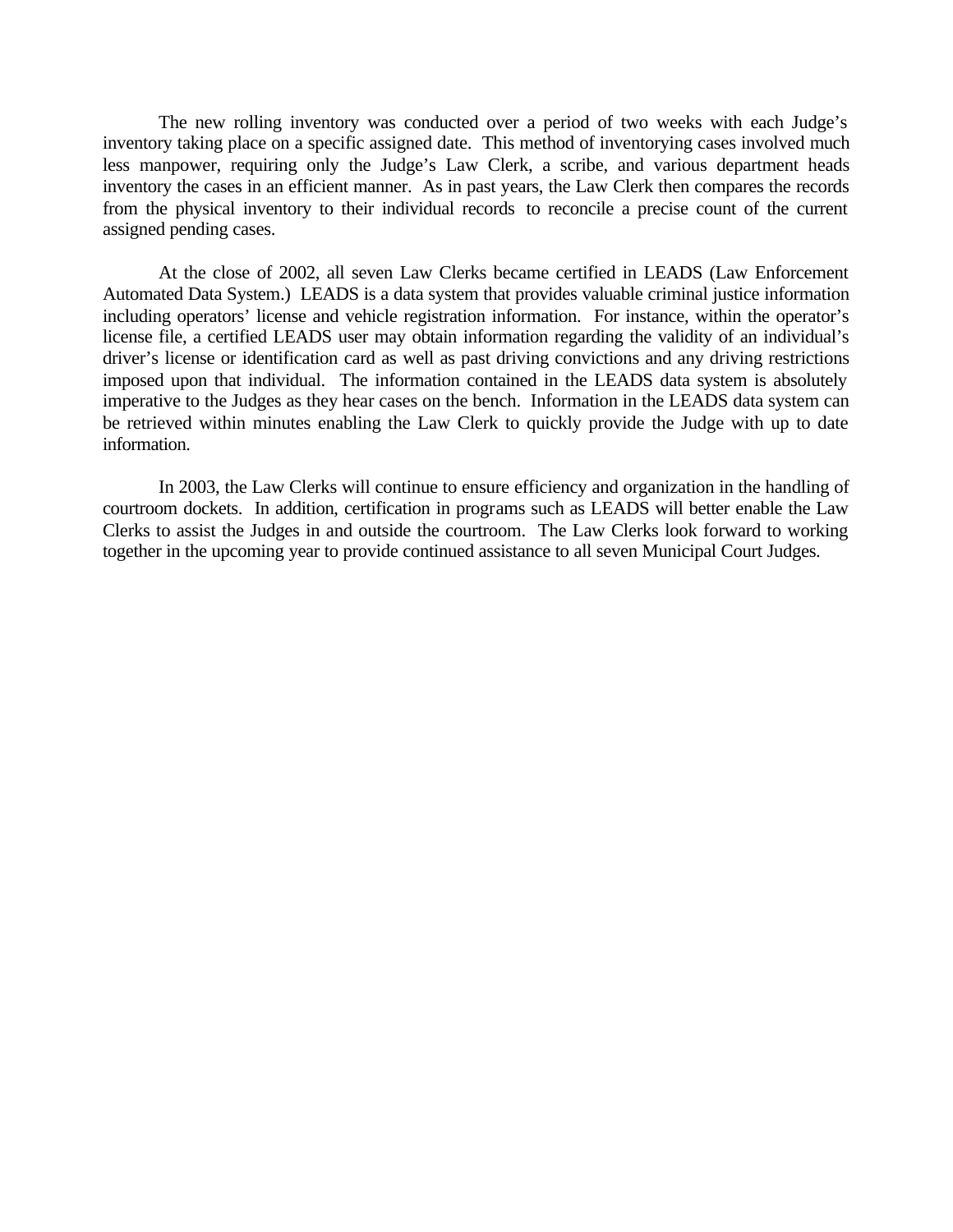The new rolling inventory was conducted over a period of two weeks with each Judge's inventory taking place on a specific assigned date. This method of inventorying cases involved much less manpower, requiring only the Judge's Law Clerk, a scribe, and various department heads inventory the cases in an efficient manner. As in past years, the Law Clerk then compares the records from the physical inventory to their individual records to reconcile a precise count of the current assigned pending cases.

At the close of 2002, all seven Law Clerks became certified in LEADS (Law Enforcement Automated Data System.) LEADS is a data system that provides valuable criminal justice information including operators' license and vehicle registration information. For instance, within the operator's license file, a certified LEADS user may obtain information regarding the validity of an individual's driver's license or identification card as well as past driving convictions and any driving restrictions imposed upon that individual. The information contained in the LEADS data system is absolutely imperative to the Judges as they hear cases on the bench. Information in the LEADS data system can be retrieved within minutes enabling the Law Clerk to quickly provide the Judge with up to date information.

In 2003, the Law Clerks will continue to ensure efficiency and organization in the handling of courtroom dockets. In addition, certification in programs such as LEADS will better enable the Law Clerks to assist the Judges in and outside the courtroom. The Law Clerks look forward to working together in the upcoming year to provide continued assistance to all seven Municipal Court Judges.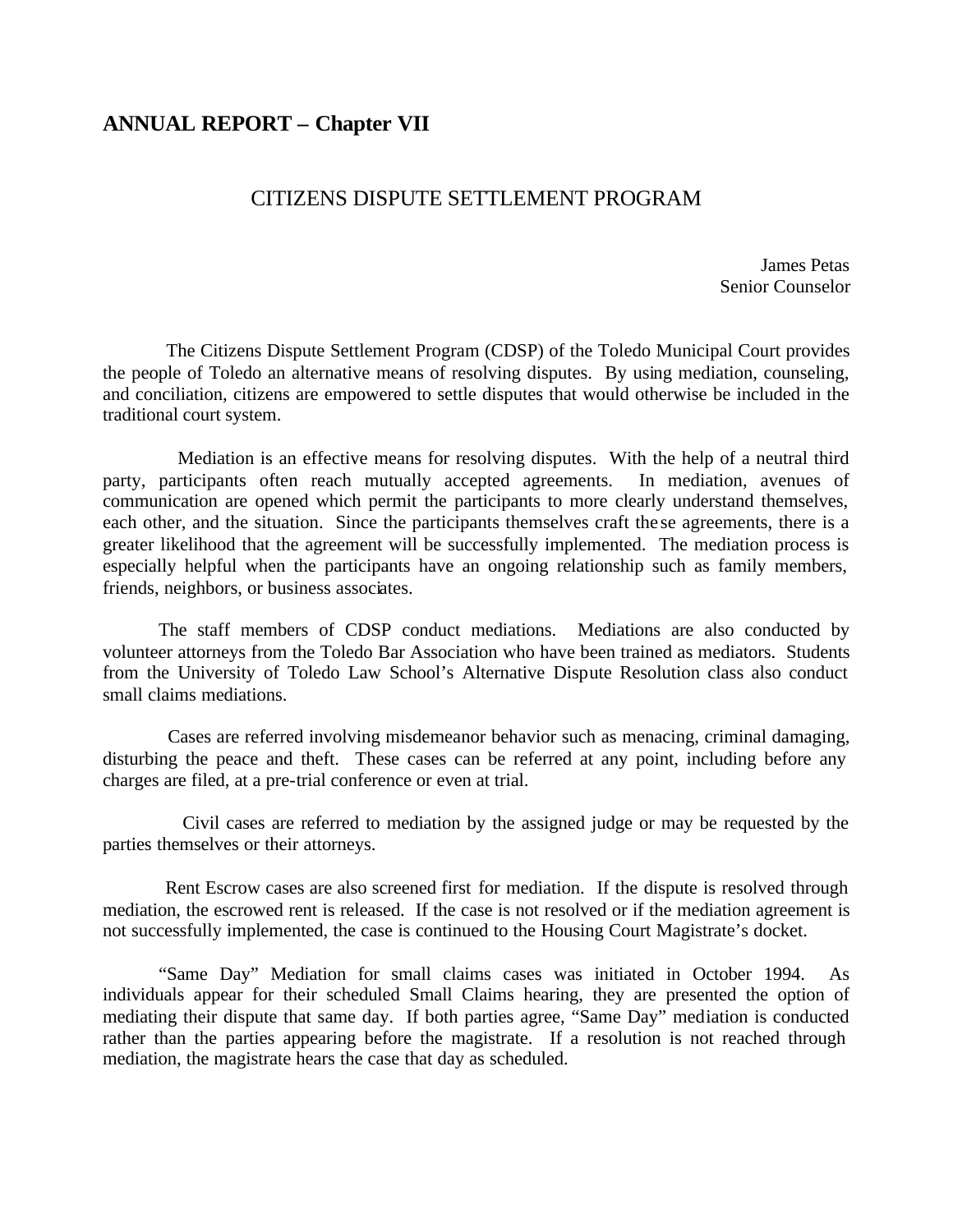# ANNUAL REPORT – Chapter VII

## CITIZENS DISPUTE SETTLEMENT PROGRAM

James Petas
Senior Counselor

The Citizens Dispute Settlement Program (CDSP) of the Toledo Municipal Court provides the people of Toledo an alternative means of resolving disputes. By using mediation, counseling, and conciliation, citizens are empowered to settle disputes that would otherwise be included in the traditional court system.

Mediation is an effective means for resolving disputes. With the help of a neutral third party, participants often reach mutually accepted agreements. In mediation, avenues of communication are opened which permit the participants to more clearly understand themselves, each other, and the situation. Since the participants themselves craft these agreements, there is a greater likelihood that the agreement will be successfully implemented. The mediation process is especially helpful when the participants have an ongoing relationship such as family members, friends, neighbors, or business associates.

The staff members of CDSP conduct mediations. Mediations are also conducted by volunteer attorneys from the Toledo Bar Association who have been trained as mediators. Students from the University of Toledo Law School's Alternative Dispute Resolution class also conduct small claims mediations.

Cases are referred involving misdemeanor behavior such as menacing, criminal damaging, disturbing the peace and theft. These cases can be referred at any point, including before any charges are filed, at a pre-trial conference or even at trial.

Civil cases are referred to mediation by the assigned judge or may be requested by the parties themselves or their attorneys.

Rent Escrow cases are also screened first for mediation. If the dispute is resolved through mediation, the escrowed rent is released. If the case is not resolved or if the mediation agreement is not successfully implemented, the case is continued to the Housing Court Magistrate's docket.

"Same Day" Mediation for small claims cases was initiated in October 1994. As individuals appear for their scheduled Small Claims hearing, they are presented the option of mediating their dispute that same day. If both parties agree, "Same Day" mediation is conducted rather than the parties appearing before the magistrate. If a resolution is not reached through mediation, the magistrate hears the case that day as scheduled.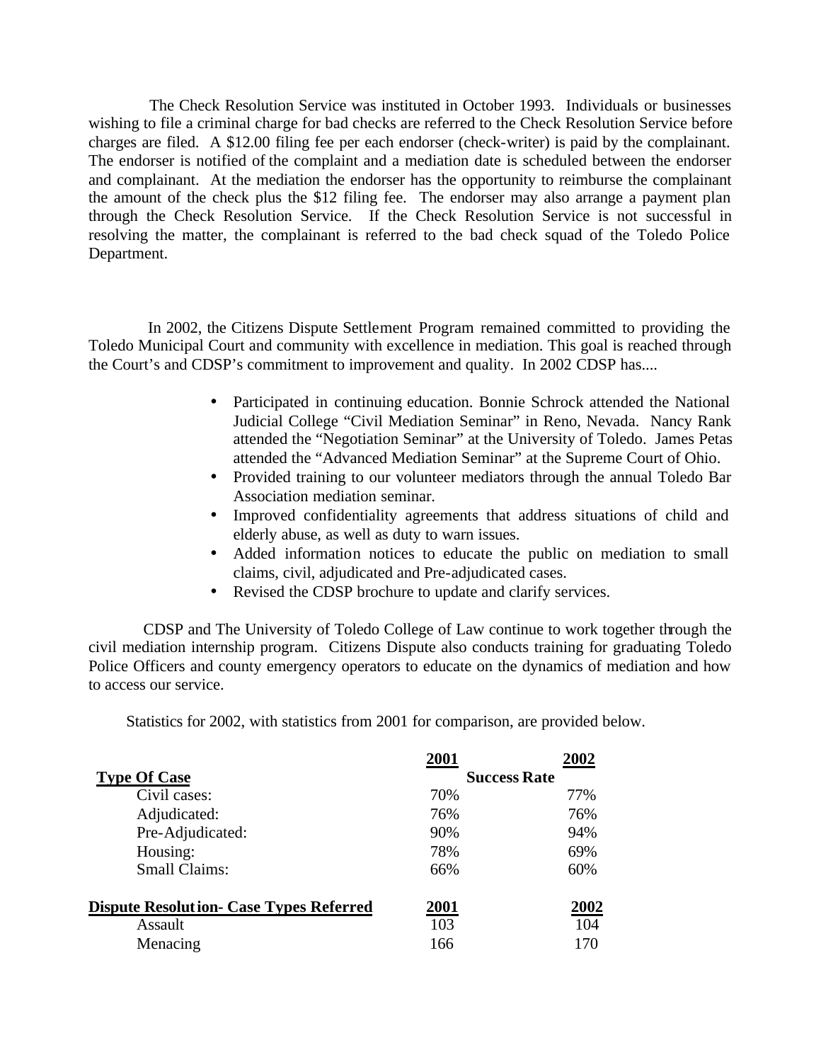The Check Resolution Service was instituted in October 1993. Individuals or businesses wishing to file a criminal charge for bad checks are referred to the Check Resolution Service before charges are filed. A $12.00 filing fee per each endorser (check-writer) is paid by the complainant. The endorser is notified of the complaint and a mediation date is scheduled between the endorser and complainant. At the mediation the endorser has the opportunity to reimburse the complainant the amount of the check plus the $12 filing fee. The endorser may also arrange a payment plan through the Check Resolution Service. If the Check Resolution Service is not successful in resolving the matter, the complainant is referred to the bad check squad of the Toledo Police Department.

In 2002, the Citizens Dispute Settlement Program remained committed to providing the Toledo Municipal Court and community with excellence in mediation. This goal is reached through the Court's and CDSP's commitment to improvement and quality. In 2002 CDSP has....

- Participated in continuing education. Bonnie Schrock attended the National Judicial College "Civil Mediation Seminar" in Reno, Nevada. Nancy Rank attended the "Negotiation Seminar" at the University of Toledo. James Petas attended the "Advanced Mediation Seminar" at the Supreme Court of Ohio.
- Provided training to our volunteer mediators through the annual Toledo Bar Association mediation seminar.
- Improved confidentiality agreements that address situations of child and elderly abuse, as well as duty to warn issues.
- Added information notices to educate the public on mediation to small claims, civil, adjudicated and Pre-adjudicated cases.
- Revised the CDSP brochure to update and clarify services.

CDSP and The University of Toledo College of Law continue to work together through the civil mediation internship program. Citizens Dispute also conducts training for graduating Toledo Police Officers and county emergency operators to educate on the dynamics of mediation and how to access our service.

Statistics for 2002, with statistics from 2001 for comparison, are provided below.

| | **2001** | **2002** |
|---|---|---|
| **Type Of Case** | **Success Rate** | |
| Civil cases: | 70% | 77% |
| Adjudicated: | 76% | 76% |
| Pre-Adjudicated: | 90% | 94% |
| Housing: | 78% | 69% |
| Small Claims: | 66% | 60% |

| **Dispute Resolution- Case Types Referred** | **2001** | **2002** |
|---|---|---|
| Assault | 103 | 104 |
| Menacing | 166 | 170 |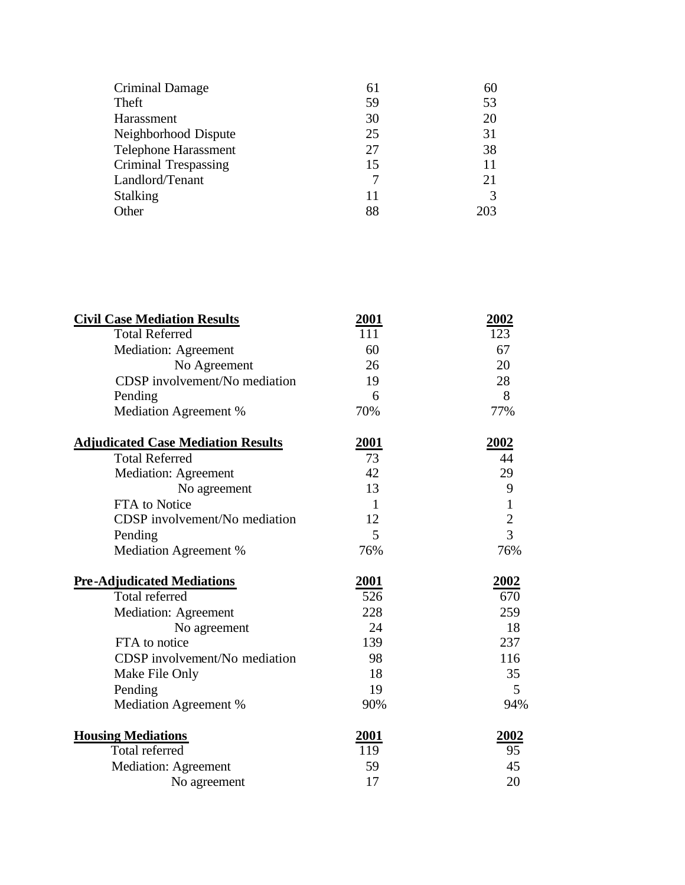| | | |
|---|---|---|
| Criminal Damage | 61 | 60 |
| Theft | 59 | 53 |
| Harassment | 30 | 20 |
| Neighborhood Dispute | 25 | 31 |
| Telephone Harassment | 27 | 38 |
| Criminal Trespassing | 15 | 11 |
| Landlord/Tenant | 7 | 21 |
| Stalking | 11 | 3 |
| Other | 88 | 203 |

| **Civil Case Mediation Results** | **2001** | **2002** |
|---|---|---|
| Total Referred | 111 | 123 |
| Mediation: Agreement | 60 | 67 |
| No Agreement | 26 | 20 |
| CDSP involvement/No mediation | 19 | 28 |
| Pending | 6 | 8 |
| Mediation Agreement % | 70% | 77% |

| **Adjudicated Case Mediation Results** | **2001** | **2002** |
|---|---|---|
| Total Referred | 73 | 44 |
| Mediation: Agreement | 42 | 29 |
| No agreement | 13 | 9 |
| FTA to Notice | 1 | 1 |
| CDSP involvement/No mediation | 12 | 2 |
| Pending | 5 | 3 |
| Mediation Agreement % | 76% | 76% |

| **Pre-Adjudicated Mediations** | **2001** | **2002** |
|---|---|---|
| Total referred | 526 | 670 |
| Mediation: Agreement | 228 | 259 |
| No agreement | 24 | 18 |
| FTA to notice | 139 | 237 |
| CDSP involvement/No mediation | 98 | 116 |
| Make File Only | 18 | 35 |
| Pending | 19 | 5 |
| Mediation Agreement % | 90% | 94% |

| **Housing Mediations** | **2001** | **2002** |
|---|---|---|
| Total referred | 119 | 95 |
| Mediation: Agreement | 59 | 45 |
| No agreement | 17 | 20 |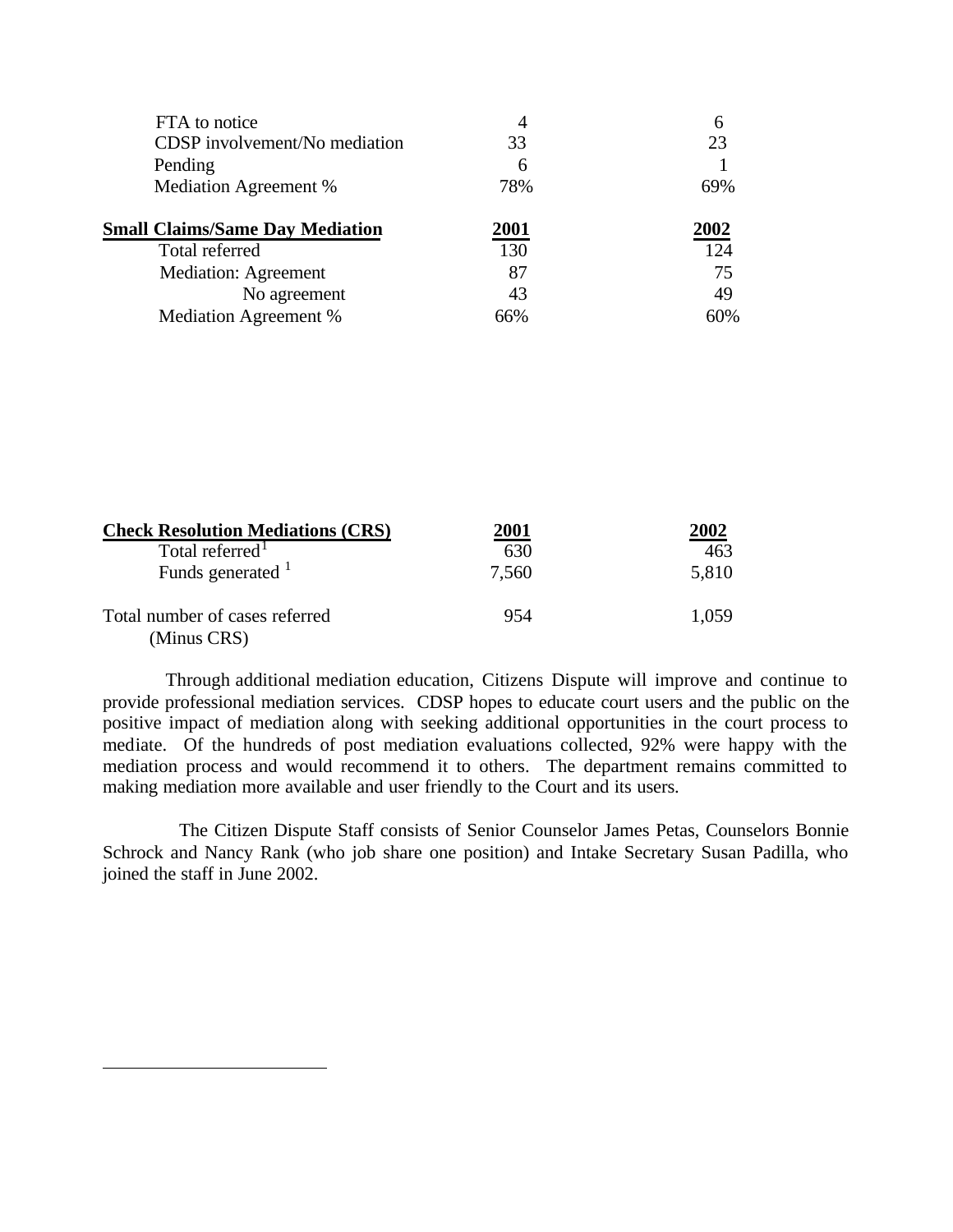| | 2001 | 2002 |
|---|---|---|
| FTA to notice | 4 | 6 |
| CDSP involvement/No mediation | 33 | 23 |
| Pending | 6 | 1 |
| Mediation Agreement % | 78% | 69% |

| **Small Claims/Same Day Mediation** | **2001** | **2002** |
|---|---|---|
| Total referred | 130 | 124 |
| Mediation: Agreement | 87 | 75 |
| No agreement | 43 | 49 |
| Mediation Agreement % | 66% | 60% |

| **Check Resolution Mediations (CRS)** | **2001** | **2002** |
|---|---|---|
| Total referred[1] | 630 | 463 |
| Funds generated [1] | 7,560 | 5,810 |
| Total number of cases referred (Minus CRS) | 954 | 1,059 |

Through additional mediation education, Citizens Dispute will improve and continue to provide professional mediation services. CDSP hopes to educate court users and the public on the positive impact of mediation along with seeking additional opportunities in the court process to mediate. Of the hundreds of post mediation evaluations collected, 92% were happy with the mediation process and would recommend it to others. The department remains committed to making mediation more available and user friendly to the Court and its users.

The Citizen Dispute Staff consists of Senior Counselor James Petas, Counselors Bonnie Schrock and Nancy Rank (who job share one position) and Intake Secretary Susan Padilla, who joined the staff in June 2002.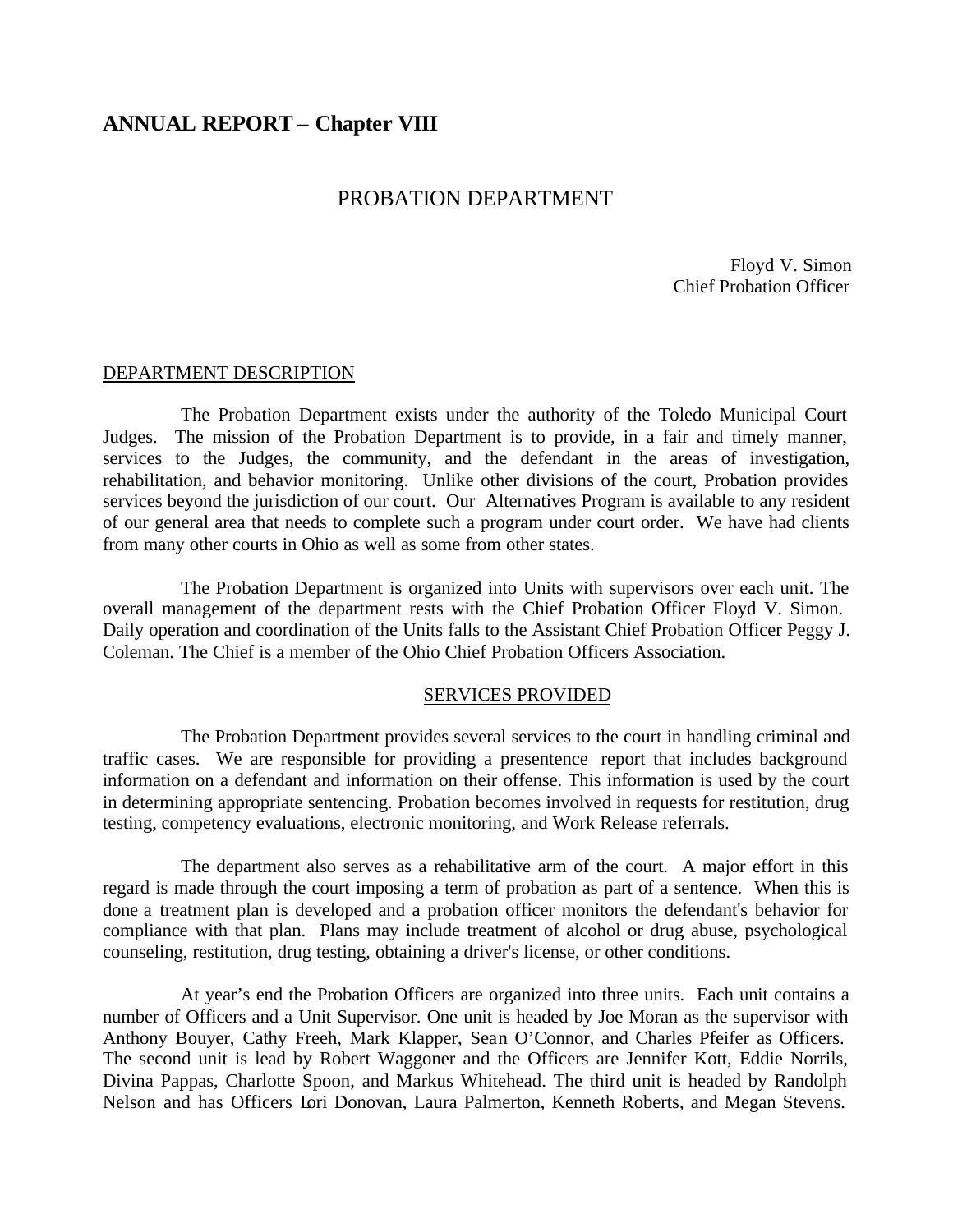## ANNUAL REPORT – Chapter VIII

# PROBATION DEPARTMENT

Floyd V. Simon
Chief Probation Officer

DEPARTMENT DESCRIPTION

The Probation Department exists under the authority of the Toledo Municipal Court Judges. The mission of the Probation Department is to provide, in a fair and timely manner, services to the Judges, the community, and the defendant in the areas of investigation, rehabilitation, and behavior monitoring. Unlike other divisions of the court, Probation provides services beyond the jurisdiction of our court. Our Alternatives Program is available to any resident of our general area that needs to complete such a program under court order. We have had clients from many other courts in Ohio as well as some from other states.

The Probation Department is organized into Units with supervisors over each unit. The overall management of the department rests with the Chief Probation Officer Floyd V. Simon. Daily operation and coordination of the Units falls to the Assistant Chief Probation Officer Peggy J. Coleman. The Chief is a member of the Ohio Chief Probation Officers Association.

SERVICES PROVIDED

The Probation Department provides several services to the court in handling criminal and traffic cases. We are responsible for providing a presentence report that includes background information on a defendant and information on their offense. This information is used by the court in determining appropriate sentencing. Probation becomes involved in requests for restitution, drug testing, competency evaluations, electronic monitoring, and Work Release referrals.

The department also serves as a rehabilitative arm of the court. A major effort in this regard is made through the court imposing a term of probation as part of a sentence. When this is done a treatment plan is developed and a probation officer monitors the defendant's behavior for compliance with that plan. Plans may include treatment of alcohol or drug abuse, psychological counseling, restitution, drug testing, obtaining a driver's license, or other conditions.

At year's end the Probation Officers are organized into three units. Each unit contains a number of Officers and a Unit Supervisor. One unit is headed by Joe Moran as the supervisor with Anthony Bouyer, Cathy Freeh, Mark Klapper, Sean O'Connor, and Charles Pfeifer as Officers. The second unit is lead by Robert Waggoner and the Officers are Jennifer Kott, Eddie Norrils, Divina Pappas, Charlotte Spoon, and Markus Whitehead. The third unit is headed by Randolph Nelson and has Officers Lori Donovan, Laura Palmerton, Kenneth Roberts, and Megan Stevens.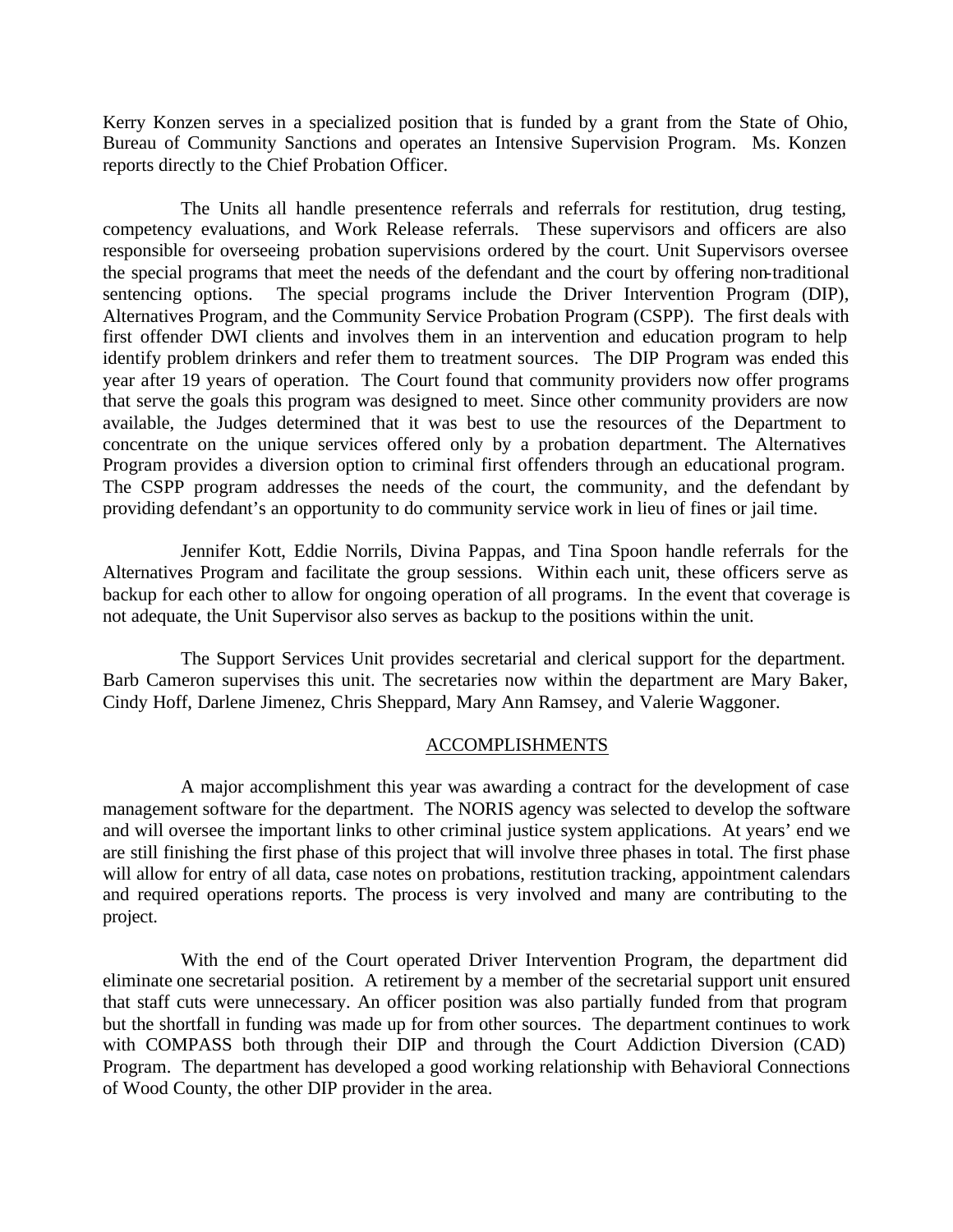Kerry Konzen serves in a specialized position that is funded by a grant from the State of Ohio, Bureau of Community Sanctions and operates an Intensive Supervision Program. Ms. Konzen reports directly to the Chief Probation Officer.

The Units all handle presentence referrals and referrals for restitution, drug testing, competency evaluations, and Work Release referrals. These supervisors and officers are also responsible for overseeing probation supervisions ordered by the court. Unit Supervisors oversee the special programs that meet the needs of the defendant and the court by offering non-traditional sentencing options. The special programs include the Driver Intervention Program (DIP), Alternatives Program, and the Community Service Probation Program (CSPP). The first deals with first offender DWI clients and involves them in an intervention and education program to help identify problem drinkers and refer them to treatment sources. The DIP Program was ended this year after 19 years of operation. The Court found that community providers now offer programs that serve the goals this program was designed to meet. Since other community providers are now available, the Judges determined that it was best to use the resources of the Department to concentrate on the unique services offered only by a probation department. The Alternatives Program provides a diversion option to criminal first offenders through an educational program. The CSPP program addresses the needs of the court, the community, and the defendant by providing defendant's an opportunity to do community service work in lieu of fines or jail time.

Jennifer Kott, Eddie Norrils, Divina Pappas, and Tina Spoon handle referrals for the Alternatives Program and facilitate the group sessions. Within each unit, these officers serve as backup for each other to allow for ongoing operation of all programs. In the event that coverage is not adequate, the Unit Supervisor also serves as backup to the positions within the unit.

The Support Services Unit provides secretarial and clerical support for the department. Barb Cameron supervises this unit. The secretaries now within the department are Mary Baker, Cindy Hoff, Darlene Jimenez, Chris Sheppard, Mary Ann Ramsey, and Valerie Waggoner.

## ACCOMPLISHMENTS

A major accomplishment this year was awarding a contract for the development of case management software for the department. The NORIS agency was selected to develop the software and will oversee the important links to other criminal justice system applications. At years' end we are still finishing the first phase of this project that will involve three phases in total. The first phase will allow for entry of all data, case notes on probations, restitution tracking, appointment calendars and required operations reports. The process is very involved and many are contributing to the project.

With the end of the Court operated Driver Intervention Program, the department did eliminate one secretarial position. A retirement by a member of the secretarial support unit ensured that staff cuts were unnecessary. An officer position was also partially funded from that program but the shortfall in funding was made up for from other sources. The department continues to work with COMPASS both through their DIP and through the Court Addiction Diversion (CAD) Program. The department has developed a good working relationship with Behavioral Connections of Wood County, the other DIP provider in the area.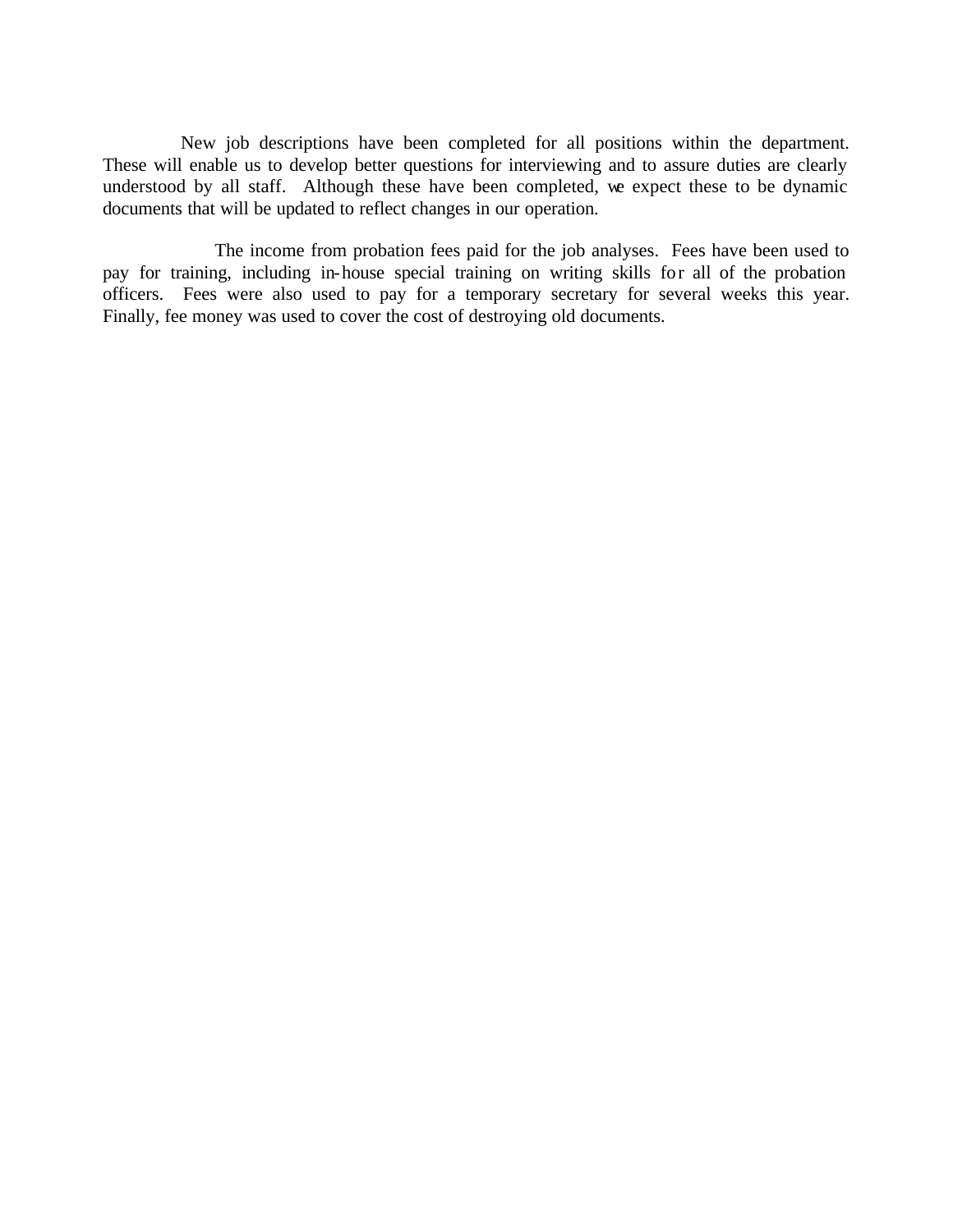New job descriptions have been completed for all positions within the department. These will enable us to develop better questions for interviewing and to assure duties are clearly understood by all staff. Although these have been completed, we expect these to be dynamic documents that will be updated to reflect changes in our operation.

The income from probation fees paid for the job analyses. Fees have been used to pay for training, including in-house special training on writing skills for all of the probation officers. Fees were also used to pay for a temporary secretary for several weeks this year. Finally, fee money was used to cover the cost of destroying old documents.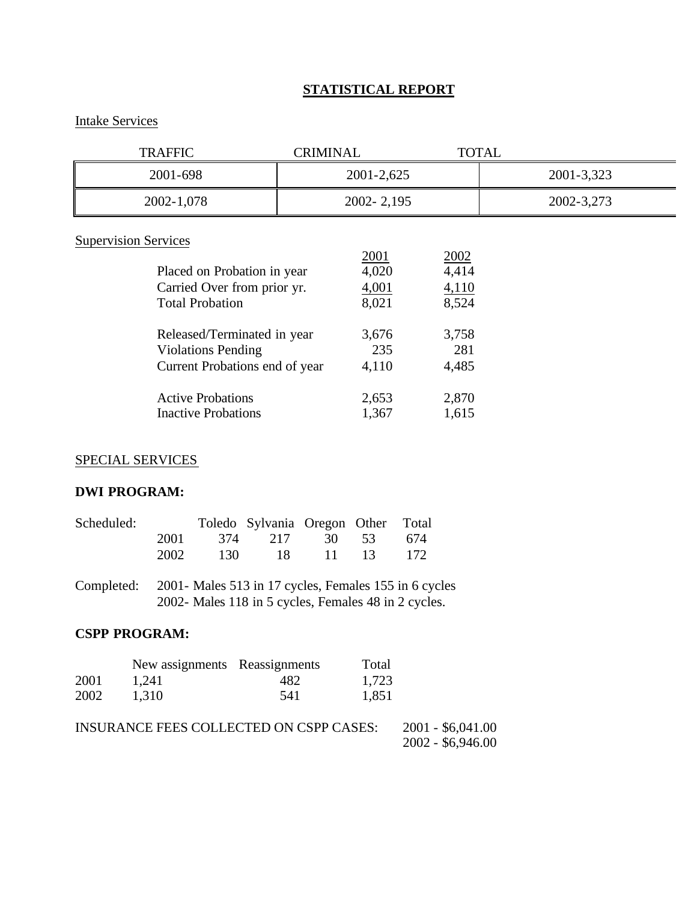# STATISTICAL REPORT

Intake Services

| TRAFFIC | CRIMINAL | TOTAL |
|---|---|---|
| 2001-698 | 2001-2,625 | 2001-3,323 |
| 2002-1,078 | 2002- 2,195 | 2002-3,273 |

Supervision Services

| | 2001 | 2002 |
|---|---|---|
| Placed on Probation in year | 4,020 | 4,414 |
| Carried Over from prior yr. | 4,001 | 4,110 |
| Total Probation | 8,021 | 8,524 |
| Released/Terminated in year | 3,676 | 3,758 |
| Violations Pending | 235 | 281 |
| Current Probations end of year | 4,110 | 4,485 |
| Active Probations | 2,653 | 2,870 |
| Inactive Probations | 1,367 | 1,615 |

SPECIAL SERVICES

**DWI PROGRAM:**

| Scheduled: | | Toledo | Sylvania | Oregon | Other | Total |
|---|---|---|---|---|---|---|
| | 2001 | 374 | 217 | 30 | 53 | 674 |
| | 2002 | 130 | 18 | 11 | 13 | 172 |

Completed: 2001- Males 513 in 17 cycles, Females 155 in 6 cycles
2002- Males 118 in 5 cycles, Females 48 in 2 cycles.

**CSPP PROGRAM:**

| | New assignments | Reassignments | Total |
|---|---|---|---|
| 2001 | 1,241 | 482 | 1,723 |
| 2002 | 1,310 | 541 | 1,851 |

INSURANCE FEES COLLECTED ON CSPP CASES: 2001 - $6,041.00
2002 - $6,946.00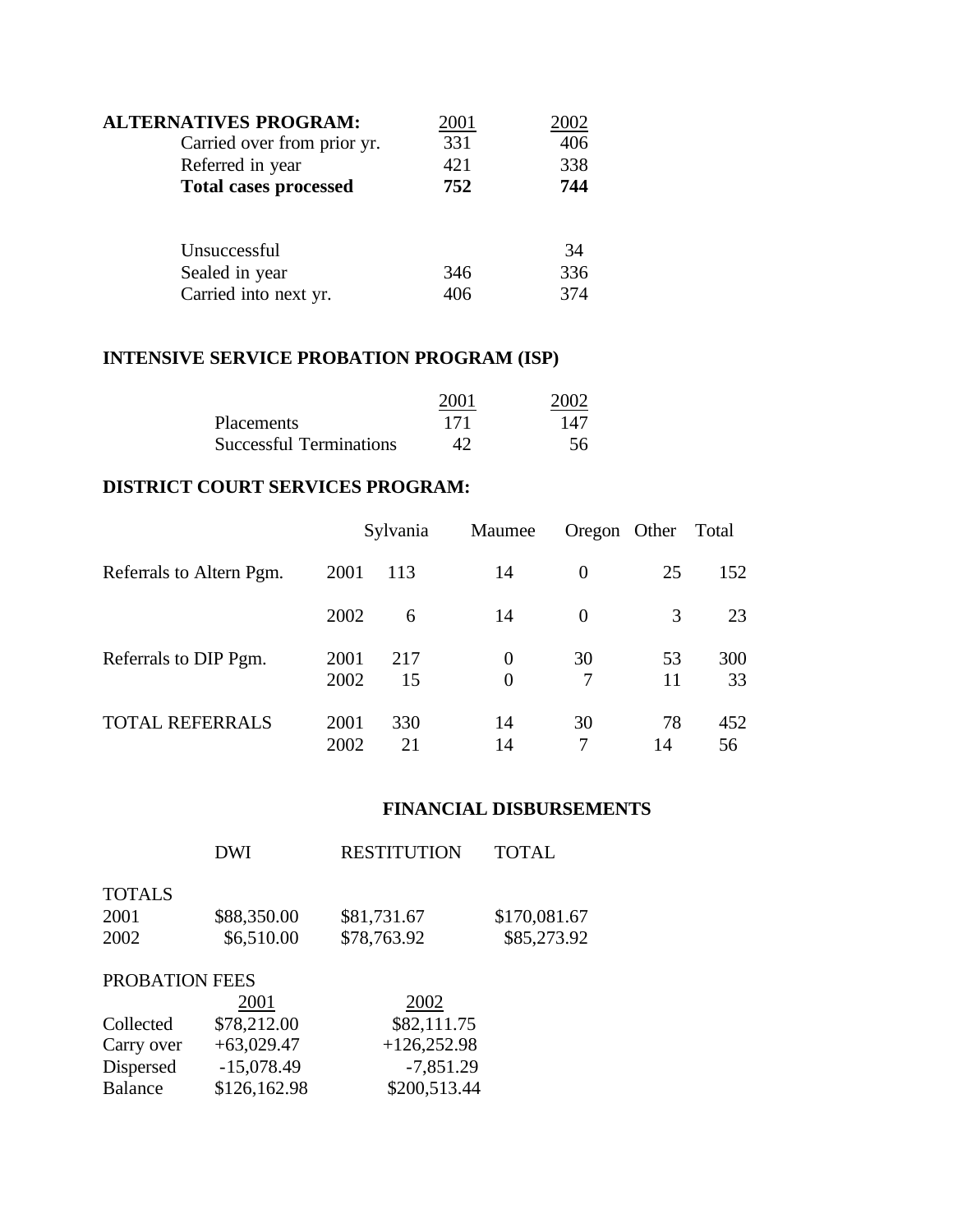**ALTERNATIVES PROGRAM:**

| | 2001 | 2002 |
|---|---|---|
| Carried over from prior yr. | 331 | 406 |
| Referred in year | 421 | 338 |
| **Total cases processed** | **752** | **744** |
| | | |
| Unsuccessful | | 34 |
| Sealed in year | 346 | 336 |
| Carried into next yr. | 406 | 374 |

**INTENSIVE SERVICE PROBATION PROGRAM (ISP)**

| | 2001 | 2002 |
|---|---|---|
| Placements | 171 | 147 |
| Successful Terminations | 42 | 56 |

**DISTRICT COURT SERVICES PROGRAM:**

| | | Sylvania | Maumee | Oregon | Other | Total |
|---|---|---|---|---|---|---|
| Referrals to Altern Pgm. | 2001 | 113 | 14 | 0 | 25 | 152 |
| | 2002 | 6 | 14 | 0 | 3 | 23 |
| Referrals to DIP Pgm. | 2001 | 217 | 0 | 30 | 53 | 300 |
| | 2002 | 15 | 0 | 7 | 11 | 33 |
| TOTAL REFERRALS | 2001 | 330 | 14 | 30 | 78 | 452 |
| | 2002 | 21 | 14 | 7 | 14 | 56 |

**FINANCIAL DISBURSEMENTS**

| | DWI | RESTITUTION | TOTAL |
|---|---|---|---|
| TOTALS | | | |
| 2001 | $88,350.00 | $81,731.67 | $170,081.67 |
| 2002 | $6,510.00 | $78,763.92 | $85,273.92 |

PROBATION FEES

| | 2001 | 2002 |
|---|---|---|
| Collected | $78,212.00 | $82,111.75 |
| Carry over | +63,029.47 | +126,252.98 |
| Dispersed | -15,078.49 | -7,851.29 |
| Balance | $126,162.98 | $200,513.44 |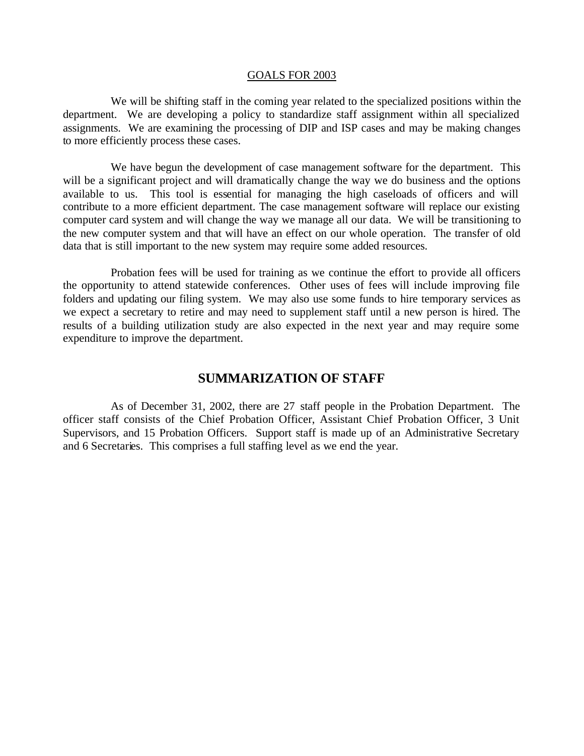## GOALS FOR 2003

We will be shifting staff in the coming year related to the specialized positions within the department. We are developing a policy to standardize staff assignment within all specialized assignments. We are examining the processing of DIP and ISP cases and may be making changes to more efficiently process these cases.

We have begun the development of case management software for the department. This will be a significant project and will dramatically change the way we do business and the options available to us. This tool is essential for managing the high caseloads of officers and will contribute to a more efficient department. The case management software will replace our existing computer card system and will change the way we manage all our data. We will be transitioning to the new computer system and that will have an effect on our whole operation. The transfer of old data that is still important to the new system may require some added resources.

Probation fees will be used for training as we continue the effort to provide all officers the opportunity to attend statewide conferences. Other uses of fees will include improving file folders and updating our filing system. We may also use some funds to hire temporary services as we expect a secretary to retire and may need to supplement staff until a new person is hired. The results of a building utilization study are also expected in the next year and may require some expenditure to improve the department.

## SUMMARIZATION OF STAFF

As of December 31, 2002, there are 27 staff people in the Probation Department. The officer staff consists of the Chief Probation Officer, Assistant Chief Probation Officer, 3 Unit Supervisors, and 15 Probation Officers. Support staff is made up of an Administrative Secretary and 6 Secretaries. This comprises a full staffing level as we end the year.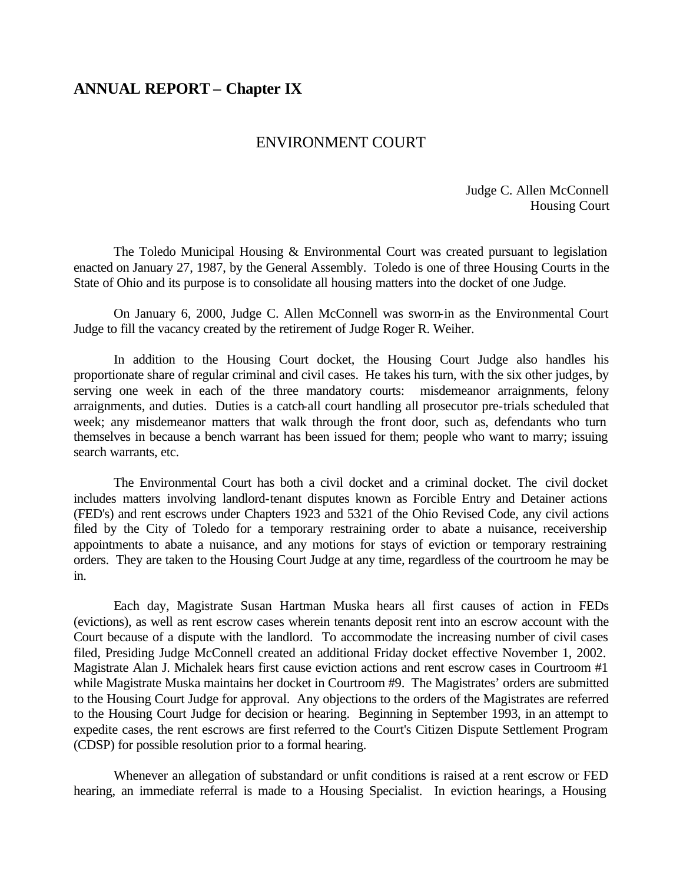## ANNUAL REPORT – Chapter IX

### ENVIRONMENT COURT

Judge C. Allen McConnell
Housing Court

The Toledo Municipal Housing & Environmental Court was created pursuant to legislation enacted on January 27, 1987, by the General Assembly. Toledo is one of three Housing Courts in the State of Ohio and its purpose is to consolidate all housing matters into the docket of one Judge.

On January 6, 2000, Judge C. Allen McConnell was sworn-in as the Environmental Court Judge to fill the vacancy created by the retirement of Judge Roger R. Weiher.

In addition to the Housing Court docket, the Housing Court Judge also handles his proportionate share of regular criminal and civil cases. He takes his turn, with the six other judges, by serving one week in each of the three mandatory courts: misdemeanor arraignments, felony arraignments, and duties. Duties is a catch-all court handling all prosecutor pre-trials scheduled that week; any misdemeanor matters that walk through the front door, such as, defendants who turn themselves in because a bench warrant has been issued for them; people who want to marry; issuing search warrants, etc.

The Environmental Court has both a civil docket and a criminal docket. The civil docket includes matters involving landlord-tenant disputes known as Forcible Entry and Detainer actions (FED's) and rent escrows under Chapters 1923 and 5321 of the Ohio Revised Code, any civil actions filed by the City of Toledo for a temporary restraining order to abate a nuisance, receivership appointments to abate a nuisance, and any motions for stays of eviction or temporary restraining orders. They are taken to the Housing Court Judge at any time, regardless of the courtroom he may be in.

Each day, Magistrate Susan Hartman Muska hears all first causes of action in FEDs (evictions), as well as rent escrow cases wherein tenants deposit rent into an escrow account with the Court because of a dispute with the landlord. To accommodate the increasing number of civil cases filed, Presiding Judge McConnell created an additional Friday docket effective November 1, 2002. Magistrate Alan J. Michalek hears first cause eviction actions and rent escrow cases in Courtroom #1 while Magistrate Muska maintains her docket in Courtroom #9. The Magistrates' orders are submitted to the Housing Court Judge for approval. Any objections to the orders of the Magistrates are referred to the Housing Court Judge for decision or hearing. Beginning in September 1993, in an attempt to expedite cases, the rent escrows are first referred to the Court's Citizen Dispute Settlement Program (CDSP) for possible resolution prior to a formal hearing.

Whenever an allegation of substandard or unfit conditions is raised at a rent escrow or FED hearing, an immediate referral is made to a Housing Specialist. In eviction hearings, a Housing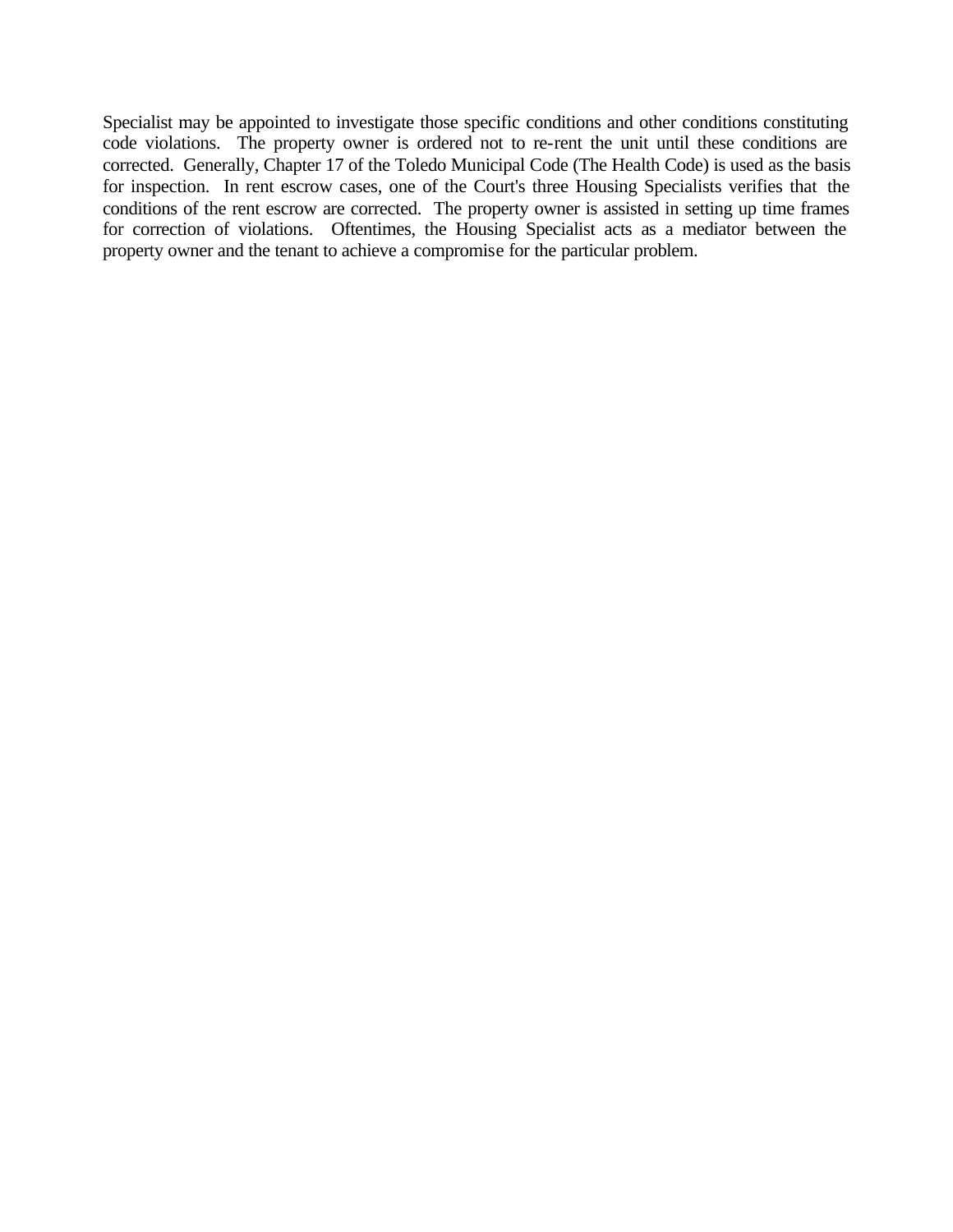Specialist may be appointed to investigate those specific conditions and other conditions constituting code violations. The property owner is ordered not to re-rent the unit until these conditions are corrected. Generally, Chapter 17 of the Toledo Municipal Code (The Health Code) is used as the basis for inspection. In rent escrow cases, one of the Court's three Housing Specialists verifies that the conditions of the rent escrow are corrected. The property owner is assisted in setting up time frames for correction of violations. Oftentimes, the Housing Specialist acts as a mediator between the property owner and the tenant to achieve a compromise for the particular problem.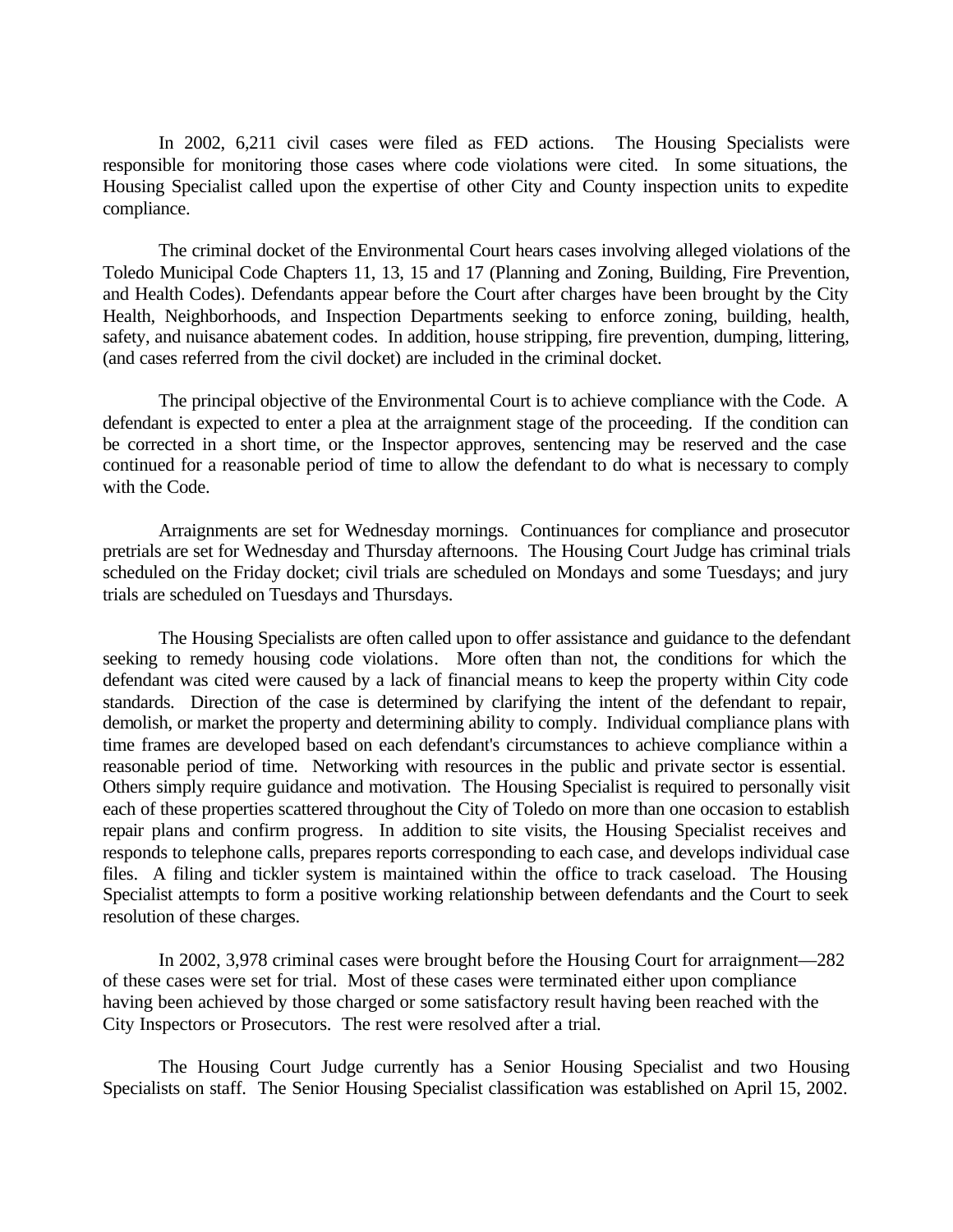In 2002, 6,211 civil cases were filed as FED actions. The Housing Specialists were responsible for monitoring those cases where code violations were cited. In some situations, the Housing Specialist called upon the expertise of other City and County inspection units to expedite compliance.

The criminal docket of the Environmental Court hears cases involving alleged violations of the Toledo Municipal Code Chapters 11, 13, 15 and 17 (Planning and Zoning, Building, Fire Prevention, and Health Codes). Defendants appear before the Court after charges have been brought by the City Health, Neighborhoods, and Inspection Departments seeking to enforce zoning, building, health, safety, and nuisance abatement codes. In addition, house stripping, fire prevention, dumping, littering, (and cases referred from the civil docket) are included in the criminal docket.

The principal objective of the Environmental Court is to achieve compliance with the Code. A defendant is expected to enter a plea at the arraignment stage of the proceeding. If the condition can be corrected in a short time, or the Inspector approves, sentencing may be reserved and the case continued for a reasonable period of time to allow the defendant to do what is necessary to comply with the Code.

Arraignments are set for Wednesday mornings. Continuances for compliance and prosecutor pretrials are set for Wednesday and Thursday afternoons. The Housing Court Judge has criminal trials scheduled on the Friday docket; civil trials are scheduled on Mondays and some Tuesdays; and jury trials are scheduled on Tuesdays and Thursdays.

The Housing Specialists are often called upon to offer assistance and guidance to the defendant seeking to remedy housing code violations. More often than not, the conditions for which the defendant was cited were caused by a lack of financial means to keep the property within City code standards. Direction of the case is determined by clarifying the intent of the defendant to repair, demolish, or market the property and determining ability to comply. Individual compliance plans with time frames are developed based on each defendant's circumstances to achieve compliance within a reasonable period of time. Networking with resources in the public and private sector is essential. Others simply require guidance and motivation. The Housing Specialist is required to personally visit each of these properties scattered throughout the City of Toledo on more than one occasion to establish repair plans and confirm progress. In addition to site visits, the Housing Specialist receives and responds to telephone calls, prepares reports corresponding to each case, and develops individual case files. A filing and tickler system is maintained within the office to track caseload. The Housing Specialist attempts to form a positive working relationship between defendants and the Court to seek resolution of these charges.

In 2002, 3,978 criminal cases were brought before the Housing Court for arraignment—282 of these cases were set for trial. Most of these cases were terminated either upon compliance having been achieved by those charged or some satisfactory result having been reached with the City Inspectors or Prosecutors. The rest were resolved after a trial.

The Housing Court Judge currently has a Senior Housing Specialist and two Housing Specialists on staff. The Senior Housing Specialist classification was established on April 15, 2002.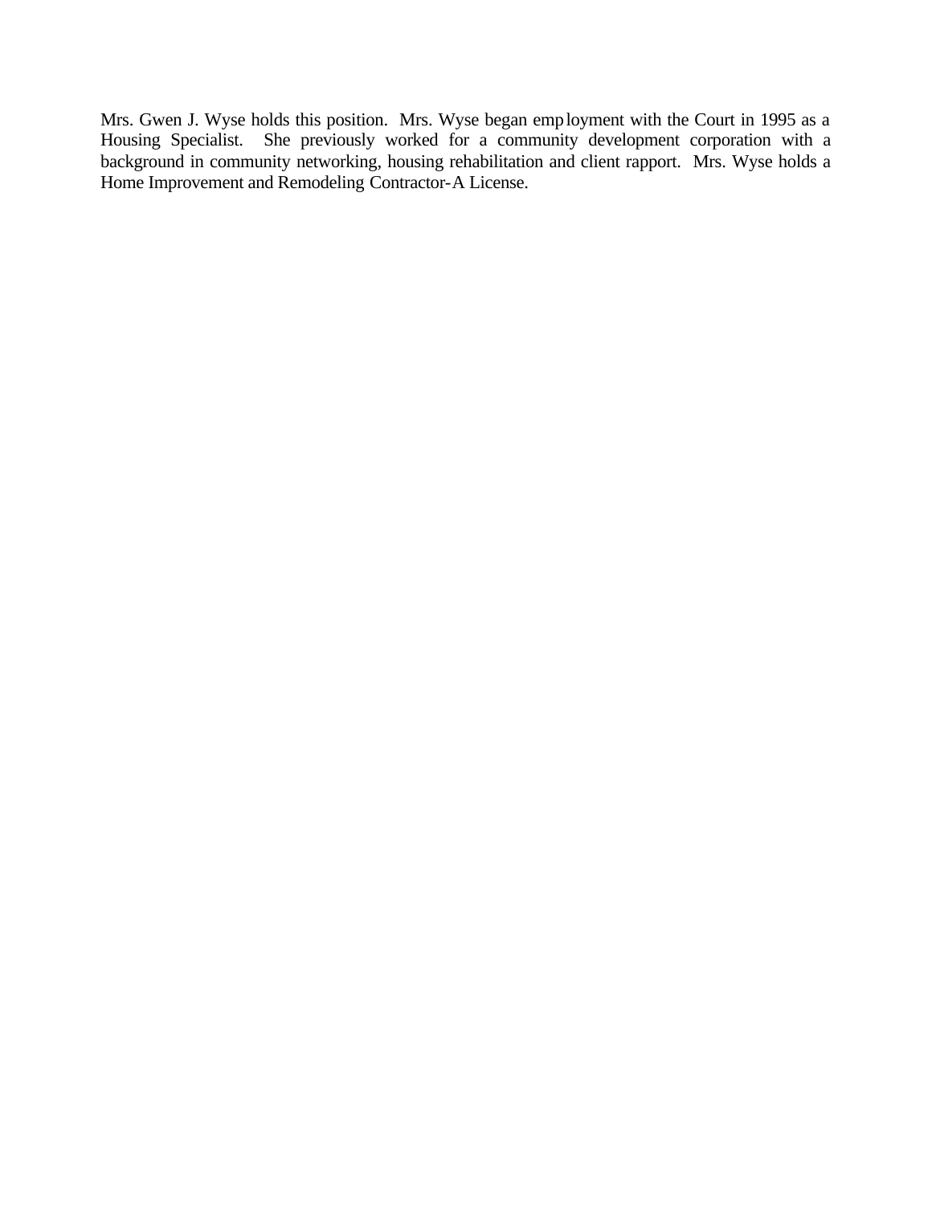Mrs. Gwen J. Wyse holds this position. Mrs. Wyse began employment with the Court in 1995 as a Housing Specialist. She previously worked for a community development corporation with a background in community networking, housing rehabilitation and client rapport. Mrs. Wyse holds a Home Improvement and Remodeling Contractor-A License.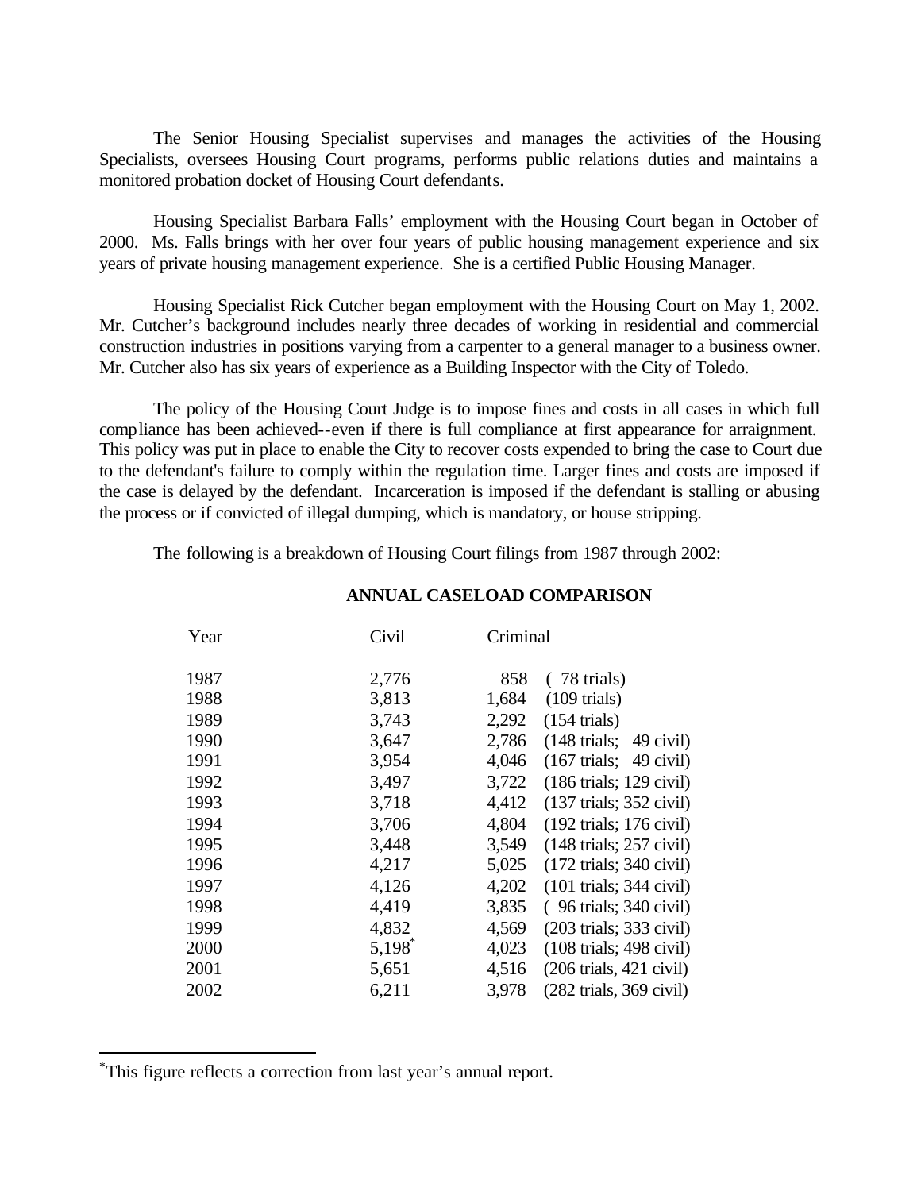The Senior Housing Specialist supervises and manages the activities of the Housing Specialists, oversees Housing Court programs, performs public relations duties and maintains a monitored probation docket of Housing Court defendants.

Housing Specialist Barbara Falls' employment with the Housing Court began in October of 2000. Ms. Falls brings with her over four years of public housing management experience and six years of private housing management experience. She is a certified Public Housing Manager.

Housing Specialist Rick Cutcher began employment with the Housing Court on May 1, 2002. Mr. Cutcher's background includes nearly three decades of working in residential and commercial construction industries in positions varying from a carpenter to a general manager to a business owner. Mr. Cutcher also has six years of experience as a Building Inspector with the City of Toledo.

The policy of the Housing Court Judge is to impose fines and costs in all cases in which full compliance has been achieved--even if there is full compliance at first appearance for arraignment. This policy was put in place to enable the City to recover costs expended to bring the case to Court due to the defendant's failure to comply within the regulation time. Larger fines and costs are imposed if the case is delayed by the defendant. Incarceration is imposed if the defendant is stalling or abusing the process or if convicted of illegal dumping, which is mandatory, or house stripping.

The following is a breakdown of Housing Court filings from 1987 through 2002:

**ANNUAL CASELOAD COMPARISON**

| Year | Civil | Criminal | |
|---|---|---|---|
| 1987 | 2,776 | 858 | ( 78 trials) |
| 1988 | 3,813 | 1,684 | (109 trials) |
| 1989 | 3,743 | 2,292 | (154 trials) |
| 1990 | 3,647 | 2,786 | (148 trials; 49 civil) |
| 1991 | 3,954 | 4,046 | (167 trials; 49 civil) |
| 1992 | 3,497 | 3,722 | (186 trials; 129 civil) |
| 1993 | 3,718 | 4,412 | (137 trials; 352 civil) |
| 1994 | 3,706 | 4,804 | (192 trials; 176 civil) |
| 1995 | 3,448 | 3,549 | (148 trials; 257 civil) |
| 1996 | 4,217 | 5,025 | (172 trials; 340 civil) |
| 1997 | 4,126 | 4,202 | (101 trials; 344 civil) |
| 1998 | 4,419 | 3,835 | ( 96 trials; 340 civil) |
| 1999 | 4,832 | 4,569 | (203 trials; 333 civil) |
| 2000 | 5,198* | 4,023 | (108 trials; 498 civil) |
| 2001 | 5,651 | 4,516 | (206 trials, 421 civil) |
| 2002 | 6,211 | 3,978 | (282 trials, 369 civil) |

*This figure reflects a correction from last year's annual report.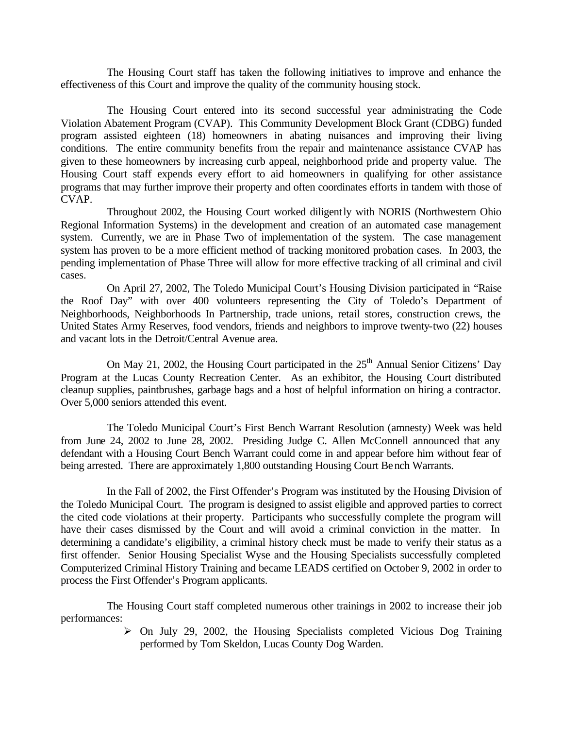The Housing Court staff has taken the following initiatives to improve and enhance the effectiveness of this Court and improve the quality of the community housing stock.

The Housing Court entered into its second successful year administrating the Code Violation Abatement Program (CVAP). This Community Development Block Grant (CDBG) funded program assisted eighteen (18) homeowners in abating nuisances and improving their living conditions. The entire community benefits from the repair and maintenance assistance CVAP has given to these homeowners by increasing curb appeal, neighborhood pride and property value. The Housing Court staff expends every effort to aid homeowners in qualifying for other assistance programs that may further improve their property and often coordinates efforts in tandem with those of CVAP.

Throughout 2002, the Housing Court worked diligently with NORIS (Northwestern Ohio Regional Information Systems) in the development and creation of an automated case management system. Currently, we are in Phase Two of implementation of the system. The case management system has proven to be a more efficient method of tracking monitored probation cases. In 2003, the pending implementation of Phase Three will allow for more effective tracking of all criminal and civil cases.

On April 27, 2002, The Toledo Municipal Court's Housing Division participated in "Raise the Roof Day" with over 400 volunteers representing the City of Toledo's Department of Neighborhoods, Neighborhoods In Partnership, trade unions, retail stores, construction crews, the United States Army Reserves, food vendors, friends and neighbors to improve twenty-two (22) houses and vacant lots in the Detroit/Central Avenue area.

On May 21, 2002, the Housing Court participated in the 25th Annual Senior Citizens' Day Program at the Lucas County Recreation Center. As an exhibitor, the Housing Court distributed cleanup supplies, paintbrushes, garbage bags and a host of helpful information on hiring a contractor. Over 5,000 seniors attended this event.

The Toledo Municipal Court's First Bench Warrant Resolution (amnesty) Week was held from June 24, 2002 to June 28, 2002. Presiding Judge C. Allen McConnell announced that any defendant with a Housing Court Bench Warrant could come in and appear before him without fear of being arrested. There are approximately 1,800 outstanding Housing Court Bench Warrants.

In the Fall of 2002, the First Offender's Program was instituted by the Housing Division of the Toledo Municipal Court. The program is designed to assist eligible and approved parties to correct the cited code violations at their property. Participants who successfully complete the program will have their cases dismissed by the Court and will avoid a criminal conviction in the matter. In determining a candidate's eligibility, a criminal history check must be made to verify their status as a first offender. Senior Housing Specialist Wyse and the Housing Specialists successfully completed Computerized Criminal History Training and became LEADS certified on October 9, 2002 in order to process the First Offender's Program applicants.

The Housing Court staff completed numerous other trainings in 2002 to increase their job performances:

- On July 29, 2002, the Housing Specialists completed Vicious Dog Training performed by Tom Skeldon, Lucas County Dog Warden.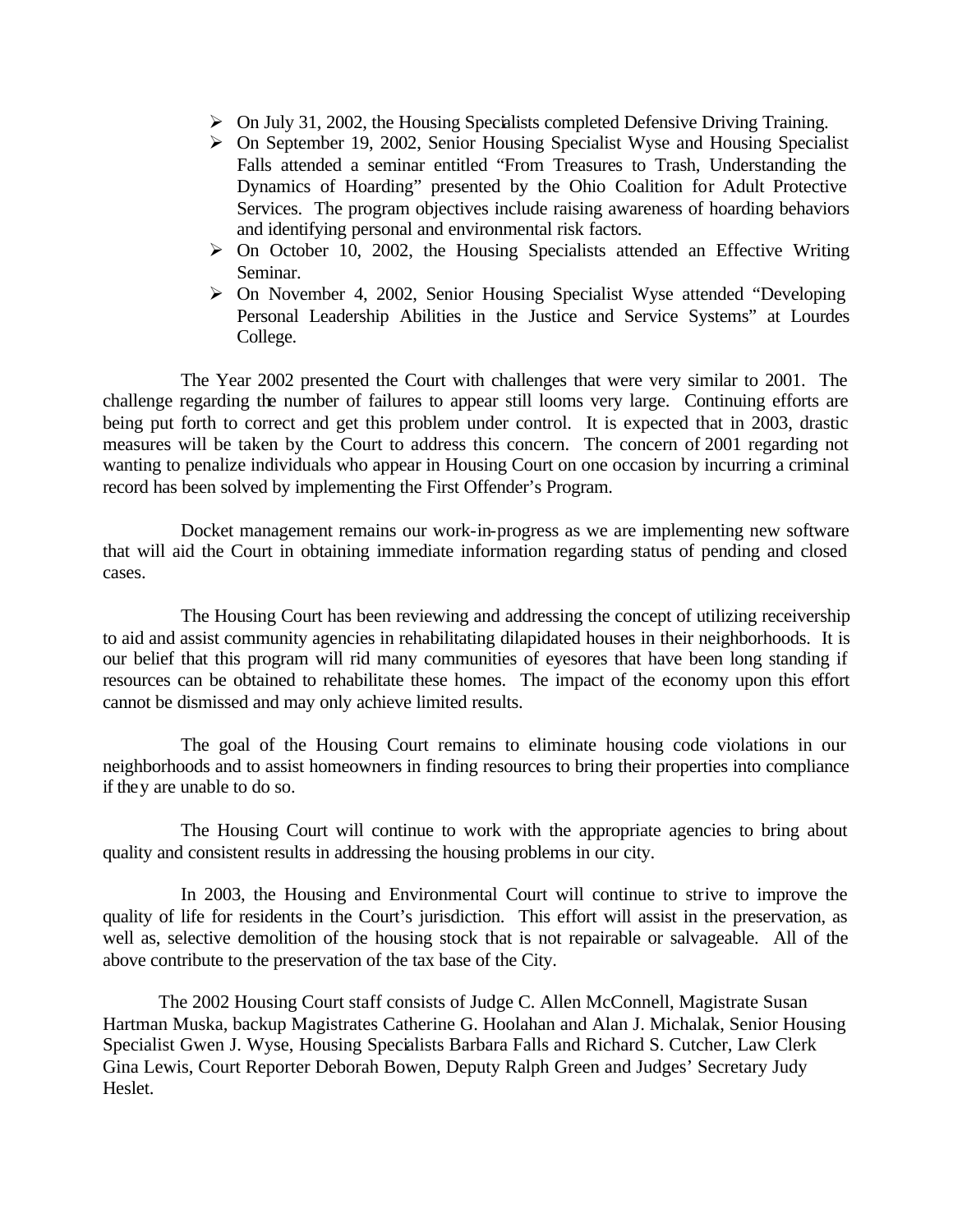- On July 31, 2002, the Housing Specialists completed Defensive Driving Training.
- On September 19, 2002, Senior Housing Specialist Wyse and Housing Specialist Falls attended a seminar entitled "From Treasures to Trash, Understanding the Dynamics of Hoarding" presented by the Ohio Coalition for Adult Protective Services. The program objectives include raising awareness of hoarding behaviors and identifying personal and environmental risk factors.
- On October 10, 2002, the Housing Specialists attended an Effective Writing Seminar.
- On November 4, 2002, Senior Housing Specialist Wyse attended "Developing Personal Leadership Abilities in the Justice and Service Systems" at Lourdes College.

The Year 2002 presented the Court with challenges that were very similar to 2001. The challenge regarding the number of failures to appear still looms very large. Continuing efforts are being put forth to correct and get this problem under control. It is expected that in 2003, drastic measures will be taken by the Court to address this concern. The concern of 2001 regarding not wanting to penalize individuals who appear in Housing Court on one occasion by incurring a criminal record has been solved by implementing the First Offender's Program.

Docket management remains our work-in-progress as we are implementing new software that will aid the Court in obtaining immediate information regarding status of pending and closed cases.

The Housing Court has been reviewing and addressing the concept of utilizing receivership to aid and assist community agencies in rehabilitating dilapidated houses in their neighborhoods. It is our belief that this program will rid many communities of eyesores that have been long standing if resources can be obtained to rehabilitate these homes. The impact of the economy upon this effort cannot be dismissed and may only achieve limited results.

The goal of the Housing Court remains to eliminate housing code violations in our neighborhoods and to assist homeowners in finding resources to bring their properties into compliance if they are unable to do so.

The Housing Court will continue to work with the appropriate agencies to bring about quality and consistent results in addressing the housing problems in our city.

In 2003, the Housing and Environmental Court will continue to strive to improve the quality of life for residents in the Court's jurisdiction. This effort will assist in the preservation, as well as, selective demolition of the housing stock that is not repairable or salvageable. All of the above contribute to the preservation of the tax base of the City.

The 2002 Housing Court staff consists of Judge C. Allen McConnell, Magistrate Susan Hartman Muska, backup Magistrates Catherine G. Hoolahan and Alan J. Michalak, Senior Housing Specialist Gwen J. Wyse, Housing Specialists Barbara Falls and Richard S. Cutcher, Law Clerk Gina Lewis, Court Reporter Deborah Bowen, Deputy Ralph Green and Judges' Secretary Judy Heslet.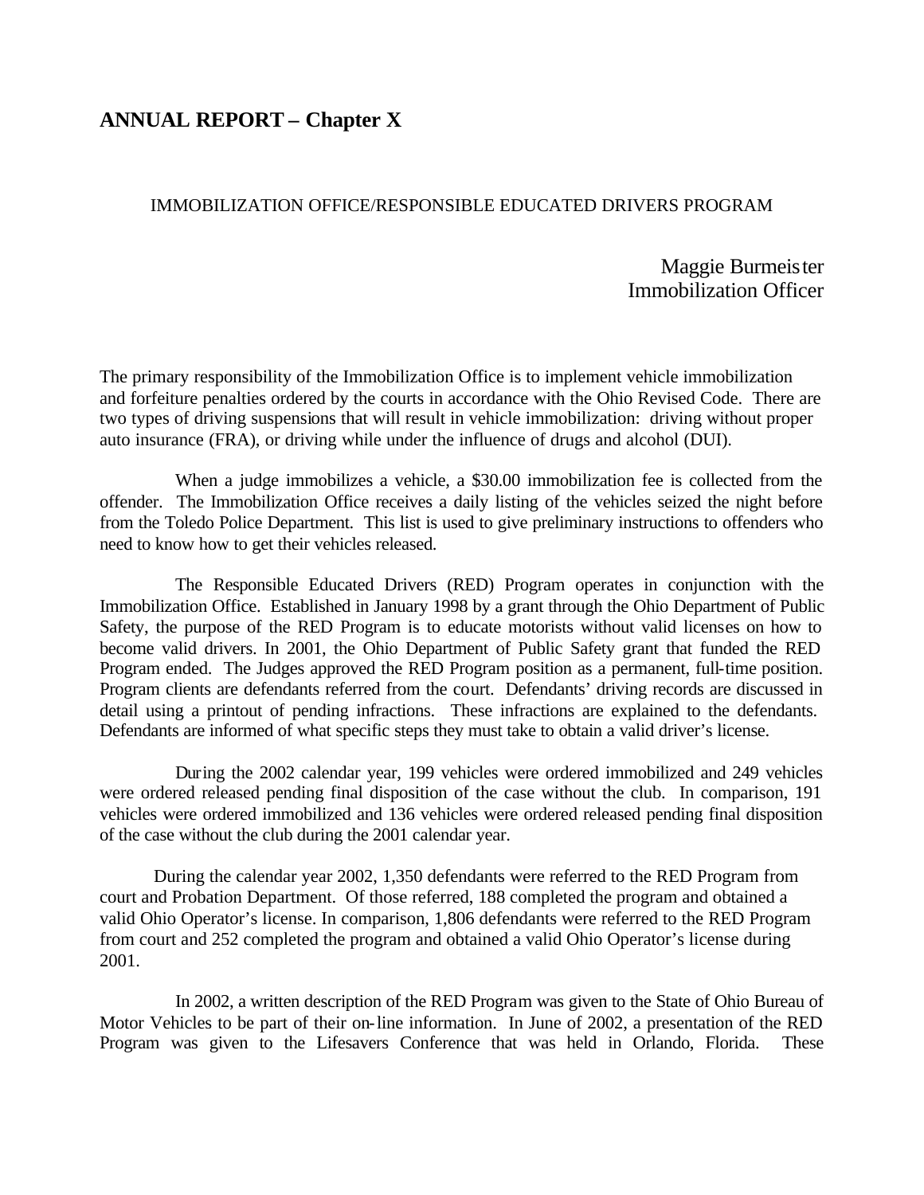## ANNUAL REPORT – Chapter X

IMMOBILIZATION OFFICE/RESPONSIBLE EDUCATED DRIVERS PROGRAM

Maggie Burmeister
Immobilization Officer

The primary responsibility of the Immobilization Office is to implement vehicle immobilization and forfeiture penalties ordered by the courts in accordance with the Ohio Revised Code. There are two types of driving suspensions that will result in vehicle immobilization: driving without proper auto insurance (FRA), or driving while under the influence of drugs and alcohol (DUI).

When a judge immobilizes a vehicle, a $30.00 immobilization fee is collected from the offender. The Immobilization Office receives a daily listing of the vehicles seized the night before from the Toledo Police Department. This list is used to give preliminary instructions to offenders who need to know how to get their vehicles released.

The Responsible Educated Drivers (RED) Program operates in conjunction with the Immobilization Office. Established in January 1998 by a grant through the Ohio Department of Public Safety, the purpose of the RED Program is to educate motorists without valid licenses on how to become valid drivers. In 2001, the Ohio Department of Public Safety grant that funded the RED Program ended. The Judges approved the RED Program position as a permanent, full-time position. Program clients are defendants referred from the court. Defendants' driving records are discussed in detail using a printout of pending infractions. These infractions are explained to the defendants. Defendants are informed of what specific steps they must take to obtain a valid driver's license.

During the 2002 calendar year, 199 vehicles were ordered immobilized and 249 vehicles were ordered released pending final disposition of the case without the club. In comparison, 191 vehicles were ordered immobilized and 136 vehicles were ordered released pending final disposition of the case without the club during the 2001 calendar year.

During the calendar year 2002, 1,350 defendants were referred to the RED Program from court and Probation Department. Of those referred, 188 completed the program and obtained a valid Ohio Operator's license. In comparison, 1,806 defendants were referred to the RED Program from court and 252 completed the program and obtained a valid Ohio Operator's license during 2001.

In 2002, a written description of the RED Program was given to the State of Ohio Bureau of Motor Vehicles to be part of their on-line information. In June of 2002, a presentation of the RED Program was given to the Lifesavers Conference that was held in Orlando, Florida. These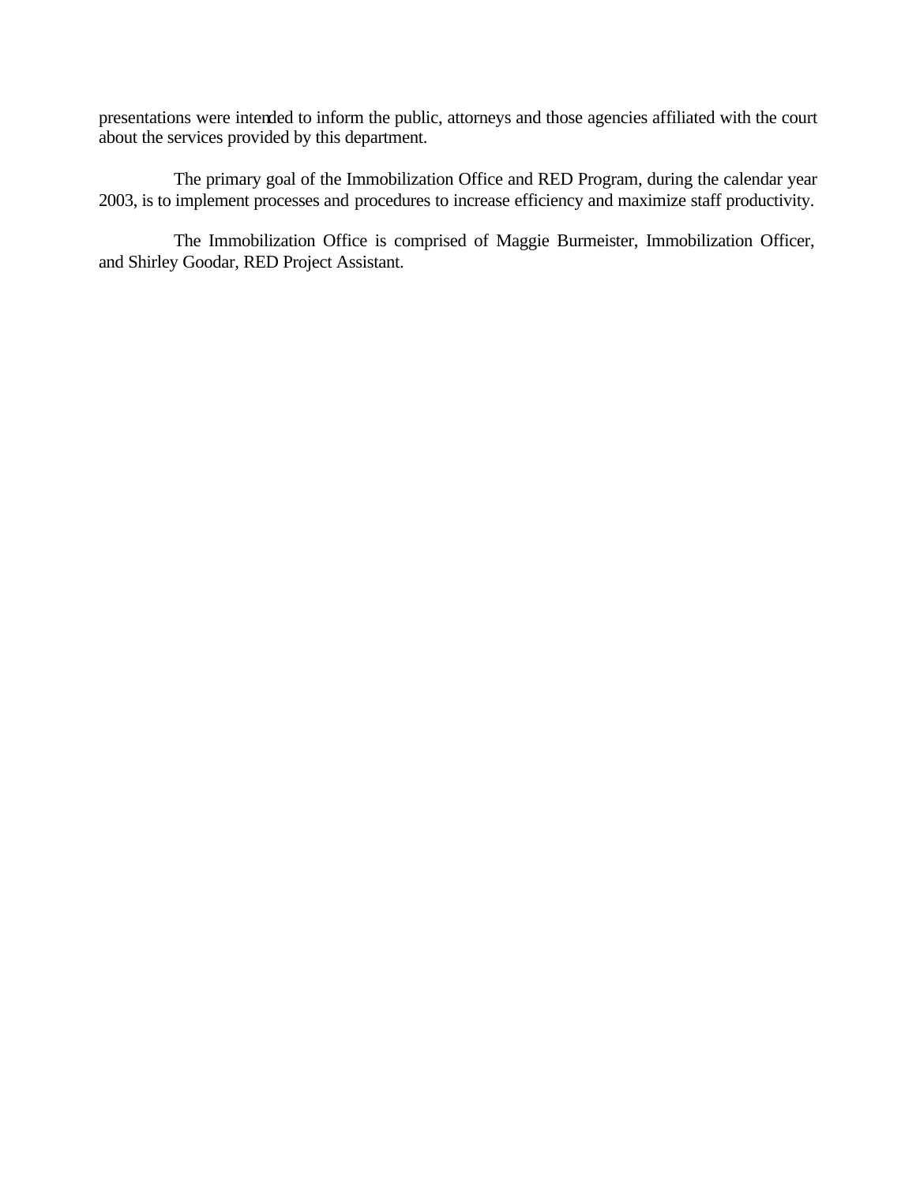presentations were intended to inform the public, attorneys and those agencies affiliated with the court about the services provided by this department.

The primary goal of the Immobilization Office and RED Program, during the calendar year 2003, is to implement processes and procedures to increase efficiency and maximize staff productivity.

The Immobilization Office is comprised of Maggie Burmeister, Immobilization Officer, and Shirley Goodar, RED Project Assistant.